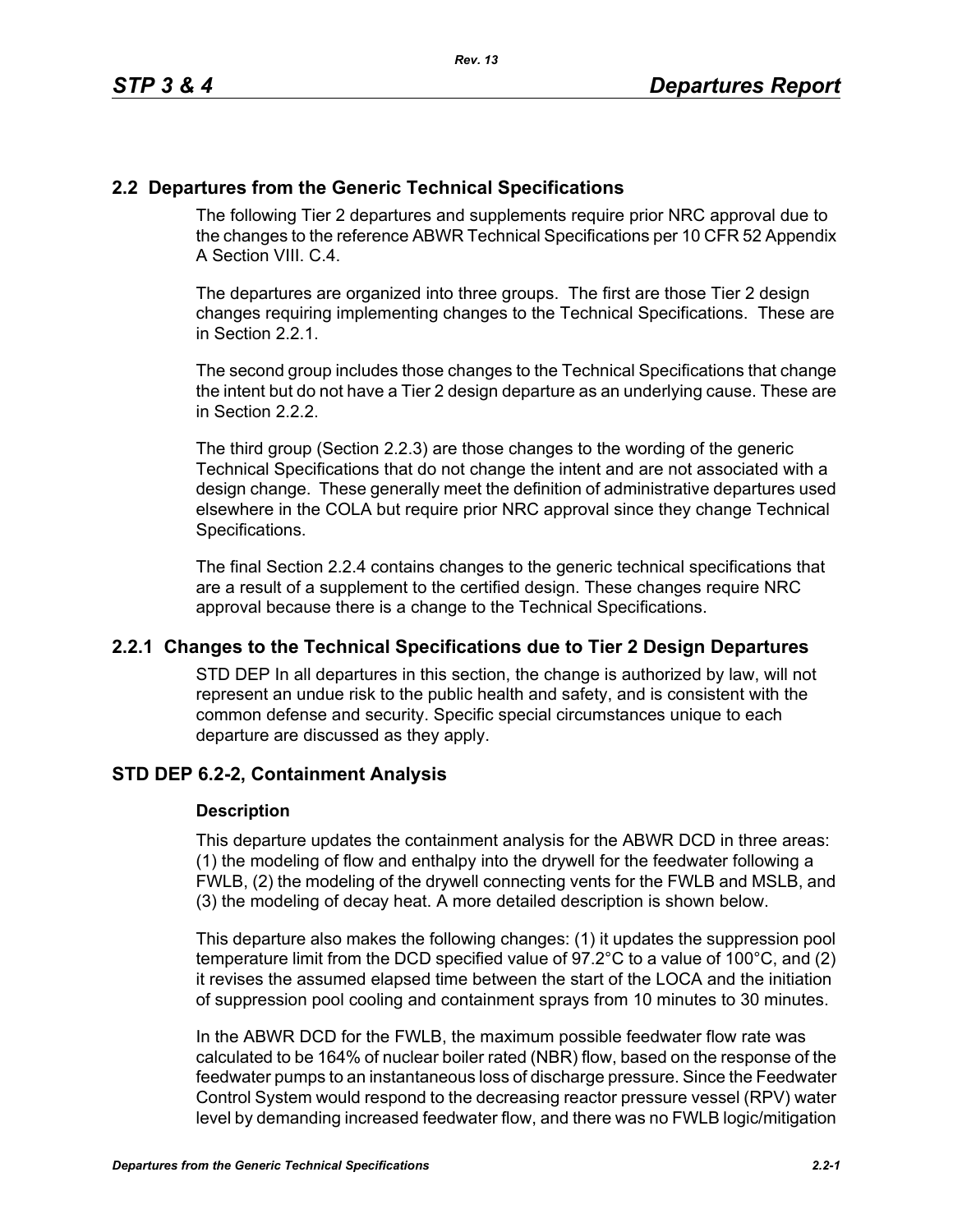## 2.2 Departures from the Generic Technical Specifications

The following Tier 2 departures and supplements require prior NRC approval due to the changes to the reference ABWR Technical Specifications per 10 CFR 52 Appendix A Section VIII. C.4.

The departures are organized into three groups. The first are those Tier 2 design changes requiring implementing changes to the Technical Specifications. These are in Section 2.2.1.

The second group includes those changes to the Technical Specifications that change the intent but do not have a Tier 2 design departure as an underlying cause. These are in Section 2.2.2.

The third group (Section 2.2.3) are those changes to the wording of the generic Technical Specifications that do not change the intent and are not associated with a design change. These generally meet the definition of administrative departures used elsewhere in the COLA but require prior NRC approval since they change Technical Specifications.

The final Section 2.2.4 contains changes to the generic technical specifications that are a result of a supplement to the certified design. These changes require NRC approval because there is a change to the Technical Specifications.

### 2.2.1 Changes to the Technical Specifications due to Tier 2 Design Departures

STD DEP In all departures in this section, the change is authorized by law, will not represent an undue risk to the public health and safety, and is consistent with the common defense and security. Specific special circumstances unique to each departure are discussed as they apply.

### STD DEP 6.2-2, Containment Analysis

#### Description

This departure updates the containment analysis for the ABWR DCD in three areas: (1) the modeling of flow and enthalpy into the drywell for the feedwater following a FWLB, (2) the modeling of the drywell connecting vents for the FWLB and MSLB, and (3) the modeling of decay heat. A more detailed description is shown below.

This departure also makes the following changes: (1) it updates the suppression pool temperature limit from the DCD specified value of 97.2°C to a value of 100°C, and (2) it revises the assumed elapsed time between the start of the LOCA and the initiation of suppression pool cooling and containment sprays from 10 minutes to 30 minutes.

In the ABWR DCD for the FWLB, the maximum possible feedwater flow rate was calculated to be 164% of nuclear boiler rated (NBR) flow, based on the response of the feedwater pumps to an instantaneous loss of discharge pressure. Since the Feedwater Control System would respond to the decreasing reactor pressure vessel (RPV) water level by demanding increased feedwater flow, and there was no FWLB logic/mitigation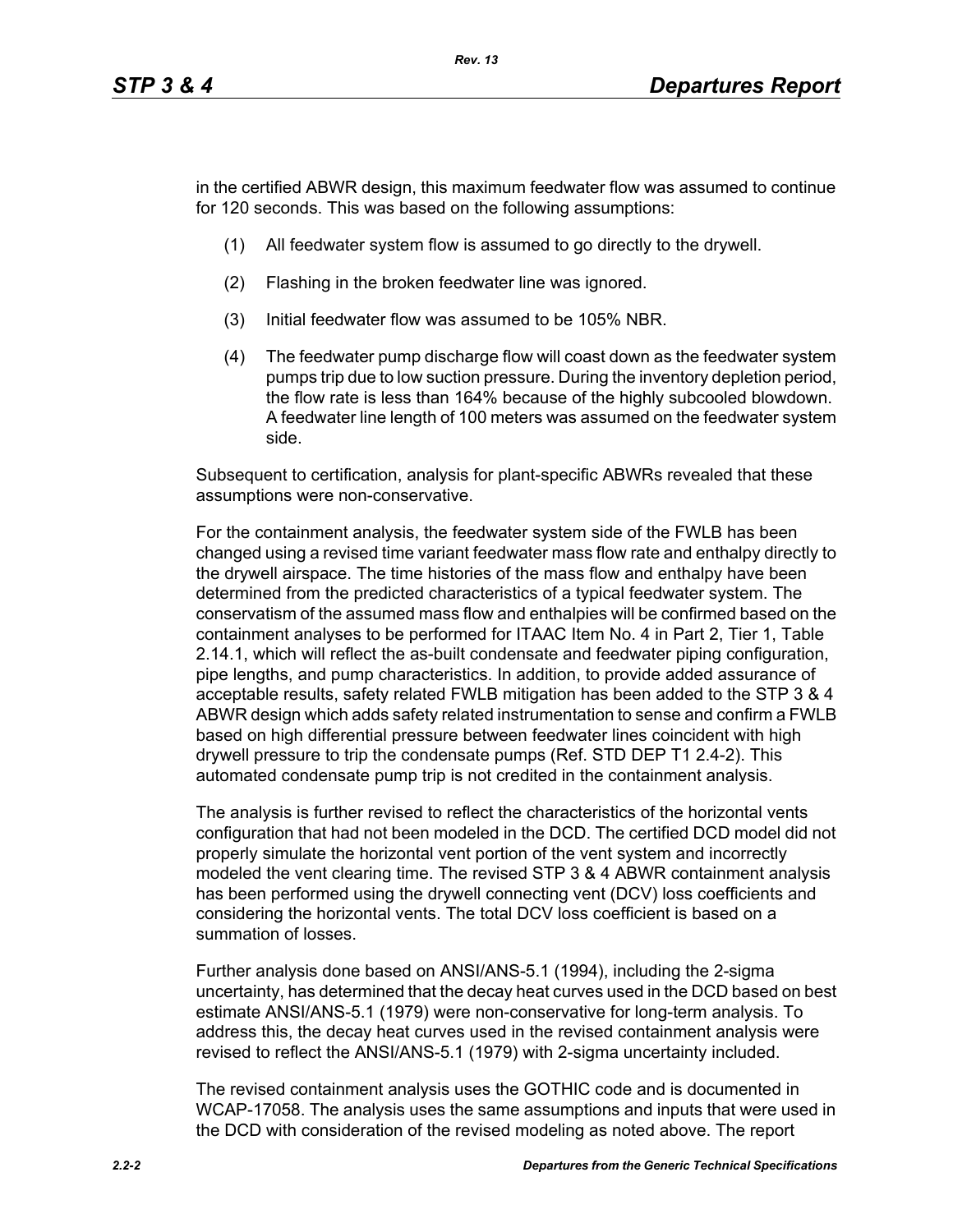in the certified ABWR design, this maximum feedwater flow was assumed to continue for 120 seconds. This was based on the following assumptions:

(1) All feedwater system flow is assumed to go directly to the drywell.

(2) Flashing in the broken feedwater line was ignored.

(3) Initial feedwater flow was assumed to be 105% NBR.

(4) The feedwater pump discharge flow will coast down as the feedwater system pumps trip due to low suction pressure. During the inventory depletion period, the flow rate is less than 164% because of the highly subcooled blowdown. A feedwater line length of 100 meters was assumed on the feedwater system side.

Subsequent to certification, analysis for plant-specific ABWRs revealed that these assumptions were non-conservative.

For the containment analysis, the feedwater system side of the FWLB has been changed using a revised time variant feedwater mass flow rate and enthalpy directly to the drywell airspace. The time histories of the mass flow and enthalpy have been determined from the predicted characteristics of a typical feedwater system. The conservatism of the assumed mass flow and enthalpies will be confirmed based on the containment analyses to be performed for ITAAC Item No. 4 in Part 2, Tier 1, Table 2.14.1, which will reflect the as-built condensate and feedwater piping configuration, pipe lengths, and pump characteristics. In addition, to provide added assurance of acceptable results, safety related FWLB mitigation has been added to the STP 3 & 4 ABWR design which adds safety related instrumentation to sense and confirm a FWLB based on high differential pressure between feedwater lines coincident with high drywell pressure to trip the condensate pumps (Ref. STD DEP T1 2.4-2). This automated condensate pump trip is not credited in the containment analysis.

The analysis is further revised to reflect the characteristics of the horizontal vents configuration that had not been modeled in the DCD. The certified DCD model did not properly simulate the horizontal vent portion of the vent system and incorrectly modeled the vent clearing time. The revised STP 3 & 4 ABWR containment analysis has been performed using the drywell connecting vent (DCV) loss coefficients and considering the horizontal vents. The total DCV loss coefficient is based on a summation of losses.

Further analysis done based on ANSI/ANS-5.1 (1994), including the 2-sigma uncertainty, has determined that the decay heat curves used in the DCD based on best estimate ANSI/ANS-5.1 (1979) were non-conservative for long-term analysis. To address this, the decay heat curves used in the revised containment analysis were revised to reflect the ANSI/ANS-5.1 (1979) with 2-sigma uncertainty included.

The revised containment analysis uses the GOTHIC code and is documented in WCAP-17058. The analysis uses the same assumptions and inputs that were used in the DCD with consideration of the revised modeling as noted above. The report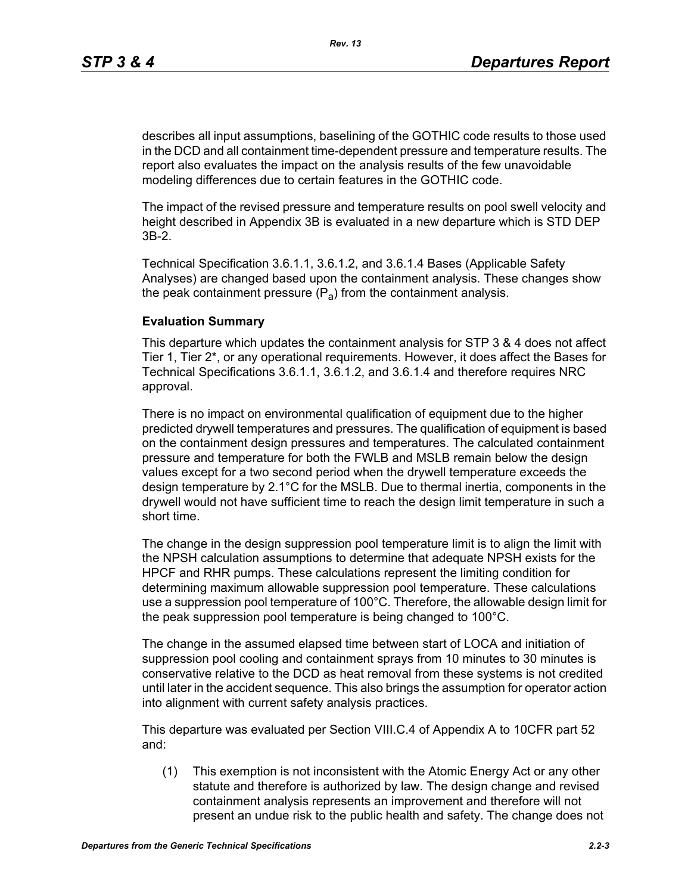describes all input assumptions, baselining of the GOTHIC code results to those used in the DCD and all containment time-dependent pressure and temperature results. The report also evaluates the impact on the analysis results of the few unavoidable modeling differences due to certain features in the GOTHIC code.

The impact of the revised pressure and temperature results on pool swell velocity and height described in Appendix 3B is evaluated in a new departure which is STD DEP 3B-2.

Technical Specification 3.6.1.1, 3.6.1.2, and 3.6.1.4 Bases (Applicable Safety Analyses) are changed based upon the containment analysis. These changes show the peak containment pressure ($P_a$) from the containment analysis.

**Evaluation Summary**

This departure which updates the containment analysis for STP 3 & 4 does not affect Tier 1, Tier 2*, or any operational requirements. However, it does affect the Bases for Technical Specifications 3.6.1.1, 3.6.1.2, and 3.6.1.4 and therefore requires NRC approval.

There is no impact on environmental qualification of equipment due to the higher predicted drywell temperatures and pressures. The qualification of equipment is based on the containment design pressures and temperatures. The calculated containment pressure and temperature for both the FWLB and MSLB remain below the design values except for a two second period when the drywell temperature exceeds the design temperature by 2.1°C for the MSLB. Due to thermal inertia, components in the drywell would not have sufficient time to reach the design limit temperature in such a short time.

The change in the design suppression pool temperature limit is to align the limit with the NPSH calculation assumptions to determine that adequate NPSH exists for the HPCF and RHR pumps. These calculations represent the limiting condition for determining maximum allowable suppression pool temperature. These calculations use a suppression pool temperature of 100°C. Therefore, the allowable design limit for the peak suppression pool temperature is being changed to 100°C.

The change in the assumed elapsed time between start of LOCA and initiation of suppression pool cooling and containment sprays from 10 minutes to 30 minutes is conservative relative to the DCD as heat removal from these systems is not credited until later in the accident sequence. This also brings the assumption for operator action into alignment with current safety analysis practices.

This departure was evaluated per Section VIII.C.4 of Appendix A to 10CFR part 52 and:

(1) This exemption is not inconsistent with the Atomic Energy Act or any other statute and therefore is authorized by law. The design change and revised containment analysis represents an improvement and therefore will not present an undue risk to the public health and safety. The change does not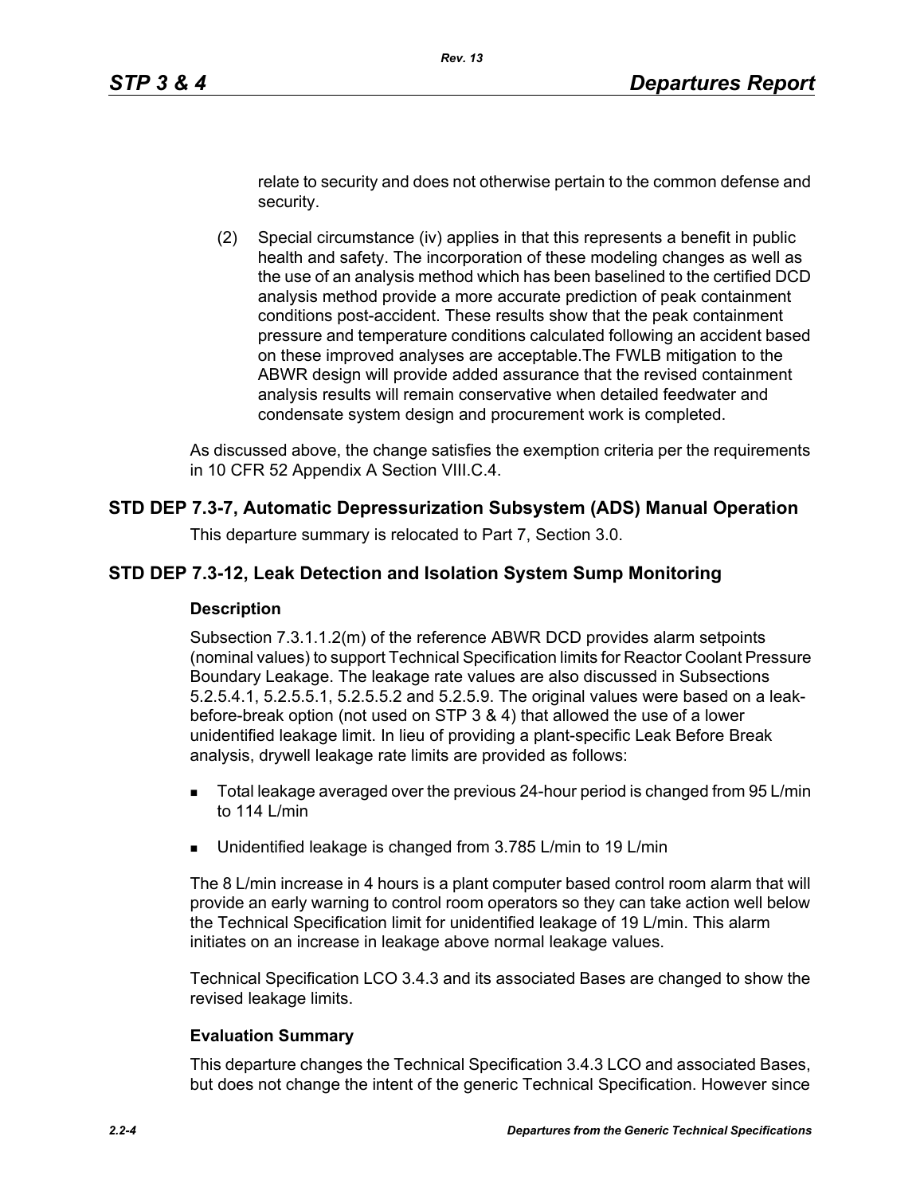relate to security and does not otherwise pertain to the common defense and security.

(2) Special circumstance (iv) applies in that this represents a benefit in public health and safety. The incorporation of these modeling changes as well as the use of an analysis method which has been baselined to the certified DCD analysis method provide a more accurate prediction of peak containment conditions post-accident. These results show that the peak containment pressure and temperature conditions calculated following an accident based on these improved analyses are acceptable.The FWLB mitigation to the ABWR design will provide added assurance that the revised containment analysis results will remain conservative when detailed feedwater and condensate system design and procurement work is completed.

As discussed above, the change satisfies the exemption criteria per the requirements in 10 CFR 52 Appendix A Section VIII.C.4.

## STD DEP 7.3-7, Automatic Depressurization Subsystem (ADS) Manual Operation

This departure summary is relocated to Part 7, Section 3.0.

## STD DEP 7.3-12, Leak Detection and Isolation System Sump Monitoring

### Description

Subsection 7.3.1.1.2(m) of the reference ABWR DCD provides alarm setpoints (nominal values) to support Technical Specification limits for Reactor Coolant Pressure Boundary Leakage. The leakage rate values are also discussed in Subsections 5.2.5.4.1, 5.2.5.5.1, 5.2.5.5.2 and 5.2.5.9. The original values were based on a leak-before-break option (not used on STP 3 & 4) that allowed the use of a lower unidentified leakage limit. In lieu of providing a plant-specific Leak Before Break analysis, drywell leakage rate limits are provided as follows:

- Total leakage averaged over the previous 24-hour period is changed from 95 L/min to 114 L/min
- Unidentified leakage is changed from 3.785 L/min to 19 L/min

The 8 L/min increase in 4 hours is a plant computer based control room alarm that will provide an early warning to control room operators so they can take action well below the Technical Specification limit for unidentified leakage of 19 L/min. This alarm initiates on an increase in leakage above normal leakage values.

Technical Specification LCO 3.4.3 and its associated Bases are changed to show the revised leakage limits.

### Evaluation Summary

This departure changes the Technical Specification 3.4.3 LCO and associated Bases, but does not change the intent of the generic Technical Specification. However since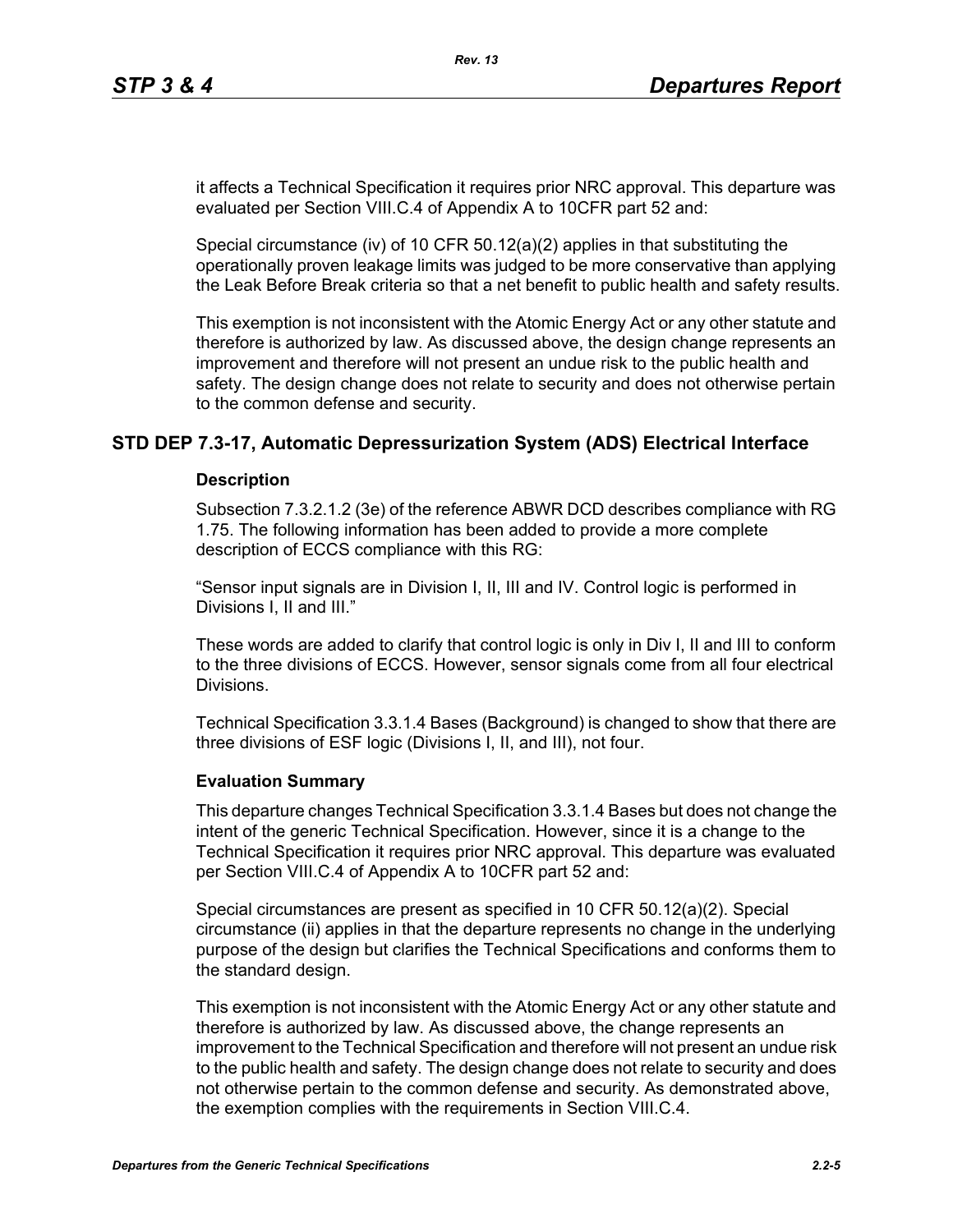it affects a Technical Specification it requires prior NRC approval. This departure was evaluated per Section VIII.C.4 of Appendix A to 10CFR part 52 and:

Special circumstance (iv) of 10 CFR 50.12(a)(2) applies in that substituting the operationally proven leakage limits was judged to be more conservative than applying the Leak Before Break criteria so that a net benefit to public health and safety results.

This exemption is not inconsistent with the Atomic Energy Act or any other statute and therefore is authorized by law. As discussed above, the design change represents an improvement and therefore will not present an undue risk to the public health and safety. The design change does not relate to security and does not otherwise pertain to the common defense and security.

## STD DEP 7.3-17, Automatic Depressurization System (ADS) Electrical Interface

### Description

Subsection 7.3.2.1.2 (3e) of the reference ABWR DCD describes compliance with RG 1.75. The following information has been added to provide a more complete description of ECCS compliance with this RG:

"Sensor input signals are in Division I, II, III and IV. Control logic is performed in Divisions I, II and III."

These words are added to clarify that control logic is only in Div I, II and III to conform to the three divisions of ECCS. However, sensor signals come from all four electrical Divisions.

Technical Specification 3.3.1.4 Bases (Background) is changed to show that there are three divisions of ESF logic (Divisions I, II, and III), not four.

### Evaluation Summary

This departure changes Technical Specification 3.3.1.4 Bases but does not change the intent of the generic Technical Specification. However, since it is a change to the Technical Specification it requires prior NRC approval. This departure was evaluated per Section VIII.C.4 of Appendix A to 10CFR part 52 and:

Special circumstances are present as specified in 10 CFR 50.12(a)(2). Special circumstance (ii) applies in that the departure represents no change in the underlying purpose of the design but clarifies the Technical Specifications and conforms them to the standard design.

This exemption is not inconsistent with the Atomic Energy Act or any other statute and therefore is authorized by law. As discussed above, the change represents an improvement to the Technical Specification and therefore will not present an undue risk to the public health and safety. The design change does not relate to security and does not otherwise pertain to the common defense and security. As demonstrated above, the exemption complies with the requirements in Section VIII.C.4.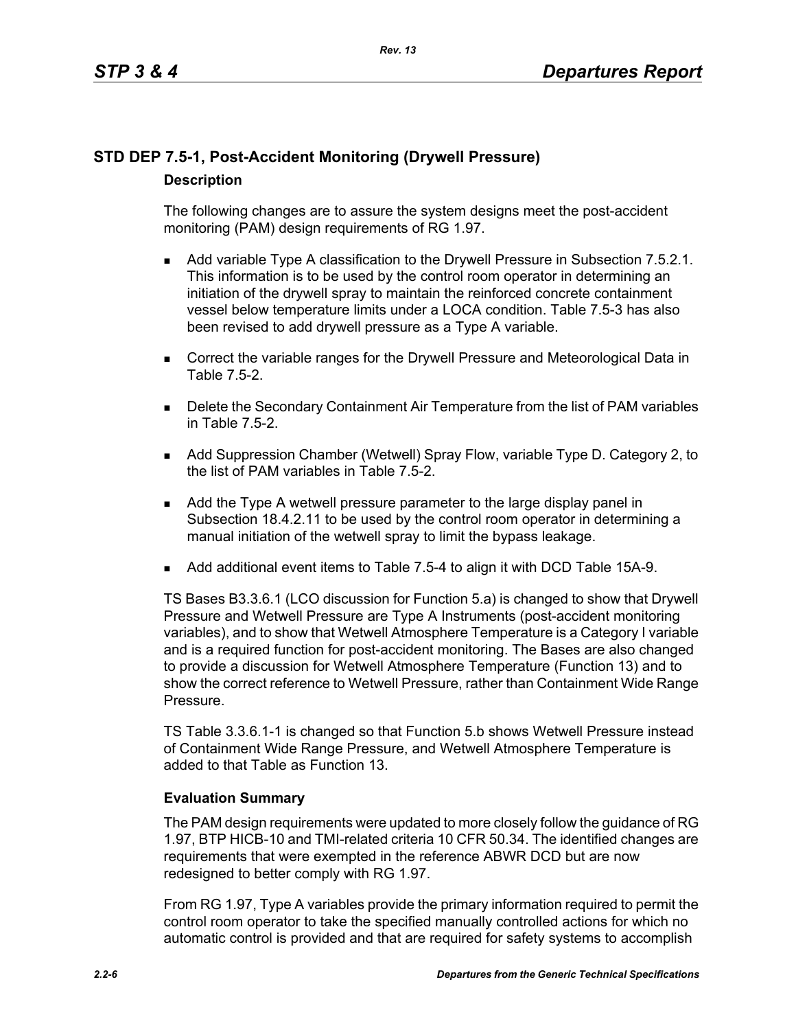## STD DEP 7.5-1, Post-Accident Monitoring (Drywell Pressure)

### Description

The following changes are to assure the system designs meet the post-accident monitoring (PAM) design requirements of RG 1.97.

- Add variable Type A classification to the Drywell Pressure in Subsection 7.5.2.1. This information is to be used by the control room operator in determining an initiation of the drywell spray to maintain the reinforced concrete containment vessel below temperature limits under a LOCA condition. Table 7.5-3 has also been revised to add drywell pressure as a Type A variable.
- Correct the variable ranges for the Drywell Pressure and Meteorological Data in Table 7.5-2.
- Delete the Secondary Containment Air Temperature from the list of PAM variables in Table 7.5-2.
- Add Suppression Chamber (Wetwell) Spray Flow, variable Type D. Category 2, to the list of PAM variables in Table 7.5-2.
- Add the Type A wetwell pressure parameter to the large display panel in Subsection 18.4.2.11 to be used by the control room operator in determining a manual initiation of the wetwell spray to limit the bypass leakage.
- Add additional event items to Table 7.5-4 to align it with DCD Table 15A-9.

TS Bases B3.3.6.1 (LCO discussion for Function 5.a) is changed to show that Drywell Pressure and Wetwell Pressure are Type A Instruments (post-accident monitoring variables), and to show that Wetwell Atmosphere Temperature is a Category I variable and is a required function for post-accident monitoring. The Bases are also changed to provide a discussion for Wetwell Atmosphere Temperature (Function 13) and to show the correct reference to Wetwell Pressure, rather than Containment Wide Range Pressure.

TS Table 3.3.6.1-1 is changed so that Function 5.b shows Wetwell Pressure instead of Containment Wide Range Pressure, and Wetwell Atmosphere Temperature is added to that Table as Function 13.

### Evaluation Summary

The PAM design requirements were updated to more closely follow the guidance of RG 1.97, BTP HICB-10 and TMI-related criteria 10 CFR 50.34. The identified changes are requirements that were exempted in the reference ABWR DCD but are now redesigned to better comply with RG 1.97.

From RG 1.97, Type A variables provide the primary information required to permit the control room operator to take the specified manually controlled actions for which no automatic control is provided and that are required for safety systems to accomplish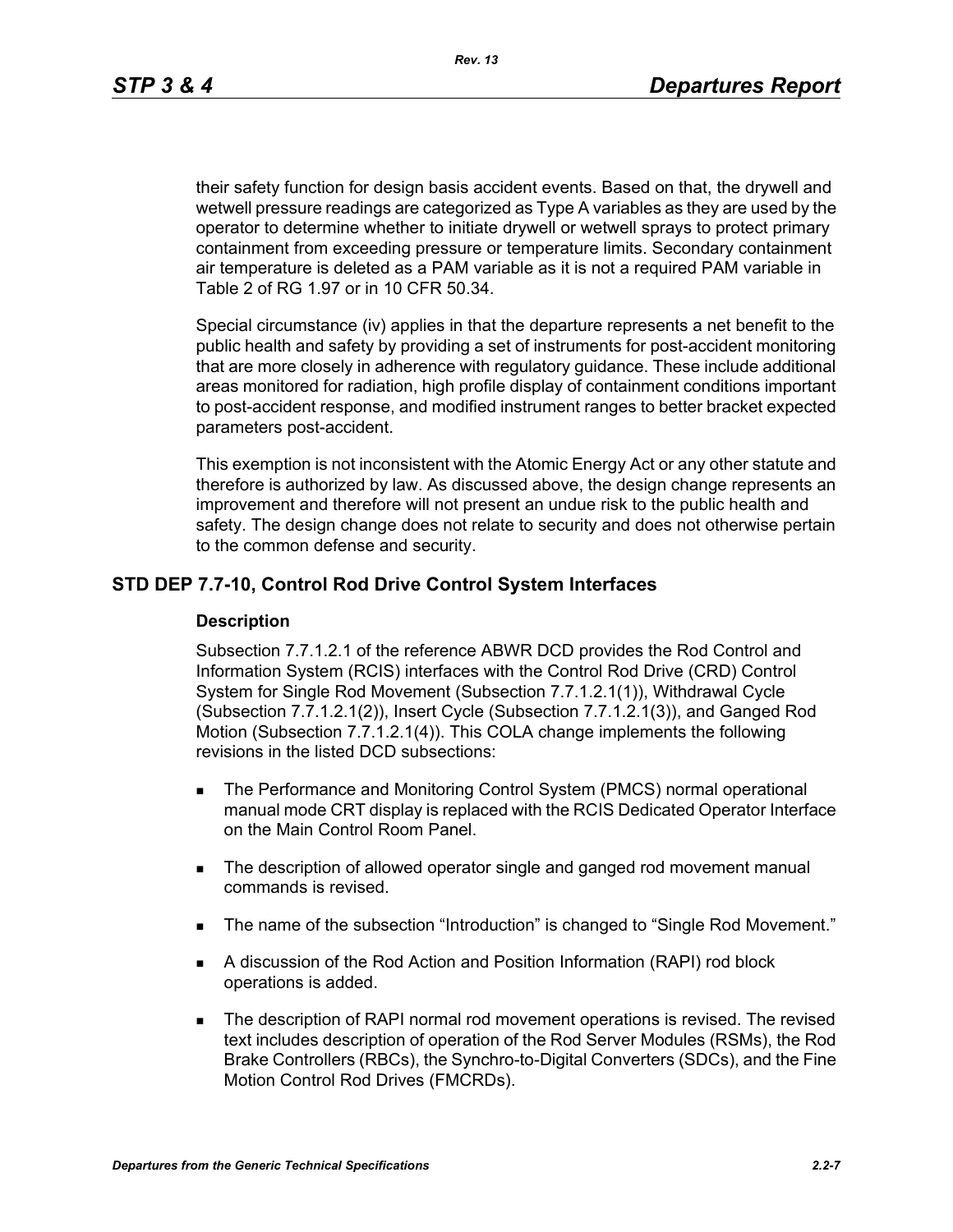their safety function for design basis accident events. Based on that, the drywell and wetwell pressure readings are categorized as Type A variables as they are used by the operator to determine whether to initiate drywell or wetwell sprays to protect primary containment from exceeding pressure or temperature limits. Secondary containment air temperature is deleted as a PAM variable as it is not a required PAM variable in Table 2 of RG 1.97 or in 10 CFR 50.34.

Special circumstance (iv) applies in that the departure represents a net benefit to the public health and safety by providing a set of instruments for post-accident monitoring that are more closely in adherence with regulatory guidance. These include additional areas monitored for radiation, high profile display of containment conditions important to post-accident response, and modified instrument ranges to better bracket expected parameters post-accident.

This exemption is not inconsistent with the Atomic Energy Act or any other statute and therefore is authorized by law. As discussed above, the design change represents an improvement and therefore will not present an undue risk to the public health and safety. The design change does not relate to security and does not otherwise pertain to the common defense and security.

## STD DEP 7.7-10, Control Rod Drive Control System Interfaces

### Description

Subsection 7.7.1.2.1 of the reference ABWR DCD provides the Rod Control and Information System (RCIS) interfaces with the Control Rod Drive (CRD) Control System for Single Rod Movement (Subsection 7.7.1.2.1(1)), Withdrawal Cycle (Subsection 7.7.1.2.1(2)), Insert Cycle (Subsection 7.7.1.2.1(3)), and Ganged Rod Motion (Subsection 7.7.1.2.1(4)). This COLA change implements the following revisions in the listed DCD subsections:

- The Performance and Monitoring Control System (PMCS) normal operational manual mode CRT display is replaced with the RCIS Dedicated Operator Interface on the Main Control Room Panel.
- The description of allowed operator single and ganged rod movement manual commands is revised.
- The name of the subsection "Introduction" is changed to "Single Rod Movement."
- A discussion of the Rod Action and Position Information (RAPI) rod block operations is added.
- The description of RAPI normal rod movement operations is revised. The revised text includes description of operation of the Rod Server Modules (RSMs), the Rod Brake Controllers (RBCs), the Synchro-to-Digital Converters (SDCs), and the Fine Motion Control Rod Drives (FMCRDs).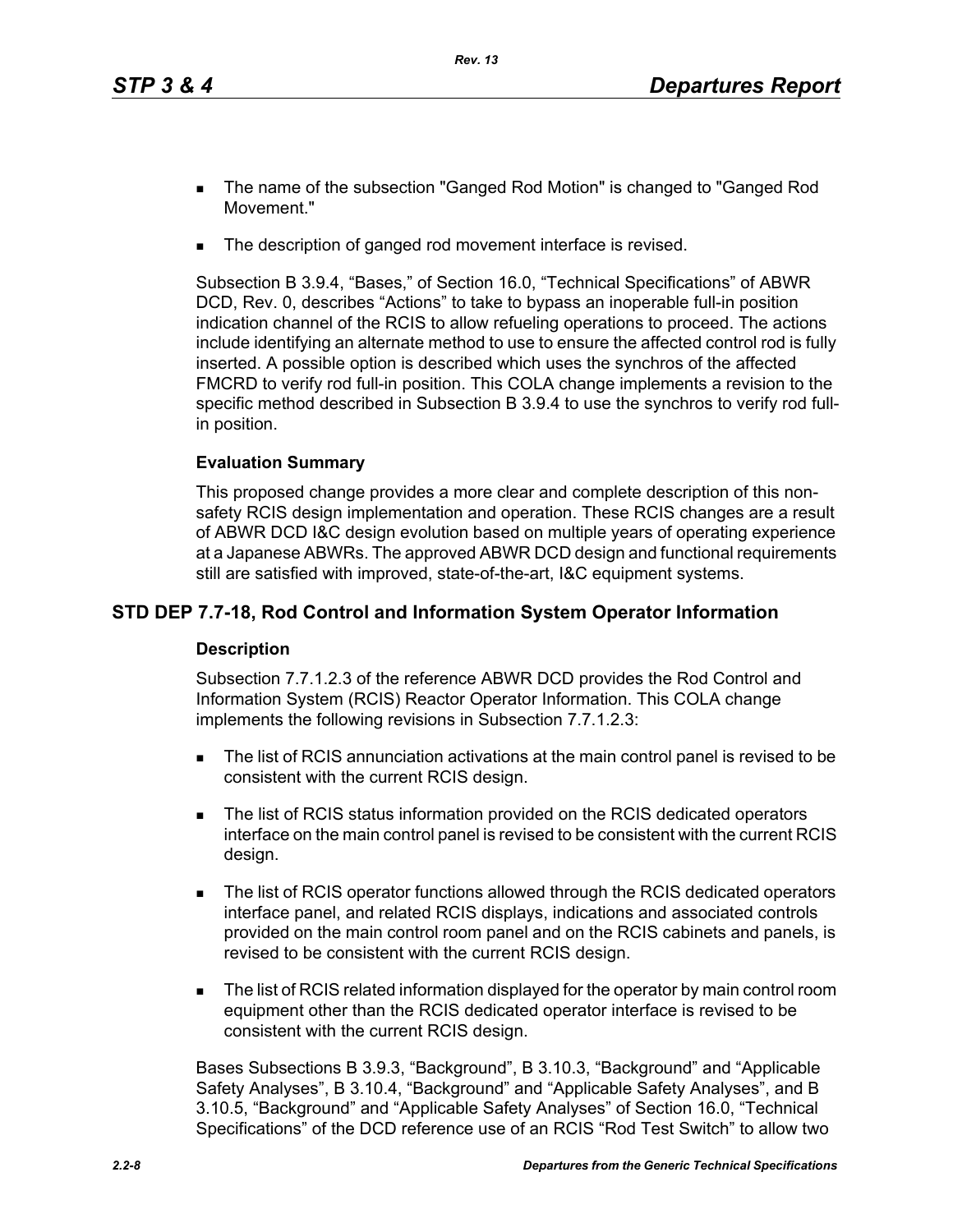- The name of the subsection "Ganged Rod Motion" is changed to "Ganged Rod Movement."
- The description of ganged rod movement interface is revised.

Subsection B 3.9.4, "Bases," of Section 16.0, "Technical Specifications" of ABWR DCD, Rev. 0, describes "Actions" to take to bypass an inoperable full-in position indication channel of the RCIS to allow refueling operations to proceed. The actions include identifying an alternate method to use to ensure the affected control rod is fully inserted. A possible option is described which uses the synchros of the affected FMCRD to verify rod full-in position. This COLA change implements a revision to the specific method described in Subsection B 3.9.4 to use the synchros to verify rod full-in position.

#### Evaluation Summary

This proposed change provides a more clear and complete description of this non-safety RCIS design implementation and operation. These RCIS changes are a result of ABWR DCD I&C design evolution based on multiple years of operating experience at a Japanese ABWRs. The approved ABWR DCD design and functional requirements still are satisfied with improved, state-of-the-art, I&C equipment systems.

### STD DEP 7.7-18, Rod Control and Information System Operator Information

#### Description

Subsection 7.7.1.2.3 of the reference ABWR DCD provides the Rod Control and Information System (RCIS) Reactor Operator Information. This COLA change implements the following revisions in Subsection 7.7.1.2.3:

- The list of RCIS annunciation activations at the main control panel is revised to be consistent with the current RCIS design.
- The list of RCIS status information provided on the RCIS dedicated operators interface on the main control panel is revised to be consistent with the current RCIS design.
- The list of RCIS operator functions allowed through the RCIS dedicated operators interface panel, and related RCIS displays, indications and associated controls provided on the main control room panel and on the RCIS cabinets and panels, is revised to be consistent with the current RCIS design.
- The list of RCIS related information displayed for the operator by main control room equipment other than the RCIS dedicated operator interface is revised to be consistent with the current RCIS design.

Bases Subsections B 3.9.3, "Background", B 3.10.3, "Background" and "Applicable Safety Analyses", B 3.10.4, "Background" and "Applicable Safety Analyses", and B 3.10.5, "Background" and "Applicable Safety Analyses" of Section 16.0, "Technical Specifications" of the DCD reference use of an RCIS "Rod Test Switch" to allow two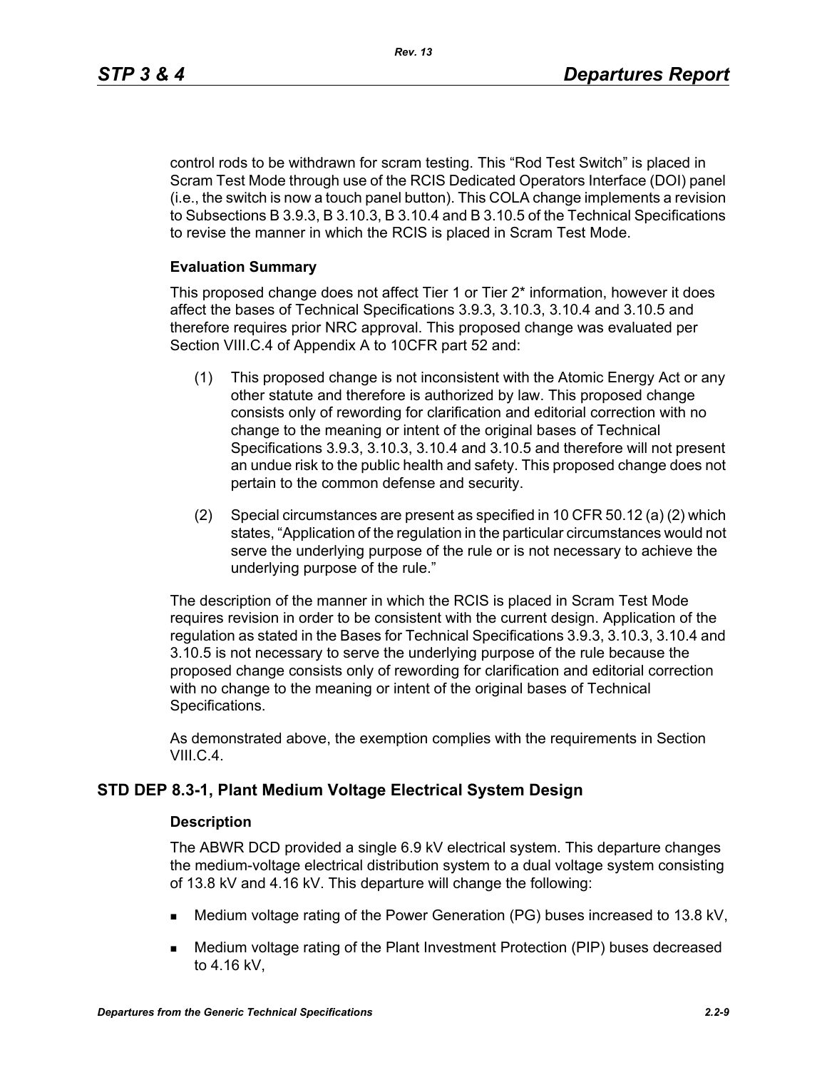control rods to be withdrawn for scram testing. This "Rod Test Switch" is placed in Scram Test Mode through use of the RCIS Dedicated Operators Interface (DOI) panel (i.e., the switch is now a touch panel button). This COLA change implements a revision to Subsections B 3.9.3, B 3.10.3, B 3.10.4 and B 3.10.5 of the Technical Specifications to revise the manner in which the RCIS is placed in Scram Test Mode.

**Evaluation Summary**

This proposed change does not affect Tier 1 or Tier 2* information, however it does affect the bases of Technical Specifications 3.9.3, 3.10.3, 3.10.4 and 3.10.5 and therefore requires prior NRC approval. This proposed change was evaluated per Section VIII.C.4 of Appendix A to 10CFR part 52 and:

(1) This proposed change is not inconsistent with the Atomic Energy Act or any other statute and therefore is authorized by law. This proposed change consists only of rewording for clarification and editorial correction with no change to the meaning or intent of the original bases of Technical Specifications 3.9.3, 3.10.3, 3.10.4 and 3.10.5 and therefore will not present an undue risk to the public health and safety. This proposed change does not pertain to the common defense and security.

(2) Special circumstances are present as specified in 10 CFR 50.12 (a) (2) which states, "Application of the regulation in the particular circumstances would not serve the underlying purpose of the rule or is not necessary to achieve the underlying purpose of the rule."

The description of the manner in which the RCIS is placed in Scram Test Mode requires revision in order to be consistent with the current design. Application of the regulation as stated in the Bases for Technical Specifications 3.9.3, 3.10.3, 3.10.4 and 3.10.5 is not necessary to serve the underlying purpose of the rule because the proposed change consists only of rewording for clarification and editorial correction with no change to the meaning or intent of the original bases of Technical Specifications.

As demonstrated above, the exemption complies with the requirements in Section VIII.C.4.

## STD DEP 8.3-1, Plant Medium Voltage Electrical System Design

**Description**

The ABWR DCD provided a single 6.9 kV electrical system. This departure changes the medium-voltage electrical distribution system to a dual voltage system consisting of 13.8 kV and 4.16 kV. This departure will change the following:

- Medium voltage rating of the Power Generation (PG) buses increased to 13.8 kV,
- Medium voltage rating of the Plant Investment Protection (PIP) buses decreased to 4.16 kV,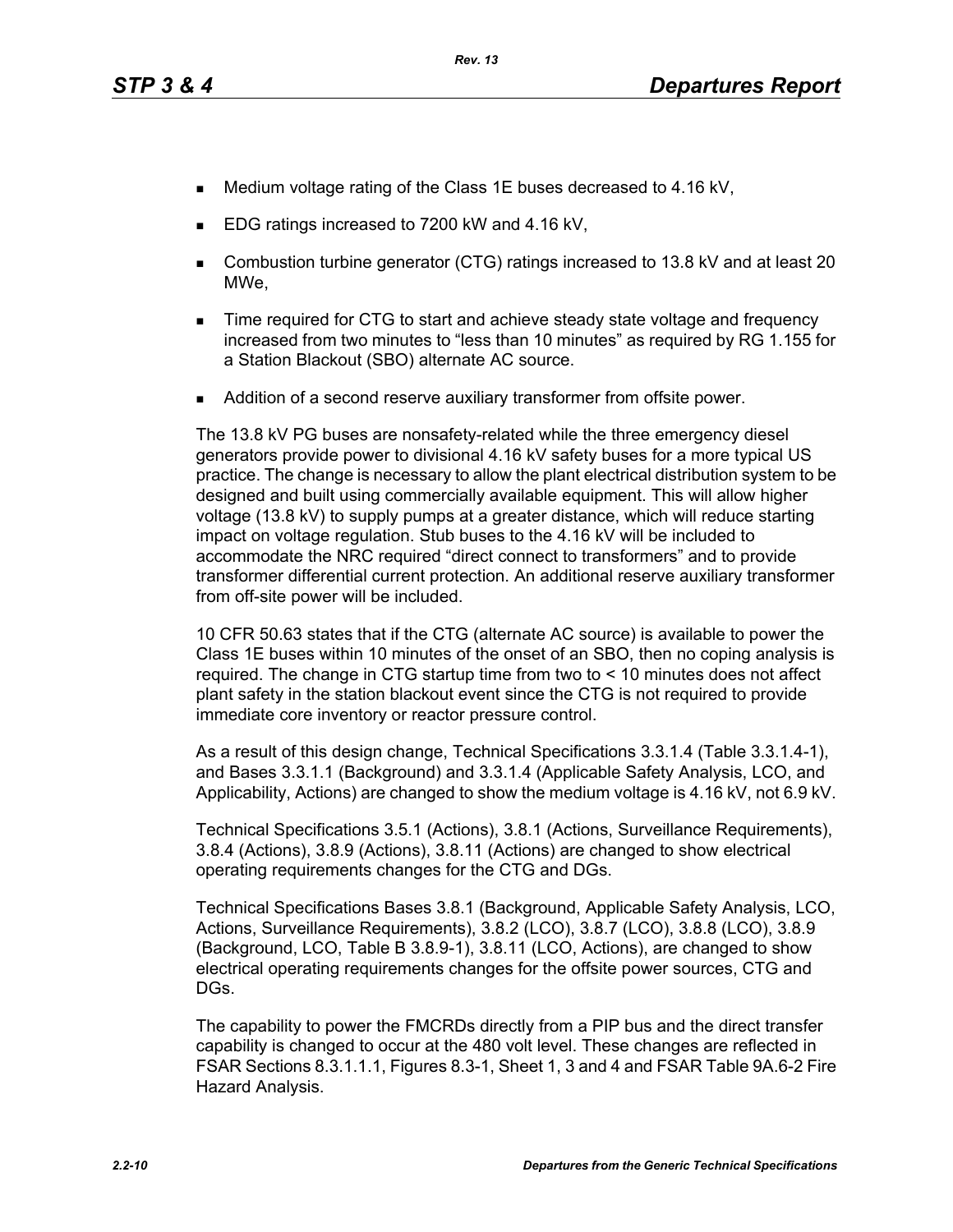- Medium voltage rating of the Class 1E buses decreased to 4.16 kV,
- EDG ratings increased to 7200 kW and 4.16 kV,
- Combustion turbine generator (CTG) ratings increased to 13.8 kV and at least 20 MWe,
- Time required for CTG to start and achieve steady state voltage and frequency increased from two minutes to “less than 10 minutes” as required by RG 1.155 for a Station Blackout (SBO) alternate AC source.
- Addition of a second reserve auxiliary transformer from offsite power.

The 13.8 kV PG buses are nonsafety-related while the three emergency diesel generators provide power to divisional 4.16 kV safety buses for a more typical US practice. The change is necessary to allow the plant electrical distribution system to be designed and built using commercially available equipment. This will allow higher voltage (13.8 kV) to supply pumps at a greater distance, which will reduce starting impact on voltage regulation. Stub buses to the 4.16 kV will be included to accommodate the NRC required “direct connect to transformers” and to provide transformer differential current protection. An additional reserve auxiliary transformer from off-site power will be included.

10 CFR 50.63 states that if the CTG (alternate AC source) is available to power the Class 1E buses within 10 minutes of the onset of an SBO, then no coping analysis is required. The change in CTG startup time from two to < 10 minutes does not affect plant safety in the station blackout event since the CTG is not required to provide immediate core inventory or reactor pressure control.

As a result of this design change, Technical Specifications 3.3.1.4 (Table 3.3.1.4-1), and Bases 3.3.1.1 (Background) and 3.3.1.4 (Applicable Safety Analysis, LCO, and Applicability, Actions) are changed to show the medium voltage is 4.16 kV, not 6.9 kV.

Technical Specifications 3.5.1 (Actions), 3.8.1 (Actions, Surveillance Requirements), 3.8.4 (Actions), 3.8.9 (Actions), 3.8.11 (Actions) are changed to show electrical operating requirements changes for the CTG and DGs.

Technical Specifications Bases 3.8.1 (Background, Applicable Safety Analysis, LCO, Actions, Surveillance Requirements), 3.8.2 (LCO), 3.8.7 (LCO), 3.8.8 (LCO), 3.8.9 (Background, LCO, Table B 3.8.9-1), 3.8.11 (LCO, Actions), are changed to show electrical operating requirements changes for the offsite power sources, CTG and DGs.

The capability to power the FMCRDs directly from a PIP bus and the direct transfer capability is changed to occur at the 480 volt level. These changes are reflected in FSAR Sections 8.3.1.1.1, Figures 8.3-1, Sheet 1, 3 and 4 and FSAR Table 9A.6-2 Fire Hazard Analysis.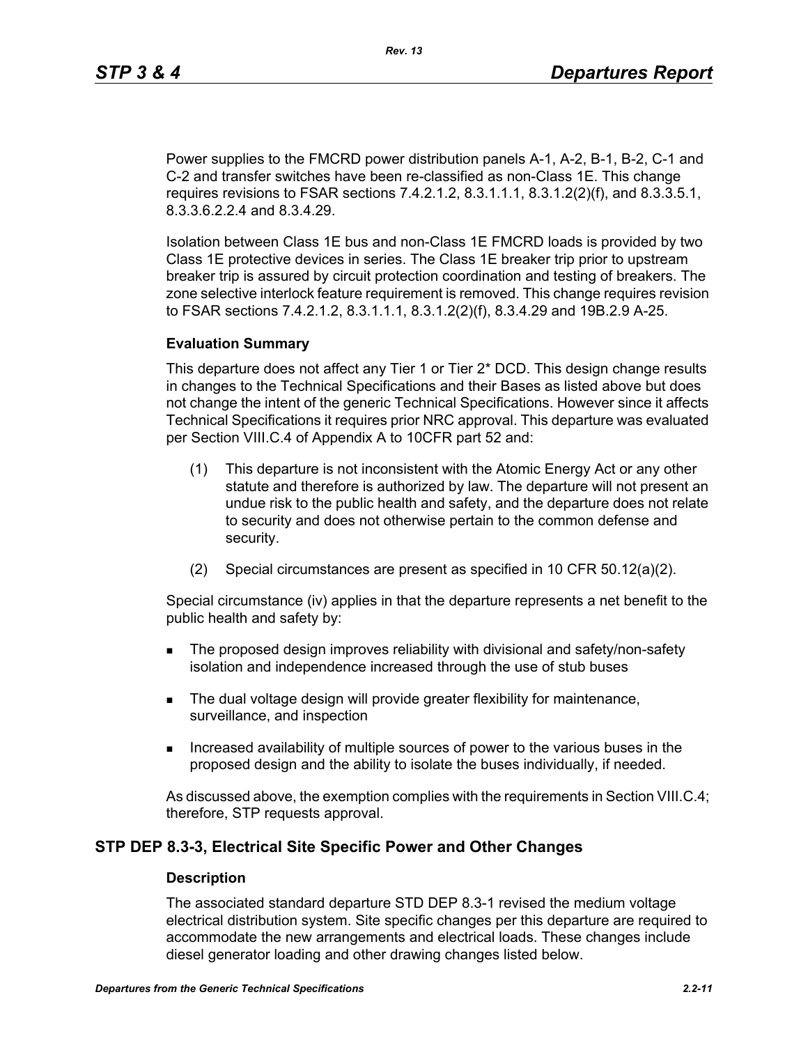Power supplies to the FMCRD power distribution panels A-1, A-2, B-1, B-2, C-1 and C-2 and transfer switches have been re-classified as non-Class 1E. This change requires revisions to FSAR sections 7.4.2.1.2, 8.3.1.1.1, 8.3.1.2(2)(f), and 8.3.3.5.1, 8.3.3.6.2.2.4 and 8.3.4.29.

Isolation between Class 1E bus and non-Class 1E FMCRD loads is provided by two Class 1E protective devices in series. The Class 1E breaker trip prior to upstream breaker trip is assured by circuit protection coordination and testing of breakers. The zone selective interlock feature requirement is removed. This change requires revision to FSAR sections 7.4.2.1.2, 8.3.1.1.1, 8.3.1.2(2)(f), 8.3.4.29 and 19B.2.9 A-25.

#### Evaluation Summary

This departure does not affect any Tier 1 or Tier 2* DCD. This design change results in changes to the Technical Specifications and their Bases as listed above but does not change the intent of the generic Technical Specifications. However since it affects Technical Specifications it requires prior NRC approval. This departure was evaluated per Section VIII.C.4 of Appendix A to 10CFR part 52 and:

(1) This departure is not inconsistent with the Atomic Energy Act or any other statute and therefore is authorized by law. The departure will not present an undue risk to the public health and safety, and the departure does not relate to security and does not otherwise pertain to the common defense and security.

(2) Special circumstances are present as specified in 10 CFR 50.12(a)(2).

Special circumstance (iv) applies in that the departure represents a net benefit to the public health and safety by:

- The proposed design improves reliability with divisional and safety/non-safety isolation and independence increased through the use of stub buses
- The dual voltage design will provide greater flexibility for maintenance, surveillance, and inspection
- Increased availability of multiple sources of power to the various buses in the proposed design and the ability to isolate the buses individually, if needed.

As discussed above, the exemption complies with the requirements in Section VIII.C.4; therefore, STP requests approval.

### STP DEP 8.3-3, Electrical Site Specific Power and Other Changes

#### Description

The associated standard departure STD DEP 8.3-1 revised the medium voltage electrical distribution system. Site specific changes per this departure are required to accommodate the new arrangements and electrical loads. These changes include diesel generator loading and other drawing changes listed below.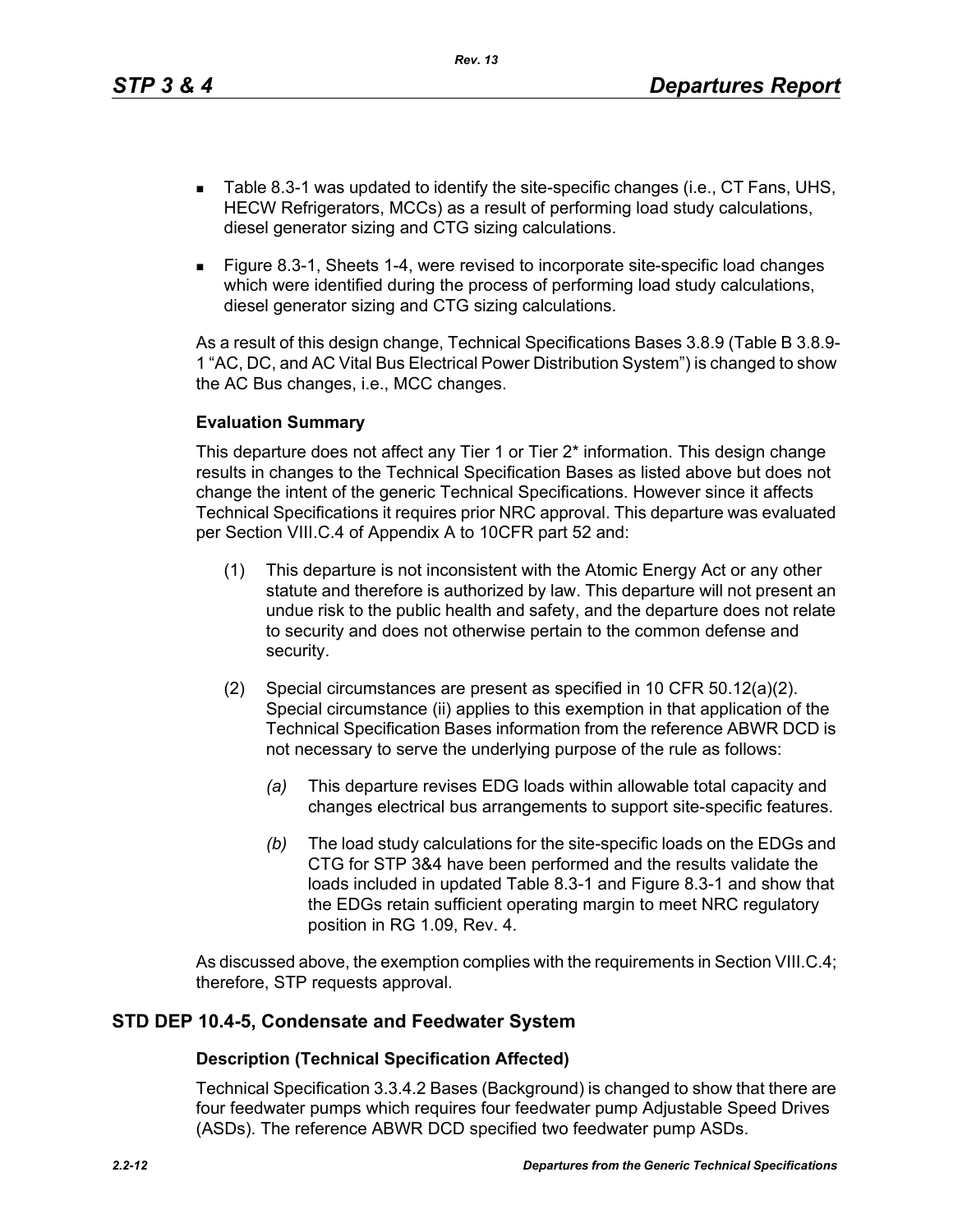- Table 8.3-1 was updated to identify the site-specific changes (i.e., CT Fans, UHS, HECW Refrigerators, MCCs) as a result of performing load study calculations, diesel generator sizing and CTG sizing calculations.
- Figure 8.3-1, Sheets 1-4, were revised to incorporate site-specific load changes which were identified during the process of performing load study calculations, diesel generator sizing and CTG sizing calculations.

As a result of this design change, Technical Specifications Bases 3.8.9 (Table B 3.8.9-1 "AC, DC, and AC Vital Bus Electrical Power Distribution System") is changed to show the AC Bus changes, i.e., MCC changes.

### Evaluation Summary

This departure does not affect any Tier 1 or Tier 2* information. This design change results in changes to the Technical Specification Bases as listed above but does not change the intent of the generic Technical Specifications. However since it affects Technical Specifications it requires prior NRC approval. This departure was evaluated per Section VIII.C.4 of Appendix A to 10CFR part 52 and:

(1) This departure is not inconsistent with the Atomic Energy Act or any other statute and therefore is authorized by law. This departure will not present an undue risk to the public health and safety, and the departure does not relate to security and does not otherwise pertain to the common defense and security.

(2) Special circumstances are present as specified in 10 CFR 50.12(a)(2). Special circumstance (ii) applies to this exemption in that application of the Technical Specification Bases information from the reference ABWR DCD is not necessary to serve the underlying purpose of the rule as follows:

*(a)* This departure revises EDG loads within allowable total capacity and changes electrical bus arrangements to support site-specific features.

*(b)* The load study calculations for the site-specific loads on the EDGs and CTG for STP 3&4 have been performed and the results validate the loads included in updated Table 8.3-1 and Figure 8.3-1 and show that the EDGs retain sufficient operating margin to meet NRC regulatory position in RG 1.09, Rev. 4.

As discussed above, the exemption complies with the requirements in Section VIII.C.4; therefore, STP requests approval.

## STD DEP 10.4-5, Condensate and Feedwater System

### Description (Technical Specification Affected)

Technical Specification 3.3.4.2 Bases (Background) is changed to show that there are four feedwater pumps which requires four feedwater pump Adjustable Speed Drives (ASDs). The reference ABWR DCD specified two feedwater pump ASDs.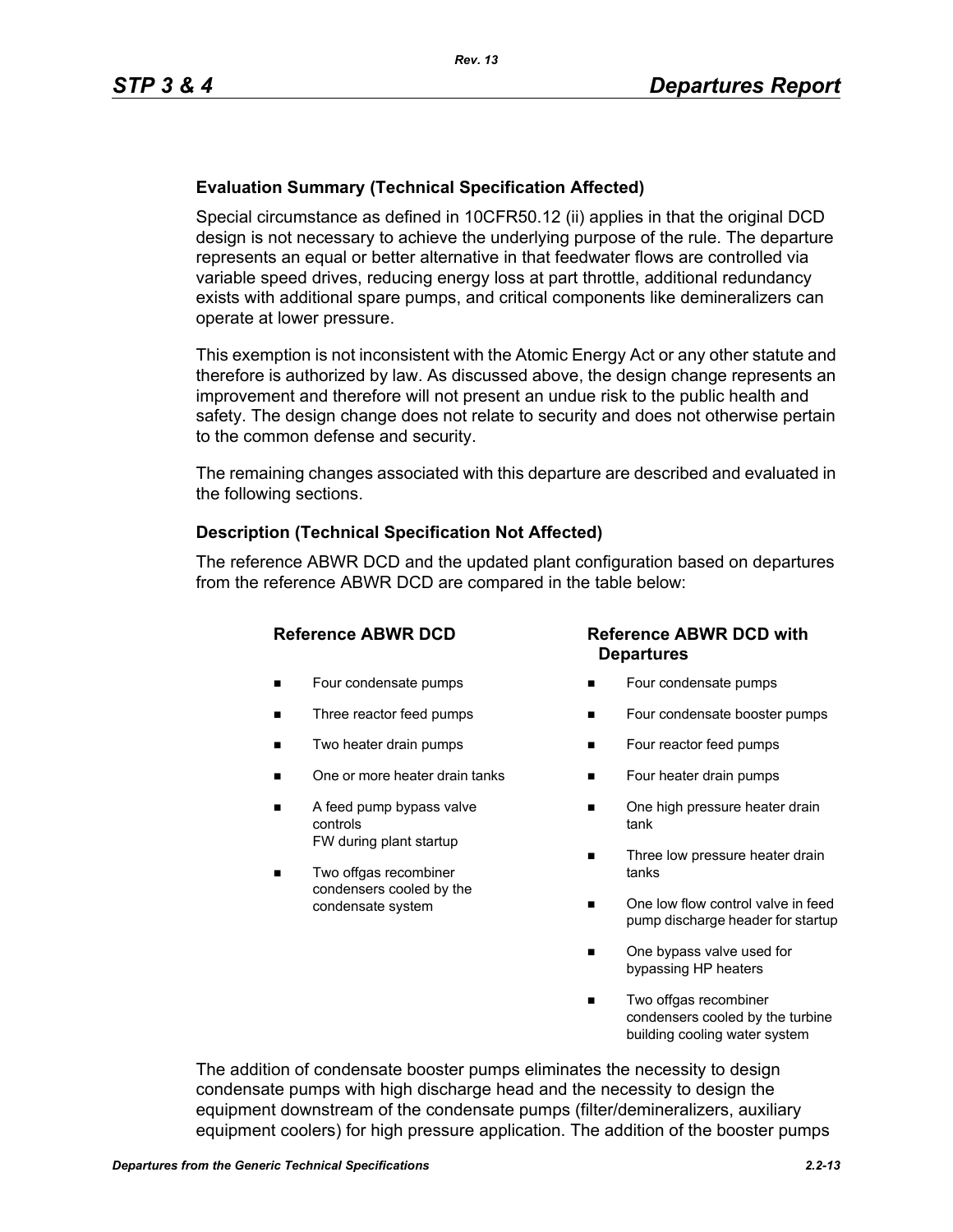**Evaluation Summary (Technical Specification Affected)**

Special circumstance as defined in 10CFR50.12 (ii) applies in that the original DCD design is not necessary to achieve the underlying purpose of the rule. The departure represents an equal or better alternative in that feedwater flows are controlled via variable speed drives, reducing energy loss at part throttle, additional redundancy exists with additional spare pumps, and critical components like demineralizers can operate at lower pressure.

This exemption is not inconsistent with the Atomic Energy Act or any other statute and therefore is authorized by law. As discussed above, the design change represents an improvement and therefore will not present an undue risk to the public health and safety. The design change does not relate to security and does not otherwise pertain to the common defense and security.

The remaining changes associated with this departure are described and evaluated in the following sections.

**Description (Technical Specification Not Affected)**

The reference ABWR DCD and the updated plant configuration based on departures from the reference ABWR DCD are compared in the table below:

| Reference ABWR DCD | Reference ABWR DCD with Departures |
|---|---|
| ■ Four condensate pumps | ■ Four condensate pumps |
| ■ Three reactor feed pumps | ■ Four condensate booster pumps |
| ■ Two heater drain pumps | ■ Four reactor feed pumps |
| ■ One or more heater drain tanks | ■ Four heater drain pumps |
| ■ A feed pump bypass valve controls FW during plant startup | ■ One high pressure heater drain tank |
| ■ Two offgas recombiner condensers cooled by the condensate system | ■ Three low pressure heater drain tanks |
| | ■ One low flow control valve in feed pump discharge header for startup |
| | ■ One bypass valve used for bypassing HP heaters |
| | ■ Two offgas recombiner condensers cooled by the turbine building cooling water system |

The addition of condensate booster pumps eliminates the necessity to design condensate pumps with high discharge head and the necessity to design the equipment downstream of the condensate pumps (filter/demineralizers, auxiliary equipment coolers) for high pressure application. The addition of the booster pumps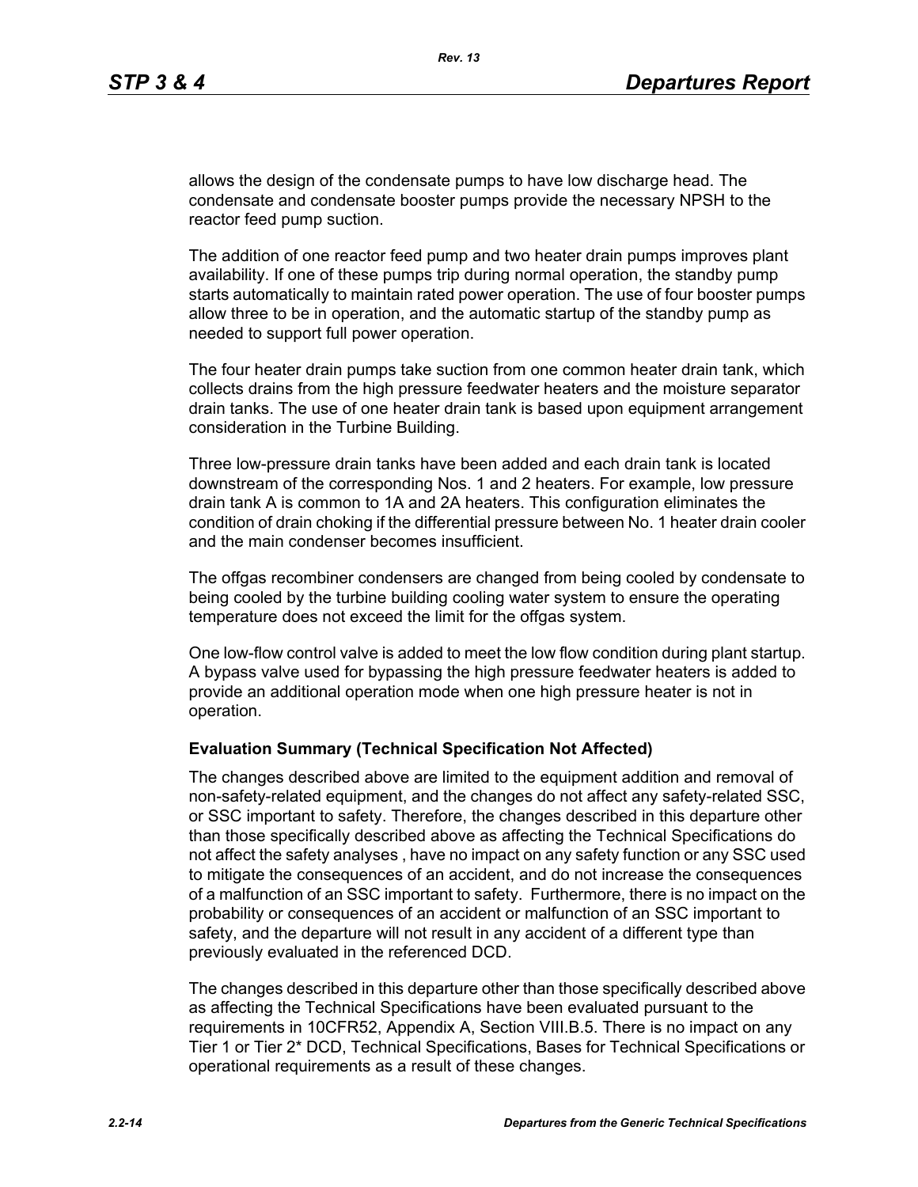allows the design of the condensate pumps to have low discharge head. The condensate and condensate booster pumps provide the necessary NPSH to the reactor feed pump suction.

The addition of one reactor feed pump and two heater drain pumps improves plant availability. If one of these pumps trip during normal operation, the standby pump starts automatically to maintain rated power operation. The use of four booster pumps allow three to be in operation, and the automatic startup of the standby pump as needed to support full power operation.

The four heater drain pumps take suction from one common heater drain tank, which collects drains from the high pressure feedwater heaters and the moisture separator drain tanks. The use of one heater drain tank is based upon equipment arrangement consideration in the Turbine Building.

Three low-pressure drain tanks have been added and each drain tank is located downstream of the corresponding Nos. 1 and 2 heaters. For example, low pressure drain tank A is common to 1A and 2A heaters. This configuration eliminates the condition of drain choking if the differential pressure between No. 1 heater drain cooler and the main condenser becomes insufficient.

The offgas recombiner condensers are changed from being cooled by condensate to being cooled by the turbine building cooling water system to ensure the operating temperature does not exceed the limit for the offgas system.

One low-flow control valve is added to meet the low flow condition during plant startup. A bypass valve used for bypassing the high pressure feedwater heaters is added to provide an additional operation mode when one high pressure heater is not in operation.

**Evaluation Summary (Technical Specification Not Affected)**

The changes described above are limited to the equipment addition and removal of non-safety-related equipment, and the changes do not affect any safety-related SSC, or SSC important to safety. Therefore, the changes described in this departure other than those specifically described above as affecting the Technical Specifications do not affect the safety analyses , have no impact on any safety function or any SSC used to mitigate the consequences of an accident, and do not increase the consequences of a malfunction of an SSC important to safety. Furthermore, there is no impact on the probability or consequences of an accident or malfunction of an SSC important to safety, and the departure will not result in any accident of a different type than previously evaluated in the referenced DCD.

The changes described in this departure other than those specifically described above as affecting the Technical Specifications have been evaluated pursuant to the requirements in 10CFR52, Appendix A, Section VIII.B.5. There is no impact on any Tier 1 or Tier 2* DCD, Technical Specifications, Bases for Technical Specifications or operational requirements as a result of these changes.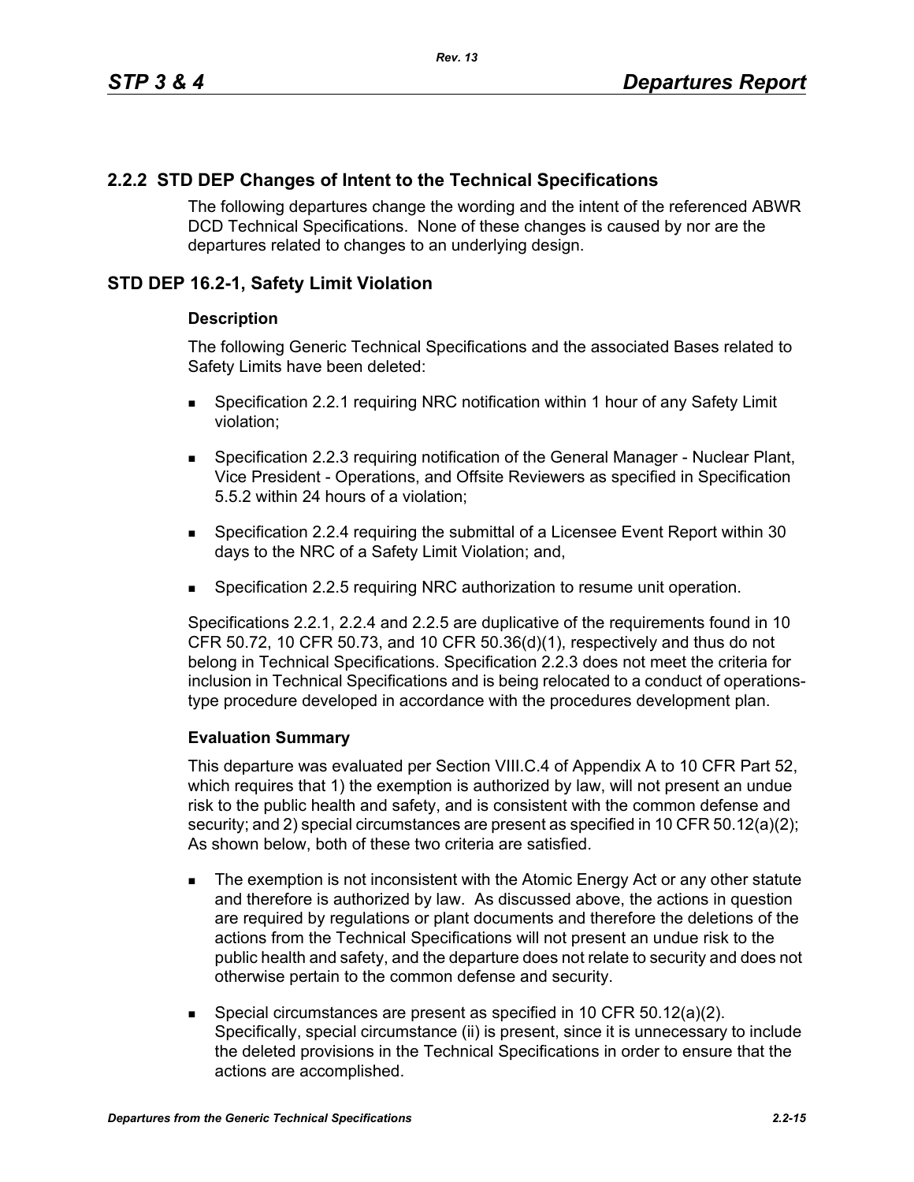## 2.2.2 STD DEP Changes of Intent to the Technical Specifications

The following departures change the wording and the intent of the referenced ABWR DCD Technical Specifications. None of these changes is caused by nor are the departures related to changes to an underlying design.

## STD DEP 16.2-1, Safety Limit Violation

### Description

The following Generic Technical Specifications and the associated Bases related to Safety Limits have been deleted:

- Specification 2.2.1 requiring NRC notification within 1 hour of any Safety Limit violation;
- Specification 2.2.3 requiring notification of the General Manager - Nuclear Plant, Vice President - Operations, and Offsite Reviewers as specified in Specification 5.5.2 within 24 hours of a violation;
- Specification 2.2.4 requiring the submittal of a Licensee Event Report within 30 days to the NRC of a Safety Limit Violation; and,
- Specification 2.2.5 requiring NRC authorization to resume unit operation.

Specifications 2.2.1, 2.2.4 and 2.2.5 are duplicative of the requirements found in 10 CFR 50.72, 10 CFR 50.73, and 10 CFR 50.36(d)(1), respectively and thus do not belong in Technical Specifications. Specification 2.2.3 does not meet the criteria for inclusion in Technical Specifications and is being relocated to a conduct of operations-type procedure developed in accordance with the procedures development plan.

### Evaluation Summary

This departure was evaluated per Section VIII.C.4 of Appendix A to 10 CFR Part 52, which requires that 1) the exemption is authorized by law, will not present an undue risk to the public health and safety, and is consistent with the common defense and security; and 2) special circumstances are present as specified in 10 CFR 50.12(a)(2); As shown below, both of these two criteria are satisfied.

- The exemption is not inconsistent with the Atomic Energy Act or any other statute and therefore is authorized by law. As discussed above, the actions in question are required by regulations or plant documents and therefore the deletions of the actions from the Technical Specifications will not present an undue risk to the public health and safety, and the departure does not relate to security and does not otherwise pertain to the common defense and security.
- Special circumstances are present as specified in 10 CFR 50.12(a)(2). Specifically, special circumstance (ii) is present, since it is unnecessary to include the deleted provisions in the Technical Specifications in order to ensure that the actions are accomplished.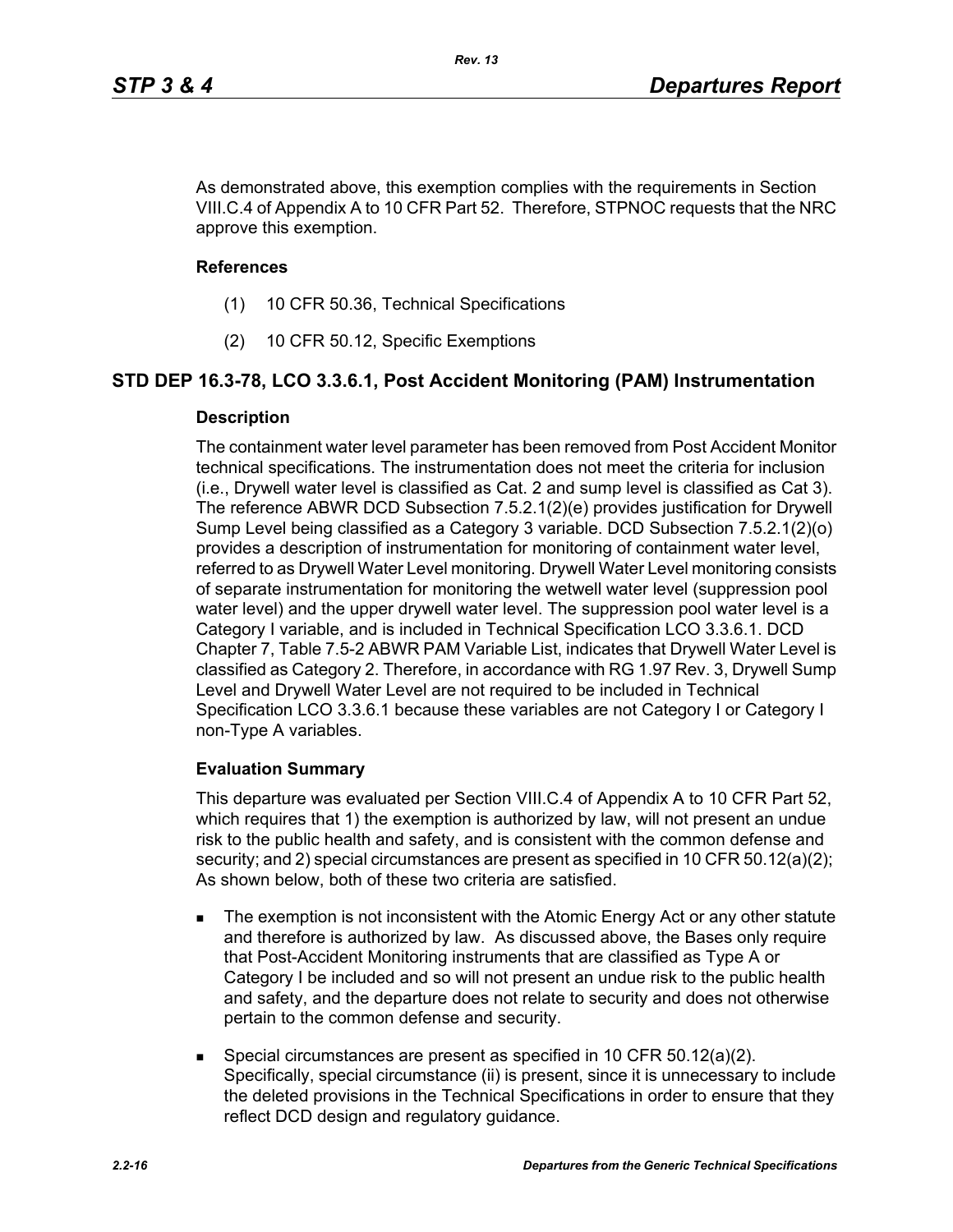As demonstrated above, this exemption complies with the requirements in Section VIII.C.4 of Appendix A to 10 CFR Part 52. Therefore, STPNOC requests that the NRC approve this exemption.

**References**

(1) 10 CFR 50.36, Technical Specifications

(2) 10 CFR 50.12, Specific Exemptions

## STD DEP 16.3-78, LCO 3.3.6.1, Post Accident Monitoring (PAM) Instrumentation

**Description**

The containment water level parameter has been removed from Post Accident Monitor technical specifications. The instrumentation does not meet the criteria for inclusion (i.e., Drywell water level is classified as Cat. 2 and sump level is classified as Cat 3). The reference ABWR DCD Subsection 7.5.2.1(2)(e) provides justification for Drywell Sump Level being classified as a Category 3 variable. DCD Subsection 7.5.2.1(2)(o) provides a description of instrumentation for monitoring of containment water level, referred to as Drywell Water Level monitoring. Drywell Water Level monitoring consists of separate instrumentation for monitoring the wetwell water level (suppression pool water level) and the upper drywell water level. The suppression pool water level is a Category I variable, and is included in Technical Specification LCO 3.3.6.1. DCD Chapter 7, Table 7.5-2 ABWR PAM Variable List, indicates that Drywell Water Level is classified as Category 2. Therefore, in accordance with RG 1.97 Rev. 3, Drywell Sump Level and Drywell Water Level are not required to be included in Technical Specification LCO 3.3.6.1 because these variables are not Category I or Category I non-Type A variables.

**Evaluation Summary**

This departure was evaluated per Section VIII.C.4 of Appendix A to 10 CFR Part 52, which requires that 1) the exemption is authorized by law, will not present an undue risk to the public health and safety, and is consistent with the common defense and security; and 2) special circumstances are present as specified in 10 CFR 50.12(a)(2); As shown below, both of these two criteria are satisfied.

- The exemption is not inconsistent with the Atomic Energy Act or any other statute and therefore is authorized by law. As discussed above, the Bases only require that Post-Accident Monitoring instruments that are classified as Type A or Category I be included and so will not present an undue risk to the public health and safety, and the departure does not relate to security and does not otherwise pertain to the common defense and security.
- Special circumstances are present as specified in 10 CFR 50.12(a)(2). Specifically, special circumstance (ii) is present, since it is unnecessary to include the deleted provisions in the Technical Specifications in order to ensure that they reflect DCD design and regulatory guidance.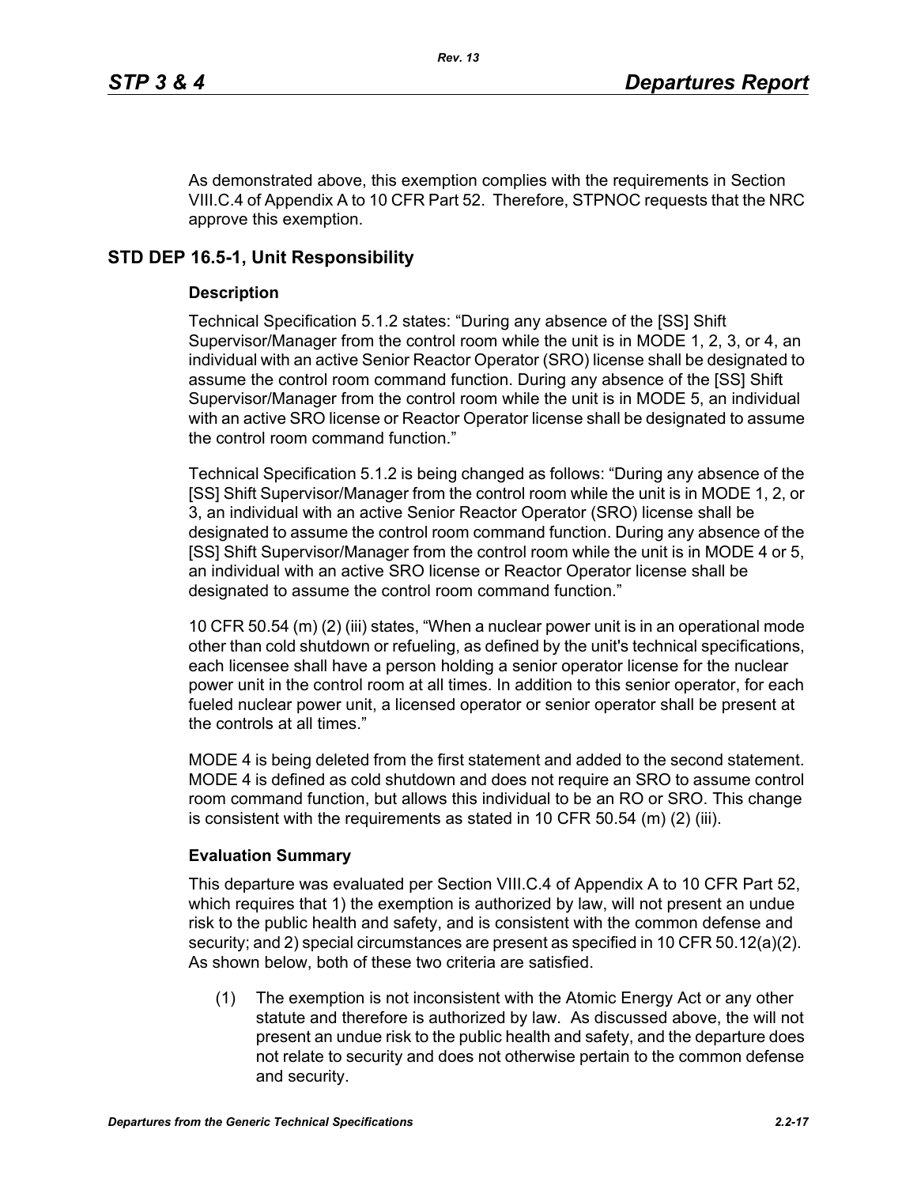As demonstrated above, this exemption complies with the requirements in Section VIII.C.4 of Appendix A to 10 CFR Part 52. Therefore, STPNOC requests that the NRC approve this exemption.

## STD DEP 16.5-1, Unit Responsibility

### Description

Technical Specification 5.1.2 states: "During any absence of the [SS] Shift Supervisor/Manager from the control room while the unit is in MODE 1, 2, 3, or 4, an individual with an active Senior Reactor Operator (SRO) license shall be designated to assume the control room command function. During any absence of the [SS] Shift Supervisor/Manager from the control room while the unit is in MODE 5, an individual with an active SRO license or Reactor Operator license shall be designated to assume the control room command function."

Technical Specification 5.1.2 is being changed as follows: "During any absence of the [SS] Shift Supervisor/Manager from the control room while the unit is in MODE 1, 2, or 3, an individual with an active Senior Reactor Operator (SRO) license shall be designated to assume the control room command function. During any absence of the [SS] Shift Supervisor/Manager from the control room while the unit is in MODE 4 or 5, an individual with an active SRO license or Reactor Operator license shall be designated to assume the control room command function."

10 CFR 50.54 (m) (2) (iii) states, "When a nuclear power unit is in an operational mode other than cold shutdown or refueling, as defined by the unit's technical specifications, each licensee shall have a person holding a senior operator license for the nuclear power unit in the control room at all times. In addition to this senior operator, for each fueled nuclear power unit, a licensed operator or senior operator shall be present at the controls at all times."

MODE 4 is being deleted from the first statement and added to the second statement. MODE 4 is defined as cold shutdown and does not require an SRO to assume control room command function, but allows this individual to be an RO or SRO. This change is consistent with the requirements as stated in 10 CFR 50.54 (m) (2) (iii).

### Evaluation Summary

This departure was evaluated per Section VIII.C.4 of Appendix A to 10 CFR Part 52, which requires that 1) the exemption is authorized by law, will not present an undue risk to the public health and safety, and is consistent with the common defense and security; and 2) special circumstances are present as specified in 10 CFR 50.12(a)(2). As shown below, both of these two criteria are satisfied.

(1) The exemption is not inconsistent with the Atomic Energy Act or any other statute and therefore is authorized by law. As discussed above, the will not present an undue risk to the public health and safety, and the departure does not relate to security and does not otherwise pertain to the common defense and security.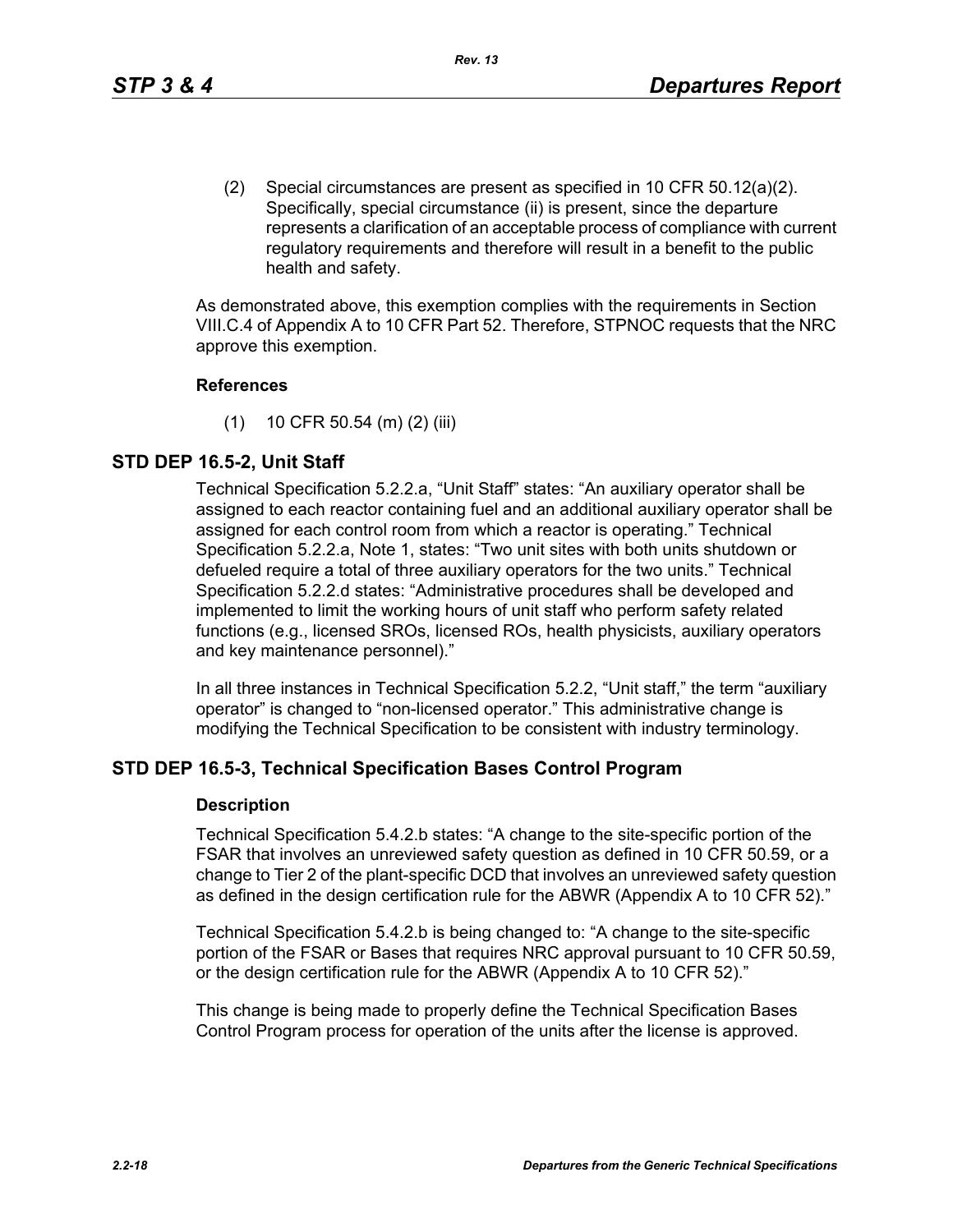(2) Special circumstances are present as specified in 10 CFR 50.12(a)(2). Specifically, special circumstance (ii) is present, since the departure represents a clarification of an acceptable process of compliance with current regulatory requirements and therefore will result in a benefit to the public health and safety.

As demonstrated above, this exemption complies with the requirements in Section VIII.C.4 of Appendix A to 10 CFR Part 52. Therefore, STPNOC requests that the NRC approve this exemption.

**References**

(1) 10 CFR 50.54 (m) (2) (iii)

## STD DEP 16.5-2, Unit Staff

Technical Specification 5.2.2.a, “Unit Staff” states: “An auxiliary operator shall be assigned to each reactor containing fuel and an additional auxiliary operator shall be assigned for each control room from which a reactor is operating.” Technical Specification 5.2.2.a, Note 1, states: “Two unit sites with both units shutdown or defueled require a total of three auxiliary operators for the two units.” Technical Specification 5.2.2.d states: “Administrative procedures shall be developed and implemented to limit the working hours of unit staff who perform safety related functions (e.g., licensed SROs, licensed ROs, health physicists, auxiliary operators and key maintenance personnel).”

In all three instances in Technical Specification 5.2.2, “Unit staff,” the term “auxiliary operator” is changed to “non-licensed operator.” This administrative change is modifying the Technical Specification to be consistent with industry terminology.

## STD DEP 16.5-3, Technical Specification Bases Control Program

**Description**

Technical Specification 5.4.2.b states: “A change to the site-specific portion of the FSAR that involves an unreviewed safety question as defined in 10 CFR 50.59, or a change to Tier 2 of the plant-specific DCD that involves an unreviewed safety question as defined in the design certification rule for the ABWR (Appendix A to 10 CFR 52).”

Technical Specification 5.4.2.b is being changed to: “A change to the site-specific portion of the FSAR or Bases that requires NRC approval pursuant to 10 CFR 50.59, or the design certification rule for the ABWR (Appendix A to 10 CFR 52).”

This change is being made to properly define the Technical Specification Bases Control Program process for operation of the units after the license is approved.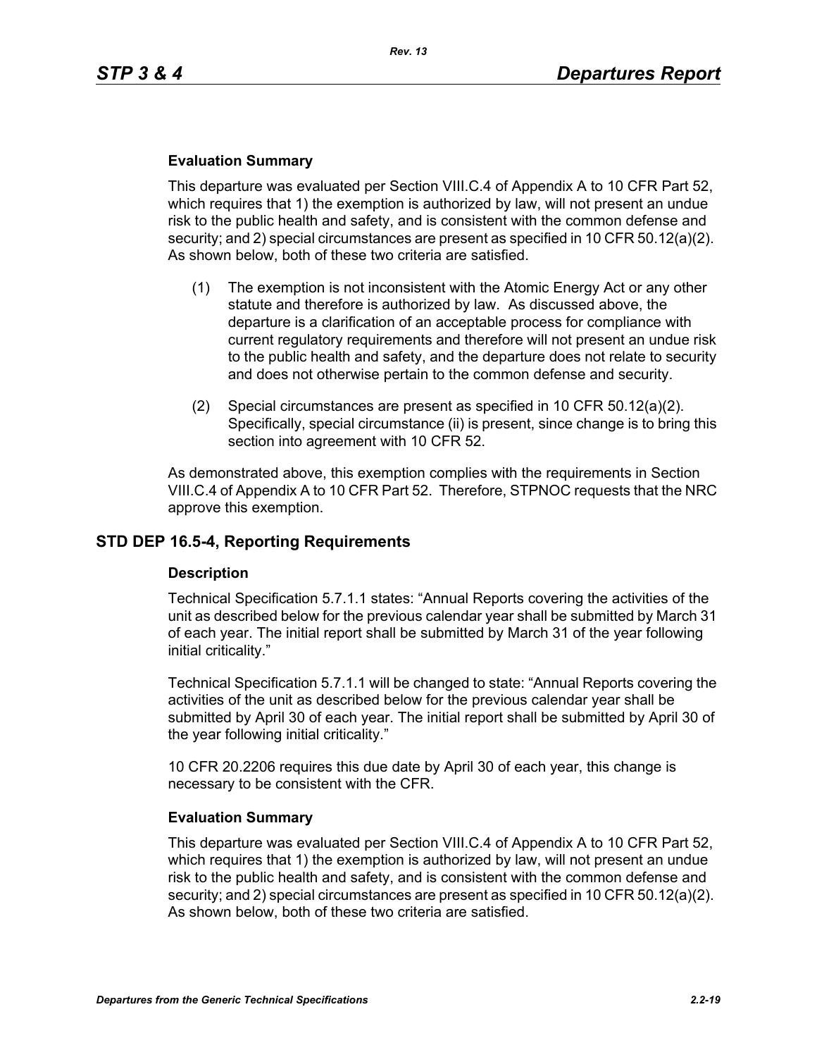### Evaluation Summary

This departure was evaluated per Section VIII.C.4 of Appendix A to 10 CFR Part 52, which requires that 1) the exemption is authorized by law, will not present an undue risk to the public health and safety, and is consistent with the common defense and security; and 2) special circumstances are present as specified in 10 CFR 50.12(a)(2). As shown below, both of these two criteria are satisfied.

(1) The exemption is not inconsistent with the Atomic Energy Act or any other statute and therefore is authorized by law. As discussed above, the departure is a clarification of an acceptable process for compliance with current regulatory requirements and therefore will not present an undue risk to the public health and safety, and the departure does not relate to security and does not otherwise pertain to the common defense and security.

(2) Special circumstances are present as specified in 10 CFR 50.12(a)(2). Specifically, special circumstance (ii) is present, since change is to bring this section into agreement with 10 CFR 52.

As demonstrated above, this exemption complies with the requirements in Section VIII.C.4 of Appendix A to 10 CFR Part 52. Therefore, STPNOC requests that the NRC approve this exemption.

## STD DEP 16.5-4, Reporting Requirements

### Description

Technical Specification 5.7.1.1 states: "Annual Reports covering the activities of the unit as described below for the previous calendar year shall be submitted by March 31 of each year. The initial report shall be submitted by March 31 of the year following initial criticality."

Technical Specification 5.7.1.1 will be changed to state: "Annual Reports covering the activities of the unit as described below for the previous calendar year shall be submitted by April 30 of each year. The initial report shall be submitted by April 30 of the year following initial criticality."

10 CFR 20.2206 requires this due date by April 30 of each year, this change is necessary to be consistent with the CFR.

### Evaluation Summary

This departure was evaluated per Section VIII.C.4 of Appendix A to 10 CFR Part 52, which requires that 1) the exemption is authorized by law, will not present an undue risk to the public health and safety, and is consistent with the common defense and security; and 2) special circumstances are present as specified in 10 CFR 50.12(a)(2). As shown below, both of these two criteria are satisfied.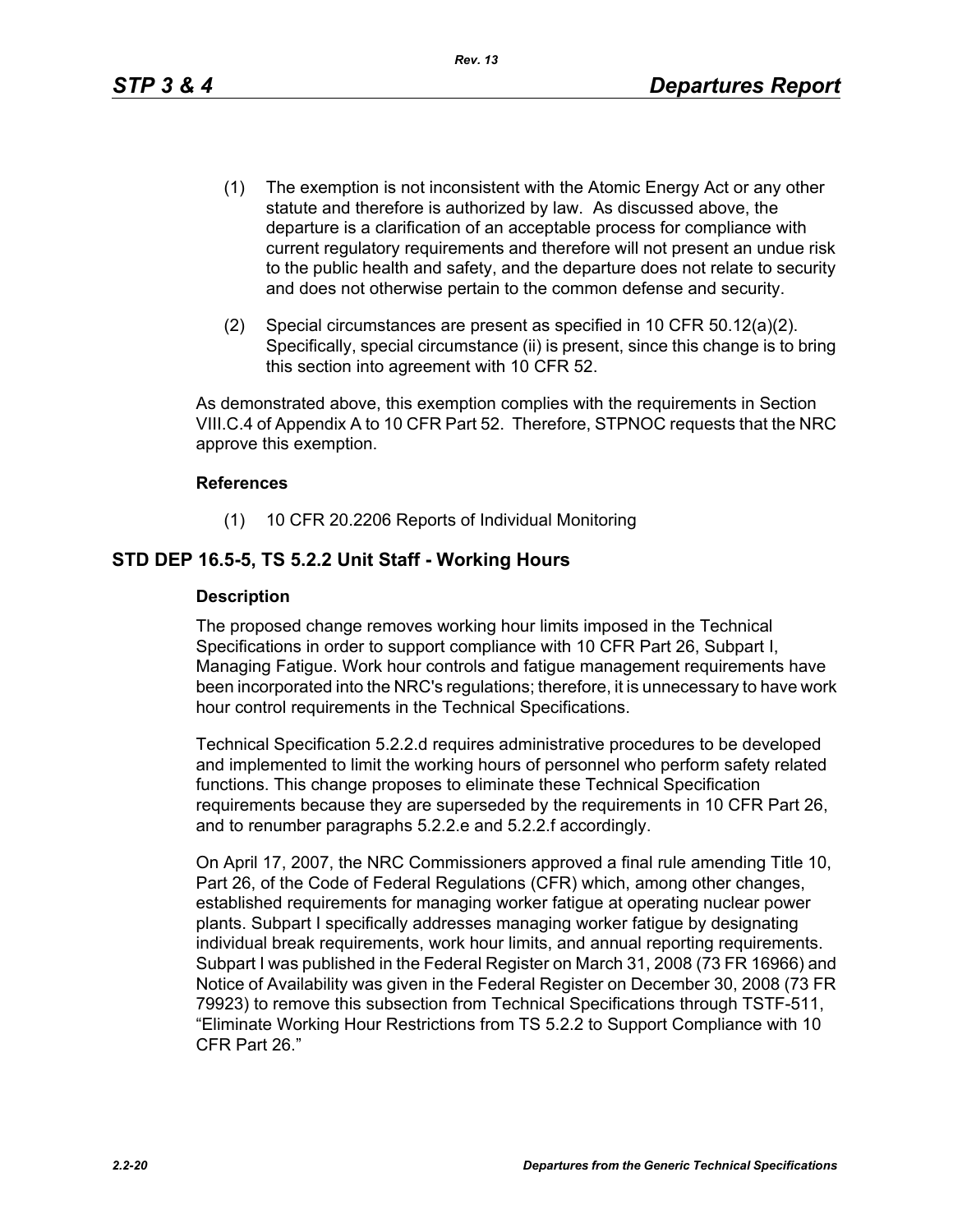(1) The exemption is not inconsistent with the Atomic Energy Act or any other statute and therefore is authorized by law. As discussed above, the departure is a clarification of an acceptable process for compliance with current regulatory requirements and therefore will not present an undue risk to the public health and safety, and the departure does not relate to security and does not otherwise pertain to the common defense and security.

(2) Special circumstances are present as specified in 10 CFR 50.12(a)(2). Specifically, special circumstance (ii) is present, since this change is to bring this section into agreement with 10 CFR 52.

As demonstrated above, this exemption complies with the requirements in Section VIII.C.4 of Appendix A to 10 CFR Part 52. Therefore, STPNOC requests that the NRC approve this exemption.

**References**

(1) 10 CFR 20.2206 Reports of Individual Monitoring

## STD DEP 16.5-5, TS 5.2.2 Unit Staff - Working Hours

**Description**

The proposed change removes working hour limits imposed in the Technical Specifications in order to support compliance with 10 CFR Part 26, Subpart I, Managing Fatigue. Work hour controls and fatigue management requirements have been incorporated into the NRC's regulations; therefore, it is unnecessary to have work hour control requirements in the Technical Specifications.

Technical Specification 5.2.2.d requires administrative procedures to be developed and implemented to limit the working hours of personnel who perform safety related functions. This change proposes to eliminate these Technical Specification requirements because they are superseded by the requirements in 10 CFR Part 26, and to renumber paragraphs 5.2.2.e and 5.2.2.f accordingly.

On April 17, 2007, the NRC Commissioners approved a final rule amending Title 10, Part 26, of the Code of Federal Regulations (CFR) which, among other changes, established requirements for managing worker fatigue at operating nuclear power plants. Subpart I specifically addresses managing worker fatigue by designating individual break requirements, work hour limits, and annual reporting requirements. Subpart I was published in the Federal Register on March 31, 2008 (73 FR 16966) and Notice of Availability was given in the Federal Register on December 30, 2008 (73 FR 79923) to remove this subsection from Technical Specifications through TSTF-511, "Eliminate Working Hour Restrictions from TS 5.2.2 to Support Compliance with 10 CFR Part 26."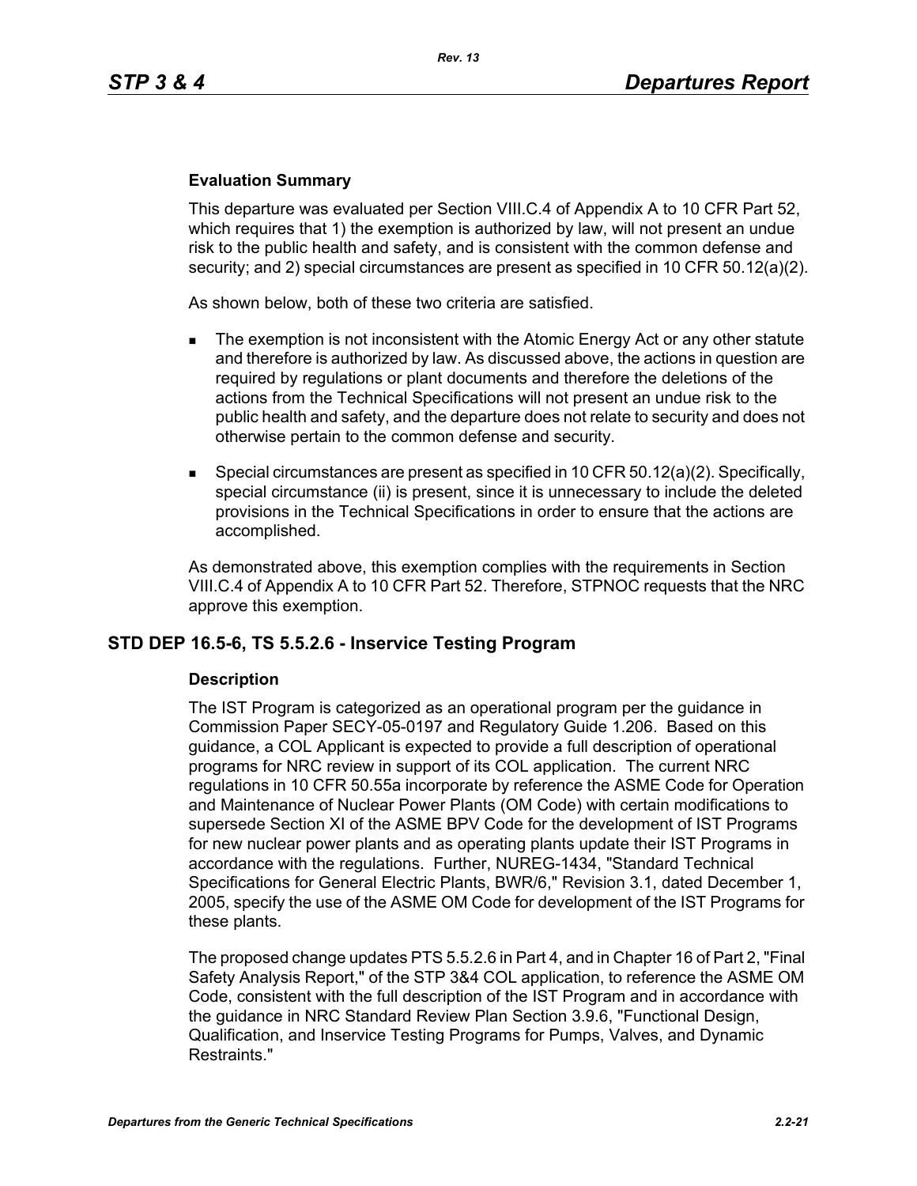### Evaluation Summary

This departure was evaluated per Section VIII.C.4 of Appendix A to 10 CFR Part 52, which requires that 1) the exemption is authorized by law, will not present an undue risk to the public health and safety, and is consistent with the common defense and security; and 2) special circumstances are present as specified in 10 CFR 50.12(a)(2).

As shown below, both of these two criteria are satisfied.

- The exemption is not inconsistent with the Atomic Energy Act or any other statute and therefore is authorized by law. As discussed above, the actions in question are required by regulations or plant documents and therefore the deletions of the actions from the Technical Specifications will not present an undue risk to the public health and safety, and the departure does not relate to security and does not otherwise pertain to the common defense and security.
- Special circumstances are present as specified in 10 CFR 50.12(a)(2). Specifically, special circumstance (ii) is present, since it is unnecessary to include the deleted provisions in the Technical Specifications in order to ensure that the actions are accomplished.

As demonstrated above, this exemption complies with the requirements in Section VIII.C.4 of Appendix A to 10 CFR Part 52. Therefore, STPNOC requests that the NRC approve this exemption.

## STD DEP 16.5-6, TS 5.5.2.6 - Inservice Testing Program

### Description

The IST Program is categorized as an operational program per the guidance in Commission Paper SECY-05-0197 and Regulatory Guide 1.206. Based on this guidance, a COL Applicant is expected to provide a full description of operational programs for NRC review in support of its COL application. The current NRC regulations in 10 CFR 50.55a incorporate by reference the ASME Code for Operation and Maintenance of Nuclear Power Plants (OM Code) with certain modifications to supersede Section XI of the ASME BPV Code for the development of IST Programs for new nuclear power plants and as operating plants update their IST Programs in accordance with the regulations. Further, NUREG-1434, "Standard Technical Specifications for General Electric Plants, BWR/6," Revision 3.1, dated December 1, 2005, specify the use of the ASME OM Code for development of the IST Programs for these plants.

The proposed change updates PTS 5.5.2.6 in Part 4, and in Chapter 16 of Part 2, "Final Safety Analysis Report," of the STP 3&4 COL application, to reference the ASME OM Code, consistent with the full description of the IST Program and in accordance with the guidance in NRC Standard Review Plan Section 3.9.6, "Functional Design, Qualification, and Inservice Testing Programs for Pumps, Valves, and Dynamic Restraints."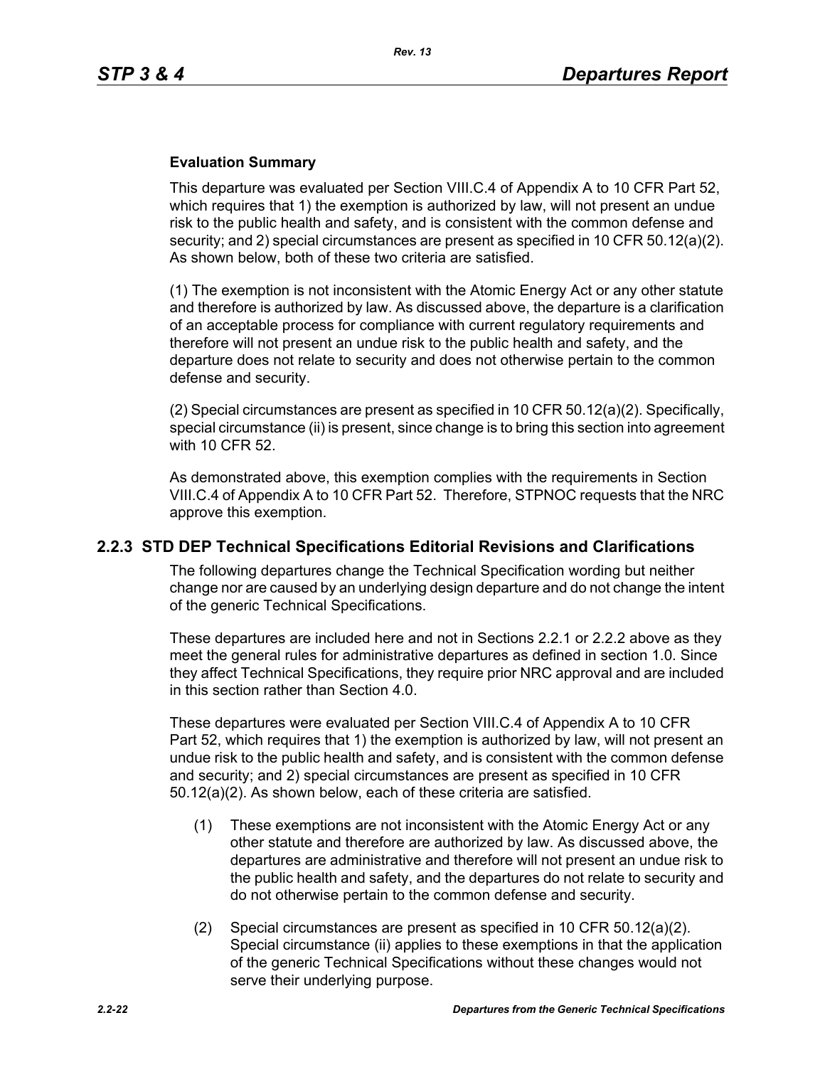**Evaluation Summary**

This departure was evaluated per Section VIII.C.4 of Appendix A to 10 CFR Part 52, which requires that 1) the exemption is authorized by law, will not present an undue risk to the public health and safety, and is consistent with the common defense and security; and 2) special circumstances are present as specified in 10 CFR 50.12(a)(2). As shown below, both of these two criteria are satisfied.

(1) The exemption is not inconsistent with the Atomic Energy Act or any other statute and therefore is authorized by law. As discussed above, the departure is a clarification of an acceptable process for compliance with current regulatory requirements and therefore will not present an undue risk to the public health and safety, and the departure does not relate to security and does not otherwise pertain to the common defense and security.

(2) Special circumstances are present as specified in 10 CFR 50.12(a)(2). Specifically, special circumstance (ii) is present, since change is to bring this section into agreement with 10 CFR 52.

As demonstrated above, this exemption complies with the requirements in Section VIII.C.4 of Appendix A to 10 CFR Part 52. Therefore, STPNOC requests that the NRC approve this exemption.

## 2.2.3 STD DEP Technical Specifications Editorial Revisions and Clarifications

The following departures change the Technical Specification wording but neither change nor are caused by an underlying design departure and do not change the intent of the generic Technical Specifications.

These departures are included here and not in Sections 2.2.1 or 2.2.2 above as they meet the general rules for administrative departures as defined in section 1.0. Since they affect Technical Specifications, they require prior NRC approval and are included in this section rather than Section 4.0.

These departures were evaluated per Section VIII.C.4 of Appendix A to 10 CFR Part 52, which requires that 1) the exemption is authorized by law, will not present an undue risk to the public health and safety, and is consistent with the common defense and security; and 2) special circumstances are present as specified in 10 CFR 50.12(a)(2). As shown below, each of these criteria are satisfied.

(1) These exemptions are not inconsistent with the Atomic Energy Act or any other statute and therefore are authorized by law. As discussed above, the departures are administrative and therefore will not present an undue risk to the public health and safety, and the departures do not relate to security and do not otherwise pertain to the common defense and security.

(2) Special circumstances are present as specified in 10 CFR 50.12(a)(2). Special circumstance (ii) applies to these exemptions in that the application of the generic Technical Specifications without these changes would not serve their underlying purpose.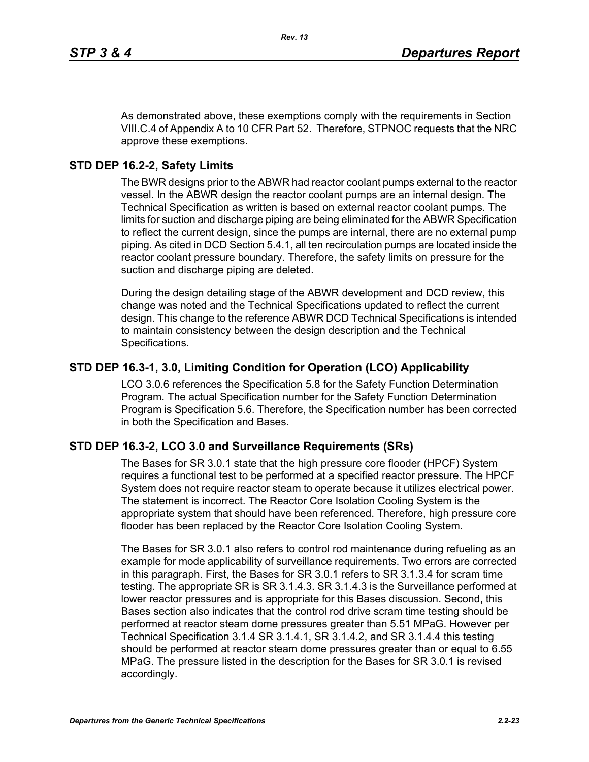As demonstrated above, these exemptions comply with the requirements in Section VIII.C.4 of Appendix A to 10 CFR Part 52. Therefore, STPNOC requests that the NRC approve these exemptions.

## STD DEP 16.2-2, Safety Limits

The BWR designs prior to the ABWR had reactor coolant pumps external to the reactor vessel. In the ABWR design the reactor coolant pumps are an internal design. The Technical Specification as written is based on external reactor coolant pumps. The limits for suction and discharge piping are being eliminated for the ABWR Specification to reflect the current design, since the pumps are internal, there are no external pump piping. As cited in DCD Section 5.4.1, all ten recirculation pumps are located inside the reactor coolant pressure boundary. Therefore, the safety limits on pressure for the suction and discharge piping are deleted.

During the design detailing stage of the ABWR development and DCD review, this change was noted and the Technical Specifications updated to reflect the current design. This change to the reference ABWR DCD Technical Specifications is intended to maintain consistency between the design description and the Technical Specifications.

## STD DEP 16.3-1, 3.0, Limiting Condition for Operation (LCO) Applicability

LCO 3.0.6 references the Specification 5.8 for the Safety Function Determination Program. The actual Specification number for the Safety Function Determination Program is Specification 5.6. Therefore, the Specification number has been corrected in both the Specification and Bases.

## STD DEP 16.3-2, LCO 3.0 and Surveillance Requirements (SRs)

The Bases for SR 3.0.1 state that the high pressure core flooder (HPCF) System requires a functional test to be performed at a specified reactor pressure. The HPCF System does not require reactor steam to operate because it utilizes electrical power. The statement is incorrect. The Reactor Core Isolation Cooling System is the appropriate system that should have been referenced. Therefore, high pressure core flooder has been replaced by the Reactor Core Isolation Cooling System.

The Bases for SR 3.0.1 also refers to control rod maintenance during refueling as an example for mode applicability of surveillance requirements. Two errors are corrected in this paragraph. First, the Bases for SR 3.0.1 refers to SR 3.1.3.4 for scram time testing. The appropriate SR is SR 3.1.4.3. SR 3.1.4.3 is the Surveillance performed at lower reactor pressures and is appropriate for this Bases discussion. Second, this Bases section also indicates that the control rod drive scram time testing should be performed at reactor steam dome pressures greater than 5.51 MPaG. However per Technical Specification 3.1.4 SR 3.1.4.1, SR 3.1.4.2, and SR 3.1.4.4 this testing should be performed at reactor steam dome pressures greater than or equal to 6.55 MPaG. The pressure listed in the description for the Bases for SR 3.0.1 is revised accordingly.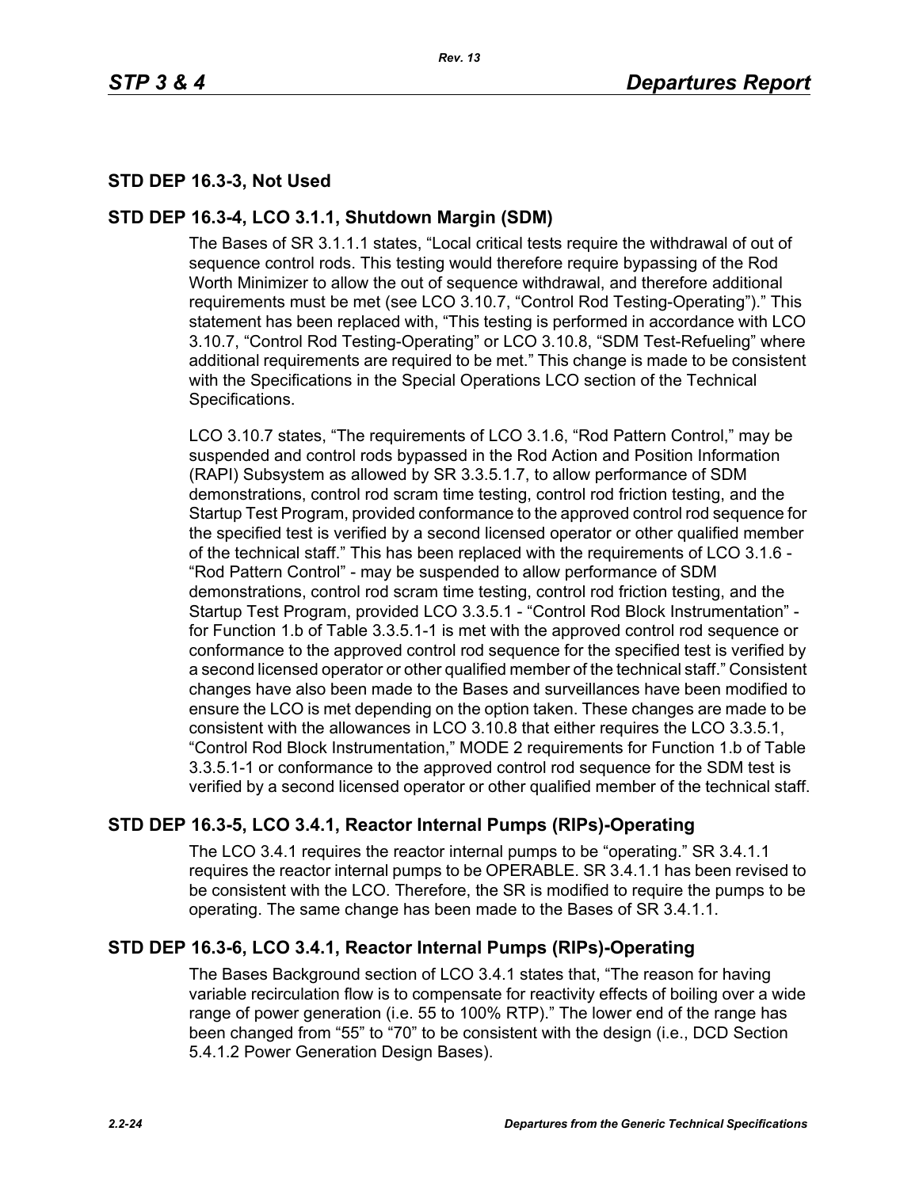## STD DEP 16.3-3, Not Used

## STD DEP 16.3-4, LCO 3.1.1, Shutdown Margin (SDM)

The Bases of SR 3.1.1.1 states, “Local critical tests require the withdrawal of out of sequence control rods. This testing would therefore require bypassing of the Rod Worth Minimizer to allow the out of sequence withdrawal, and therefore additional requirements must be met (see LCO 3.10.7, “Control Rod Testing-Operating”).” This statement has been replaced with, “This testing is performed in accordance with LCO 3.10.7, “Control Rod Testing-Operating” or LCO 3.10.8, “SDM Test-Refueling” where additional requirements are required to be met.” This change is made to be consistent with the Specifications in the Special Operations LCO section of the Technical Specifications.

LCO 3.10.7 states, “The requirements of LCO 3.1.6, “Rod Pattern Control,” may be suspended and control rods bypassed in the Rod Action and Position Information (RAPI) Subsystem as allowed by SR 3.3.5.1.7, to allow performance of SDM demonstrations, control rod scram time testing, control rod friction testing, and the Startup Test Program, provided conformance to the approved control rod sequence for the specified test is verified by a second licensed operator or other qualified member of the technical staff.” This has been replaced with the requirements of LCO 3.1.6 - “Rod Pattern Control” - may be suspended to allow performance of SDM demonstrations, control rod scram time testing, control rod friction testing, and the Startup Test Program, provided LCO 3.3.5.1 - “Control Rod Block Instrumentation” - for Function 1.b of Table 3.3.5.1-1 is met with the approved control rod sequence or conformance to the approved control rod sequence for the specified test is verified by a second licensed operator or other qualified member of the technical staff.” Consistent changes have also been made to the Bases and surveillances have been modified to ensure the LCO is met depending on the option taken. These changes are made to be consistent with the allowances in LCO 3.10.8 that either requires the LCO 3.3.5.1, “Control Rod Block Instrumentation,” MODE 2 requirements for Function 1.b of Table 3.3.5.1-1 or conformance to the approved control rod sequence for the SDM test is verified by a second licensed operator or other qualified member of the technical staff.

## STD DEP 16.3-5, LCO 3.4.1, Reactor Internal Pumps (RIPs)-Operating

The LCO 3.4.1 requires the reactor internal pumps to be “operating.” SR 3.4.1.1 requires the reactor internal pumps to be OPERABLE. SR 3.4.1.1 has been revised to be consistent with the LCO. Therefore, the SR is modified to require the pumps to be operating. The same change has been made to the Bases of SR 3.4.1.1.

## STD DEP 16.3-6, LCO 3.4.1, Reactor Internal Pumps (RIPs)-Operating

The Bases Background section of LCO 3.4.1 states that, “The reason for having variable recirculation flow is to compensate for reactivity effects of boiling over a wide range of power generation (i.e. 55 to 100% RTP).” The lower end of the range has been changed from “55” to “70” to be consistent with the design (i.e., DCD Section 5.4.1.2 Power Generation Design Bases).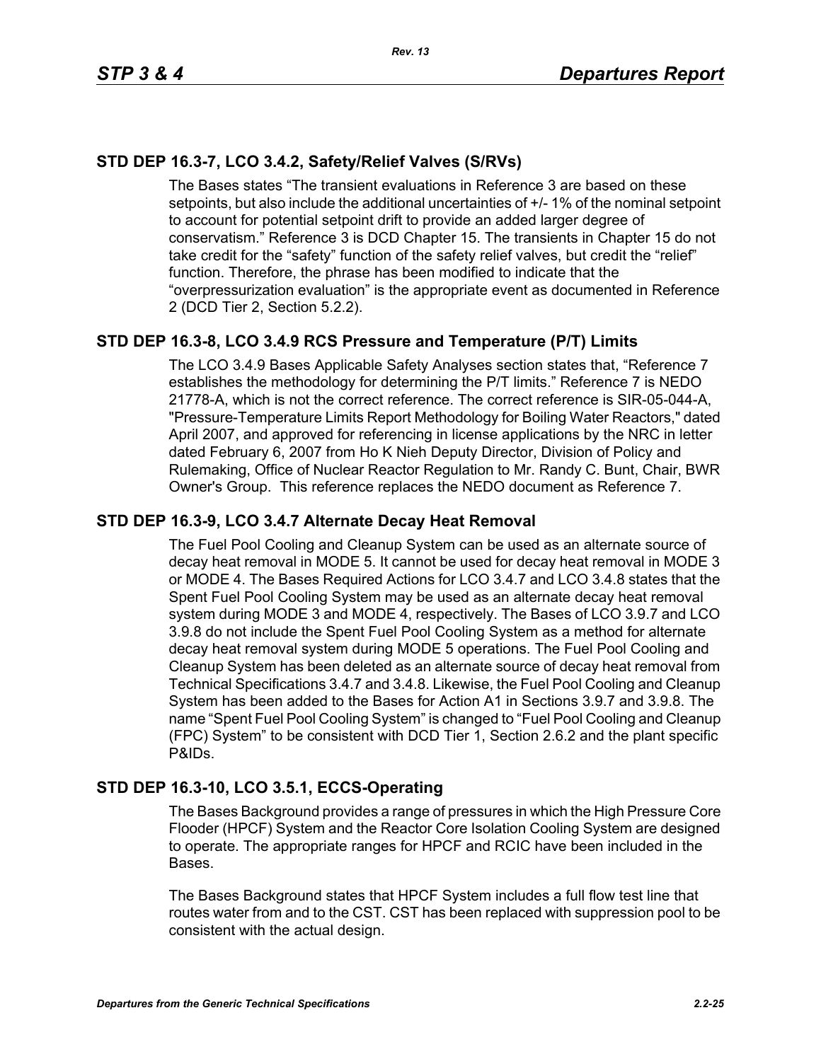## STD DEP 16.3-7, LCO 3.4.2, Safety/Relief Valves (S/RVs)

The Bases states “The transient evaluations in Reference 3 are based on these setpoints, but also include the additional uncertainties of +/- 1% of the nominal setpoint to account for potential setpoint drift to provide an added larger degree of conservatism.” Reference 3 is DCD Chapter 15. The transients in Chapter 15 do not take credit for the “safety” function of the safety relief valves, but credit the “relief” function. Therefore, the phrase has been modified to indicate that the “overpressurization evaluation” is the appropriate event as documented in Reference 2 (DCD Tier 2, Section 5.2.2).

## STD DEP 16.3-8, LCO 3.4.9 RCS Pressure and Temperature (P/T) Limits

The LCO 3.4.9 Bases Applicable Safety Analyses section states that, “Reference 7 establishes the methodology for determining the P/T limits.” Reference 7 is NEDO 21778-A, which is not the correct reference. The correct reference is SIR-05-044-A, "Pressure-Temperature Limits Report Methodology for Boiling Water Reactors," dated April 2007, and approved for referencing in license applications by the NRC in letter dated February 6, 2007 from Ho K Nieh Deputy Director, Division of Policy and Rulemaking, Office of Nuclear Reactor Regulation to Mr. Randy C. Bunt, Chair, BWR Owner's Group. This reference replaces the NEDO document as Reference 7.

## STD DEP 16.3-9, LCO 3.4.7 Alternate Decay Heat Removal

The Fuel Pool Cooling and Cleanup System can be used as an alternate source of decay heat removal in MODE 5. It cannot be used for decay heat removal in MODE 3 or MODE 4. The Bases Required Actions for LCO 3.4.7 and LCO 3.4.8 states that the Spent Fuel Pool Cooling System may be used as an alternate decay heat removal system during MODE 3 and MODE 4, respectively. The Bases of LCO 3.9.7 and LCO 3.9.8 do not include the Spent Fuel Pool Cooling System as a method for alternate decay heat removal system during MODE 5 operations. The Fuel Pool Cooling and Cleanup System has been deleted as an alternate source of decay heat removal from Technical Specifications 3.4.7 and 3.4.8. Likewise, the Fuel Pool Cooling and Cleanup System has been added to the Bases for Action A1 in Sections 3.9.7 and 3.9.8. The name “Spent Fuel Pool Cooling System” is changed to “Fuel Pool Cooling and Cleanup (FPC) System” to be consistent with DCD Tier 1, Section 2.6.2 and the plant specific P&IDs.

## STD DEP 16.3-10, LCO 3.5.1, ECCS-Operating

The Bases Background provides a range of pressures in which the High Pressure Core Flooder (HPCF) System and the Reactor Core Isolation Cooling System are designed to operate. The appropriate ranges for HPCF and RCIC have been included in the Bases.

The Bases Background states that HPCF System includes a full flow test line that routes water from and to the CST. CST has been replaced with suppression pool to be consistent with the actual design.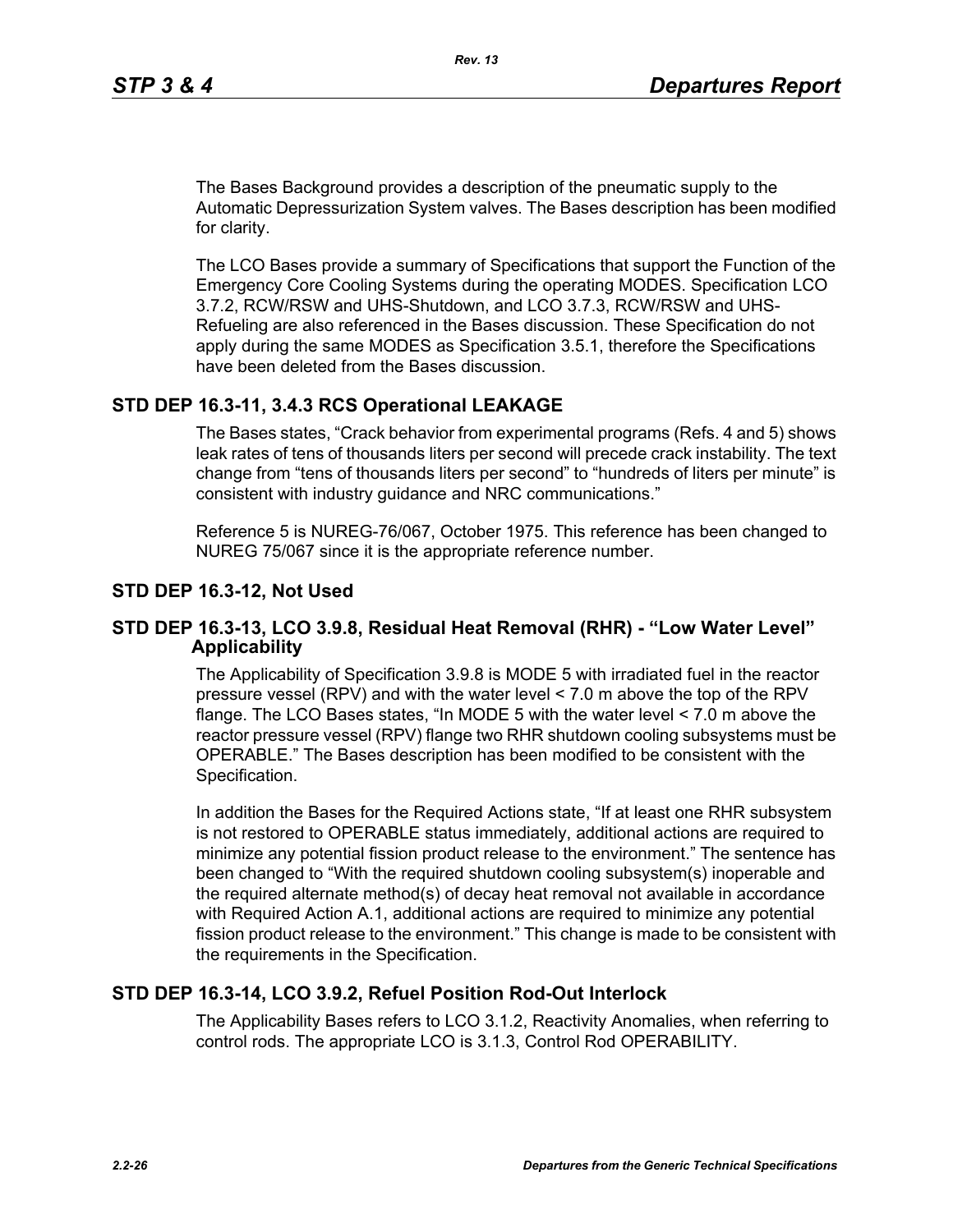The Bases Background provides a description of the pneumatic supply to the Automatic Depressurization System valves. The Bases description has been modified for clarity.

The LCO Bases provide a summary of Specifications that support the Function of the Emergency Core Cooling Systems during the operating MODES. Specification LCO 3.7.2, RCW/RSW and UHS-Shutdown, and LCO 3.7.3, RCW/RSW and UHS-Refueling are also referenced in the Bases discussion. These Specification do not apply during the same MODES as Specification 3.5.1, therefore the Specifications have been deleted from the Bases discussion.

## STD DEP 16.3-11, 3.4.3 RCS Operational LEAKAGE

The Bases states, "Crack behavior from experimental programs (Refs. 4 and 5) shows leak rates of tens of thousands liters per second will precede crack instability. The text change from "tens of thousands liters per second" to "hundreds of liters per minute" is consistent with industry guidance and NRC communications."

Reference 5 is NUREG-76/067, October 1975. This reference has been changed to NUREG 75/067 since it is the appropriate reference number.

## STD DEP 16.3-12, Not Used

## STD DEP 16.3-13, LCO 3.9.8, Residual Heat Removal (RHR) - "Low Water Level" Applicability

The Applicability of Specification 3.9.8 is MODE 5 with irradiated fuel in the reactor pressure vessel (RPV) and with the water level < 7.0 m above the top of the RPV flange. The LCO Bases states, "In MODE 5 with the water level < 7.0 m above the reactor pressure vessel (RPV) flange two RHR shutdown cooling subsystems must be OPERABLE." The Bases description has been modified to be consistent with the Specification.

In addition the Bases for the Required Actions state, "If at least one RHR subsystem is not restored to OPERABLE status immediately, additional actions are required to minimize any potential fission product release to the environment." The sentence has been changed to "With the required shutdown cooling subsystem(s) inoperable and the required alternate method(s) of decay heat removal not available in accordance with Required Action A.1, additional actions are required to minimize any potential fission product release to the environment." This change is made to be consistent with the requirements in the Specification.

## STD DEP 16.3-14, LCO 3.9.2, Refuel Position Rod-Out Interlock

The Applicability Bases refers to LCO 3.1.2, Reactivity Anomalies, when referring to control rods. The appropriate LCO is 3.1.3, Control Rod OPERABILITY.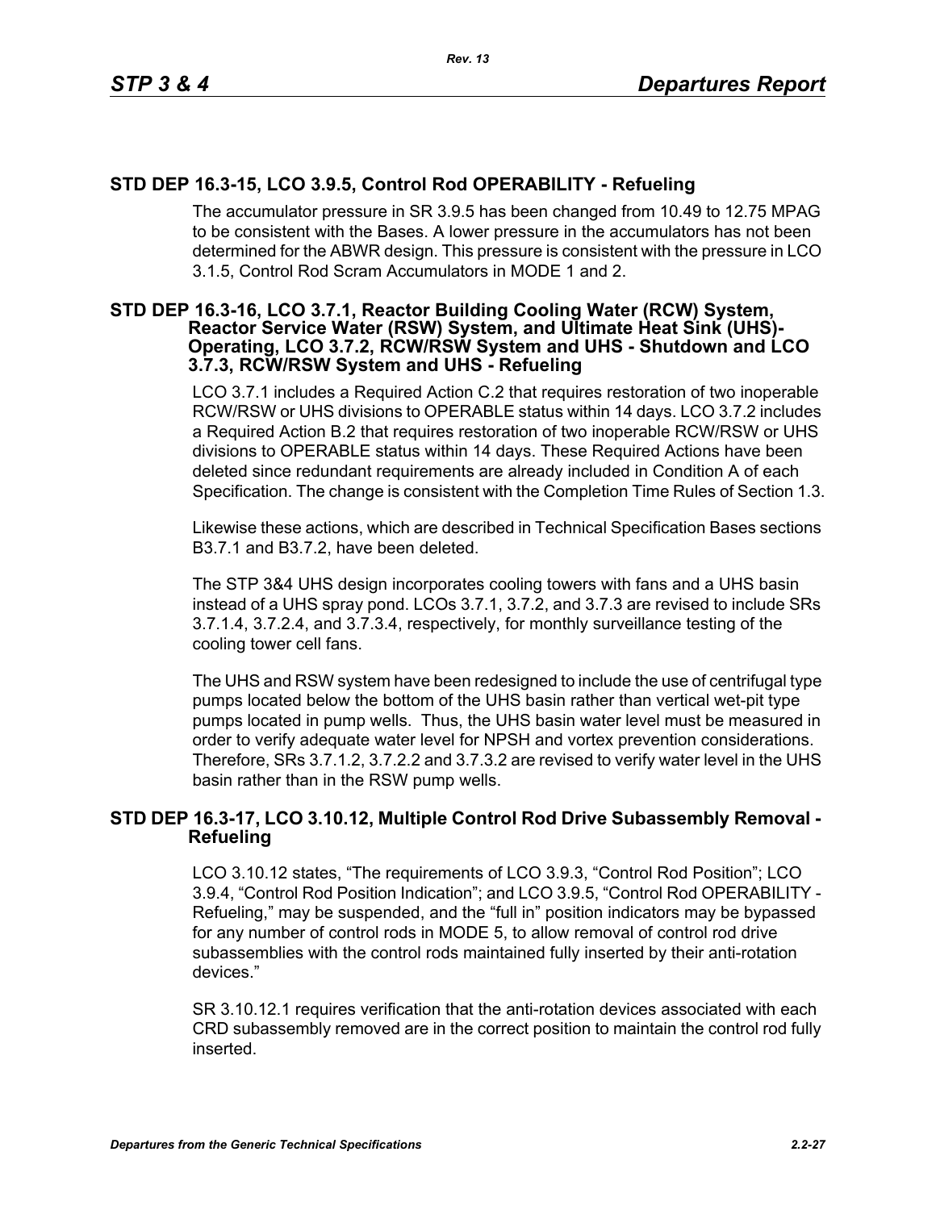## STD DEP 16.3-15, LCO 3.9.5, Control Rod OPERABILITY - Refueling

The accumulator pressure in SR 3.9.5 has been changed from 10.49 to 12.75 MPAG to be consistent with the Bases. A lower pressure in the accumulators has not been determined for the ABWR design. This pressure is consistent with the pressure in LCO 3.1.5, Control Rod Scram Accumulators in MODE 1 and 2.

## STD DEP 16.3-16, LCO 3.7.1, Reactor Building Cooling Water (RCW) System, Reactor Service Water (RSW) System, and Ultimate Heat Sink (UHS)-Operating, LCO 3.7.2, RCW/RSW System and UHS - Shutdown and LCO 3.7.3, RCW/RSW System and UHS - Refueling

LCO 3.7.1 includes a Required Action C.2 that requires restoration of two inoperable RCW/RSW or UHS divisions to OPERABLE status within 14 days. LCO 3.7.2 includes a Required Action B.2 that requires restoration of two inoperable RCW/RSW or UHS divisions to OPERABLE status within 14 days. These Required Actions have been deleted since redundant requirements are already included in Condition A of each Specification. The change is consistent with the Completion Time Rules of Section 1.3.

Likewise these actions, which are described in Technical Specification Bases sections B3.7.1 and B3.7.2, have been deleted.

The STP 3&4 UHS design incorporates cooling towers with fans and a UHS basin instead of a UHS spray pond. LCOs 3.7.1, 3.7.2, and 3.7.3 are revised to include SRs 3.7.1.4, 3.7.2.4, and 3.7.3.4, respectively, for monthly surveillance testing of the cooling tower cell fans.

The UHS and RSW system have been redesigned to include the use of centrifugal type pumps located below the bottom of the UHS basin rather than vertical wet-pit type pumps located in pump wells. Thus, the UHS basin water level must be measured in order to verify adequate water level for NPSH and vortex prevention considerations. Therefore, SRs 3.7.1.2, 3.7.2.2 and 3.7.3.2 are revised to verify water level in the UHS basin rather than in the RSW pump wells.

## STD DEP 16.3-17, LCO 3.10.12, Multiple Control Rod Drive Subassembly Removal - Refueling

LCO 3.10.12 states, "The requirements of LCO 3.9.3, "Control Rod Position"; LCO 3.9.4, "Control Rod Position Indication"; and LCO 3.9.5, "Control Rod OPERABILITY - Refueling," may be suspended, and the "full in" position indicators may be bypassed for any number of control rods in MODE 5, to allow removal of control rod drive subassemblies with the control rods maintained fully inserted by their anti-rotation devices."

SR 3.10.12.1 requires verification that the anti-rotation devices associated with each CRD subassembly removed are in the correct position to maintain the control rod fully inserted.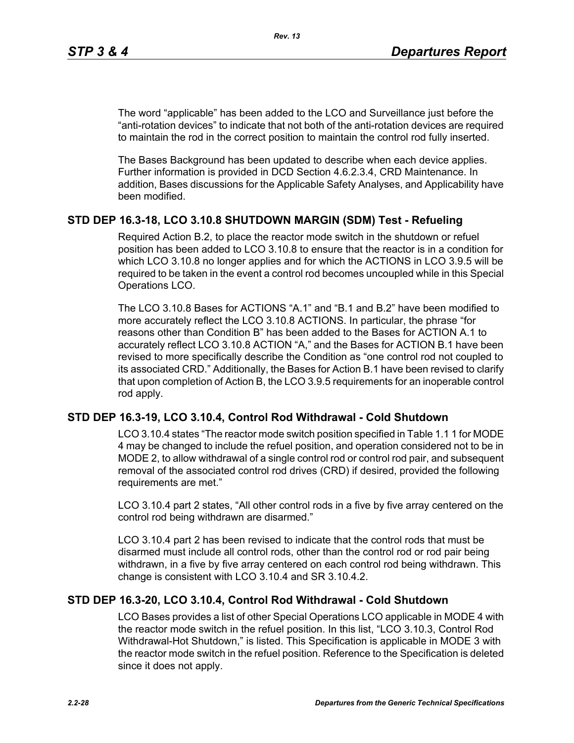The word “applicable” has been added to the LCO and Surveillance just before the “anti-rotation devices” to indicate that not both of the anti-rotation devices are required to maintain the rod in the correct position to maintain the control rod fully inserted.

The Bases Background has been updated to describe when each device applies. Further information is provided in DCD Section 4.6.2.3.4, CRD Maintenance. In addition, Bases discussions for the Applicable Safety Analyses, and Applicability have been modified.

## STD DEP 16.3-18, LCO 3.10.8 SHUTDOWN MARGIN (SDM) Test - Refueling

Required Action B.2, to place the reactor mode switch in the shutdown or refuel position has been added to LCO 3.10.8 to ensure that the reactor is in a condition for which LCO 3.10.8 no longer applies and for which the ACTIONS in LCO 3.9.5 will be required to be taken in the event a control rod becomes uncoupled while in this Special Operations LCO.

The LCO 3.10.8 Bases for ACTIONS “A.1” and “B.1 and B.2” have been modified to more accurately reflect the LCO 3.10.8 ACTIONS. In particular, the phrase “for reasons other than Condition B” has been added to the Bases for ACTION A.1 to accurately reflect LCO 3.10.8 ACTION “A,” and the Bases for ACTION B.1 have been revised to more specifically describe the Condition as “one control rod not coupled to its associated CRD.” Additionally, the Bases for Action B.1 have been revised to clarify that upon completion of Action B, the LCO 3.9.5 requirements for an inoperable control rod apply.

## STD DEP 16.3-19, LCO 3.10.4, Control Rod Withdrawal - Cold Shutdown

LCO 3.10.4 states “The reactor mode switch position specified in Table 1.1 1 for MODE 4 may be changed to include the refuel position, and operation considered not to be in MODE 2, to allow withdrawal of a single control rod or control rod pair, and subsequent removal of the associated control rod drives (CRD) if desired, provided the following requirements are met.”

LCO 3.10.4 part 2 states, “All other control rods in a five by five array centered on the control rod being withdrawn are disarmed.”

LCO 3.10.4 part 2 has been revised to indicate that the control rods that must be disarmed must include all control rods, other than the control rod or rod pair being withdrawn, in a five by five array centered on each control rod being withdrawn. This change is consistent with LCO 3.10.4 and SR 3.10.4.2.

## STD DEP 16.3-20, LCO 3.10.4, Control Rod Withdrawal - Cold Shutdown

LCO Bases provides a list of other Special Operations LCO applicable in MODE 4 with the reactor mode switch in the refuel position. In this list, “LCO 3.10.3, Control Rod Withdrawal-Hot Shutdown,” is listed. This Specification is applicable in MODE 3 with the reactor mode switch in the refuel position. Reference to the Specification is deleted since it does not apply.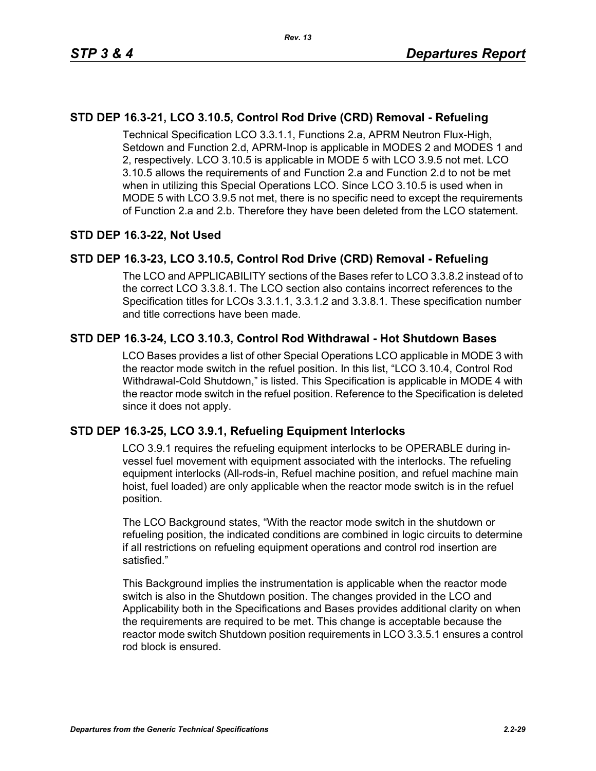## STD DEP 16.3-21, LCO 3.10.5, Control Rod Drive (CRD) Removal - Refueling

Technical Specification LCO 3.3.1.1, Functions 2.a, APRM Neutron Flux-High, Setdown and Function 2.d, APRM-Inop is applicable in MODES 2 and MODES 1 and 2, respectively. LCO 3.10.5 is applicable in MODE 5 with LCO 3.9.5 not met. LCO 3.10.5 allows the requirements of and Function 2.a and Function 2.d to not be met when in utilizing this Special Operations LCO. Since LCO 3.10.5 is used when in MODE 5 with LCO 3.9.5 not met, there is no specific need to except the requirements of Function 2.a and 2.b. Therefore they have been deleted from the LCO statement.

## STD DEP 16.3-22, Not Used

## STD DEP 16.3-23, LCO 3.10.5, Control Rod Drive (CRD) Removal - Refueling

The LCO and APPLICABILITY sections of the Bases refer to LCO 3.3.8.2 instead of to the correct LCO 3.3.8.1. The LCO section also contains incorrect references to the Specification titles for LCOs 3.3.1.1, 3.3.1.2 and 3.3.8.1. These specification number and title corrections have been made.

## STD DEP 16.3-24, LCO 3.10.3, Control Rod Withdrawal - Hot Shutdown Bases

LCO Bases provides a list of other Special Operations LCO applicable in MODE 3 with the reactor mode switch in the refuel position. In this list, "LCO 3.10.4, Control Rod Withdrawal-Cold Shutdown," is listed. This Specification is applicable in MODE 4 with the reactor mode switch in the refuel position. Reference to the Specification is deleted since it does not apply.

## STD DEP 16.3-25, LCO 3.9.1, Refueling Equipment Interlocks

LCO 3.9.1 requires the refueling equipment interlocks to be OPERABLE during in-vessel fuel movement with equipment associated with the interlocks. The refueling equipment interlocks (All-rods-in, Refuel machine position, and refuel machine main hoist, fuel loaded) are only applicable when the reactor mode switch is in the refuel position.

The LCO Background states, "With the reactor mode switch in the shutdown or refueling position, the indicated conditions are combined in logic circuits to determine if all restrictions on refueling equipment operations and control rod insertion are satisfied."

This Background implies the instrumentation is applicable when the reactor mode switch is also in the Shutdown position. The changes provided in the LCO and Applicability both in the Specifications and Bases provides additional clarity on when the requirements are required to be met. This change is acceptable because the reactor mode switch Shutdown position requirements in LCO 3.3.5.1 ensures a control rod block is ensured.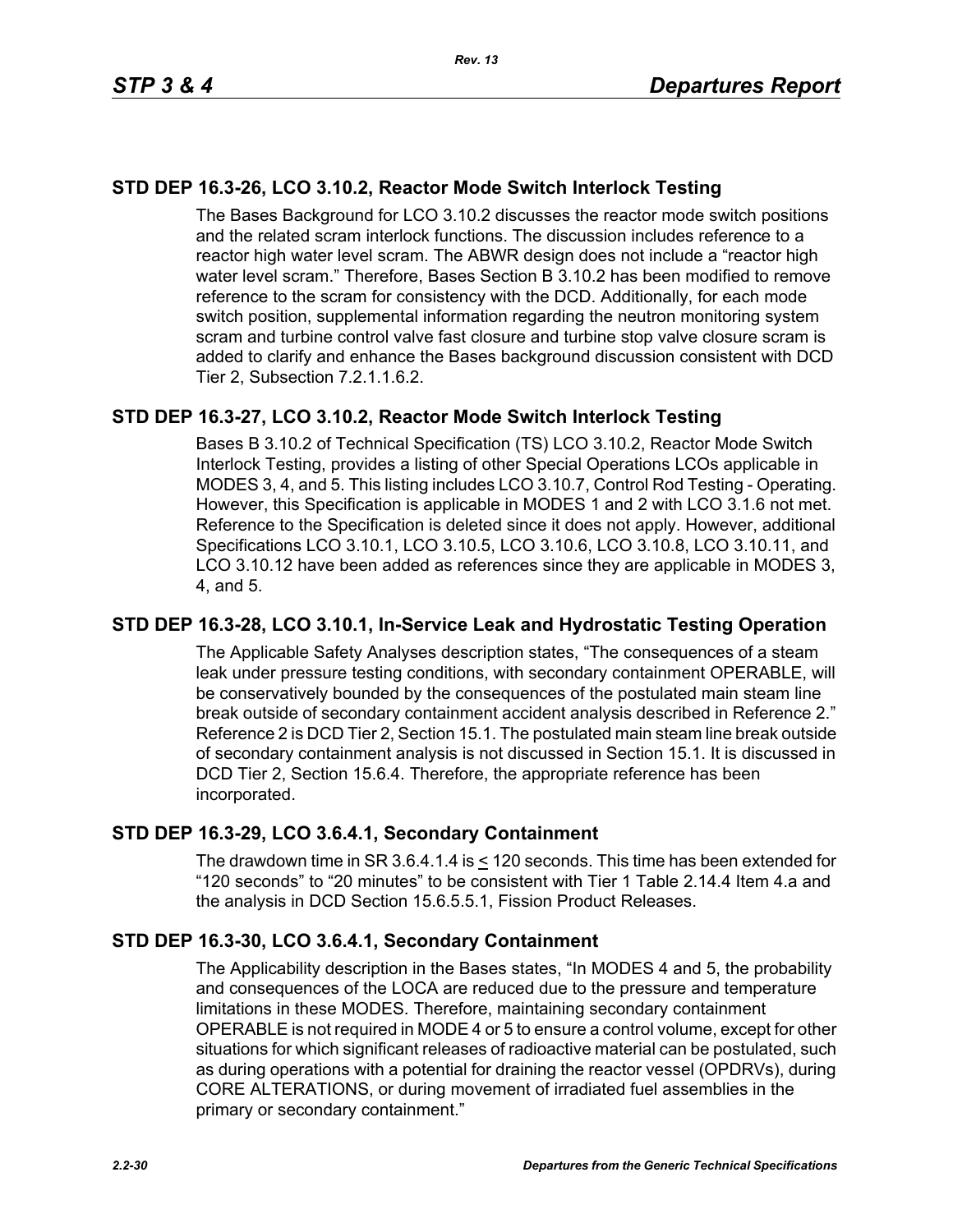## STD DEP 16.3-26, LCO 3.10.2, Reactor Mode Switch Interlock Testing

The Bases Background for LCO 3.10.2 discusses the reactor mode switch positions and the related scram interlock functions. The discussion includes reference to a reactor high water level scram. The ABWR design does not include a "reactor high water level scram." Therefore, Bases Section B 3.10.2 has been modified to remove reference to the scram for consistency with the DCD. Additionally, for each mode switch position, supplemental information regarding the neutron monitoring system scram and turbine control valve fast closure and turbine stop valve closure scram is added to clarify and enhance the Bases background discussion consistent with DCD Tier 2, Subsection 7.2.1.1.6.2.

## STD DEP 16.3-27, LCO 3.10.2, Reactor Mode Switch Interlock Testing

Bases B 3.10.2 of Technical Specification (TS) LCO 3.10.2, Reactor Mode Switch Interlock Testing, provides a listing of other Special Operations LCOs applicable in MODES 3, 4, and 5. This listing includes LCO 3.10.7, Control Rod Testing - Operating. However, this Specification is applicable in MODES 1 and 2 with LCO 3.1.6 not met. Reference to the Specification is deleted since it does not apply. However, additional Specifications LCO 3.10.1, LCO 3.10.5, LCO 3.10.6, LCO 3.10.8, LCO 3.10.11, and LCO 3.10.12 have been added as references since they are applicable in MODES 3, 4, and 5.

## STD DEP 16.3-28, LCO 3.10.1, In-Service Leak and Hydrostatic Testing Operation

The Applicable Safety Analyses description states, "The consequences of a steam leak under pressure testing conditions, with secondary containment OPERABLE, will be conservatively bounded by the consequences of the postulated main steam line break outside of secondary containment accident analysis described in Reference 2." Reference 2 is DCD Tier 2, Section 15.1. The postulated main steam line break outside of secondary containment analysis is not discussed in Section 15.1. It is discussed in DCD Tier 2, Section 15.6.4. Therefore, the appropriate reference has been incorporated.

## STD DEP 16.3-29, LCO 3.6.4.1, Secondary Containment

The drawdown time in SR 3.6.4.1.4 is ≤ 120 seconds. This time has been extended for "120 seconds" to "20 minutes" to be consistent with Tier 1 Table 2.14.4 Item 4.a and the analysis in DCD Section 15.6.5.5.1, Fission Product Releases.

## STD DEP 16.3-30, LCO 3.6.4.1, Secondary Containment

The Applicability description in the Bases states, "In MODES 4 and 5, the probability and consequences of the LOCA are reduced due to the pressure and temperature limitations in these MODES. Therefore, maintaining secondary containment OPERABLE is not required in MODE 4 or 5 to ensure a control volume, except for other situations for which significant releases of radioactive material can be postulated, such as during operations with a potential for draining the reactor vessel (OPDRVs), during CORE ALTERATIONS, or during movement of irradiated fuel assemblies in the primary or secondary containment."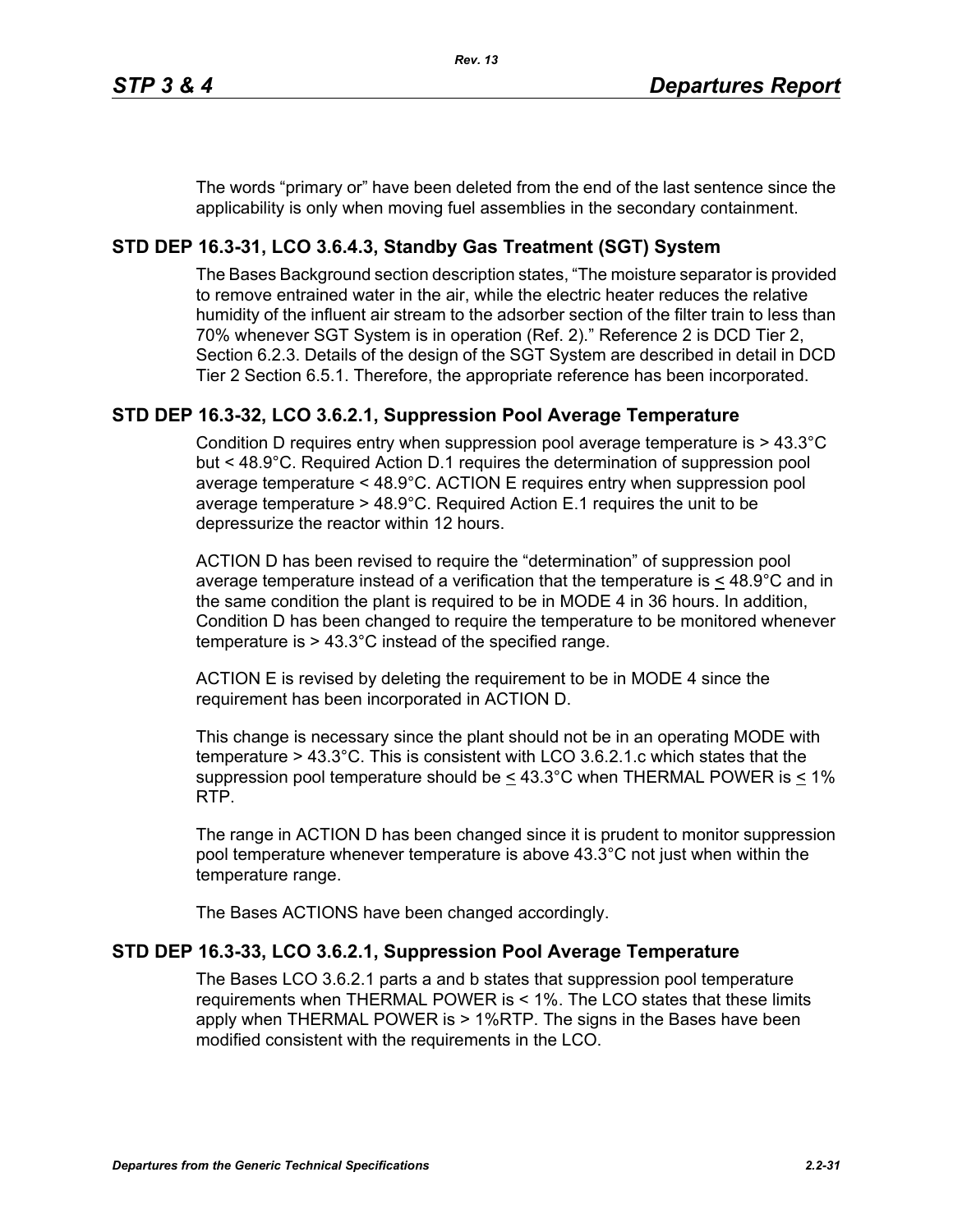The words “primary or” have been deleted from the end of the last sentence since the applicability is only when moving fuel assemblies in the secondary containment.

## STD DEP 16.3-31, LCO 3.6.4.3, Standby Gas Treatment (SGT) System

The Bases Background section description states, “The moisture separator is provided to remove entrained water in the air, while the electric heater reduces the relative humidity of the influent air stream to the adsorber section of the filter train to less than 70% whenever SGT System is in operation (Ref. 2).” Reference 2 is DCD Tier 2, Section 6.2.3. Details of the design of the SGT System are described in detail in DCD Tier 2 Section 6.5.1. Therefore, the appropriate reference has been incorporated.

## STD DEP 16.3-32, LCO 3.6.2.1, Suppression Pool Average Temperature

Condition D requires entry when suppression pool average temperature is > 43.3°C but < 48.9°C. Required Action D.1 requires the determination of suppression pool average temperature < 48.9°C. ACTION E requires entry when suppression pool average temperature > 48.9°C. Required Action E.1 requires the unit to be depressurize the reactor within 12 hours.

ACTION D has been revised to require the “determination” of suppression pool average temperature instead of a verification that the temperature is ≤ 48.9°C and in the same condition the plant is required to be in MODE 4 in 36 hours. In addition, Condition D has been changed to require the temperature to be monitored whenever temperature is > 43.3°C instead of the specified range.

ACTION E is revised by deleting the requirement to be in MODE 4 since the requirement has been incorporated in ACTION D.

This change is necessary since the plant should not be in an operating MODE with temperature > 43.3°C. This is consistent with LCO 3.6.2.1.c which states that the suppression pool temperature should be ≤ 43.3°C when THERMAL POWER is ≤ 1% RTP.

The range in ACTION D has been changed since it is prudent to monitor suppression pool temperature whenever temperature is above 43.3°C not just when within the temperature range.

The Bases ACTIONS have been changed accordingly.

## STD DEP 16.3-33, LCO 3.6.2.1, Suppression Pool Average Temperature

The Bases LCO 3.6.2.1 parts a and b states that suppression pool temperature requirements when THERMAL POWER is < 1%. The LCO states that these limits apply when THERMAL POWER is > 1%RTP. The signs in the Bases have been modified consistent with the requirements in the LCO.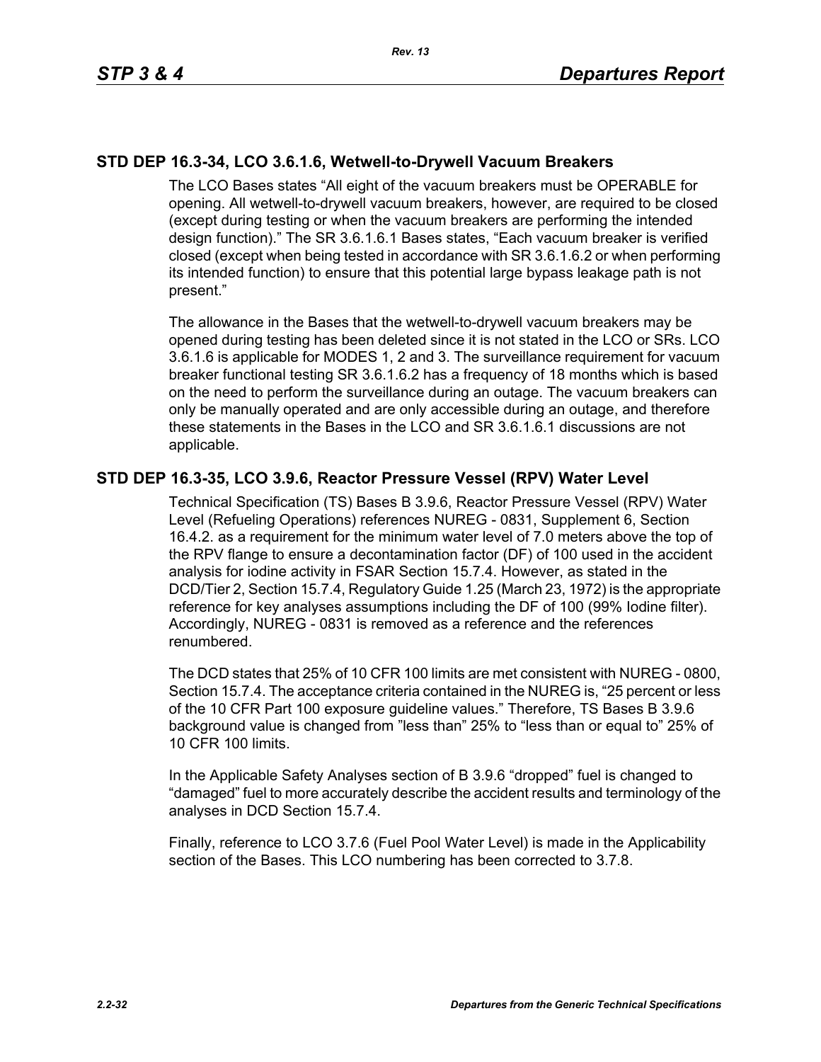## STD DEP 16.3-34, LCO 3.6.1.6, Wetwell-to-Drywell Vacuum Breakers

The LCO Bases states “All eight of the vacuum breakers must be OPERABLE for opening. All wetwell-to-drywell vacuum breakers, however, are required to be closed (except during testing or when the vacuum breakers are performing the intended design function).” The SR 3.6.1.6.1 Bases states, “Each vacuum breaker is verified closed (except when being tested in accordance with SR 3.6.1.6.2 or when performing its intended function) to ensure that this potential large bypass leakage path is not present.”

The allowance in the Bases that the wetwell-to-drywell vacuum breakers may be opened during testing has been deleted since it is not stated in the LCO or SRs. LCO 3.6.1.6 is applicable for MODES 1, 2 and 3. The surveillance requirement for vacuum breaker functional testing SR 3.6.1.6.2 has a frequency of 18 months which is based on the need to perform the surveillance during an outage. The vacuum breakers can only be manually operated and are only accessible during an outage, and therefore these statements in the Bases in the LCO and SR 3.6.1.6.1 discussions are not applicable.

## STD DEP 16.3-35, LCO 3.9.6, Reactor Pressure Vessel (RPV) Water Level

Technical Specification (TS) Bases B 3.9.6, Reactor Pressure Vessel (RPV) Water Level (Refueling Operations) references NUREG - 0831, Supplement 6, Section 16.4.2. as a requirement for the minimum water level of 7.0 meters above the top of the RPV flange to ensure a decontamination factor (DF) of 100 used in the accident analysis for iodine activity in FSAR Section 15.7.4. However, as stated in the DCD/Tier 2, Section 15.7.4, Regulatory Guide 1.25 (March 23, 1972) is the appropriate reference for key analyses assumptions including the DF of 100 (99% Iodine filter). Accordingly, NUREG - 0831 is removed as a reference and the references renumbered.

The DCD states that 25% of 10 CFR 100 limits are met consistent with NUREG - 0800, Section 15.7.4. The acceptance criteria contained in the NUREG is, “25 percent or less of the 10 CFR Part 100 exposure guideline values.” Therefore, TS Bases B 3.9.6 background value is changed from ”less than” 25% to “less than or equal to” 25% of 10 CFR 100 limits.

In the Applicable Safety Analyses section of B 3.9.6 “dropped” fuel is changed to “damaged” fuel to more accurately describe the accident results and terminology of the analyses in DCD Section 15.7.4.

Finally, reference to LCO 3.7.6 (Fuel Pool Water Level) is made in the Applicability section of the Bases. This LCO numbering has been corrected to 3.7.8.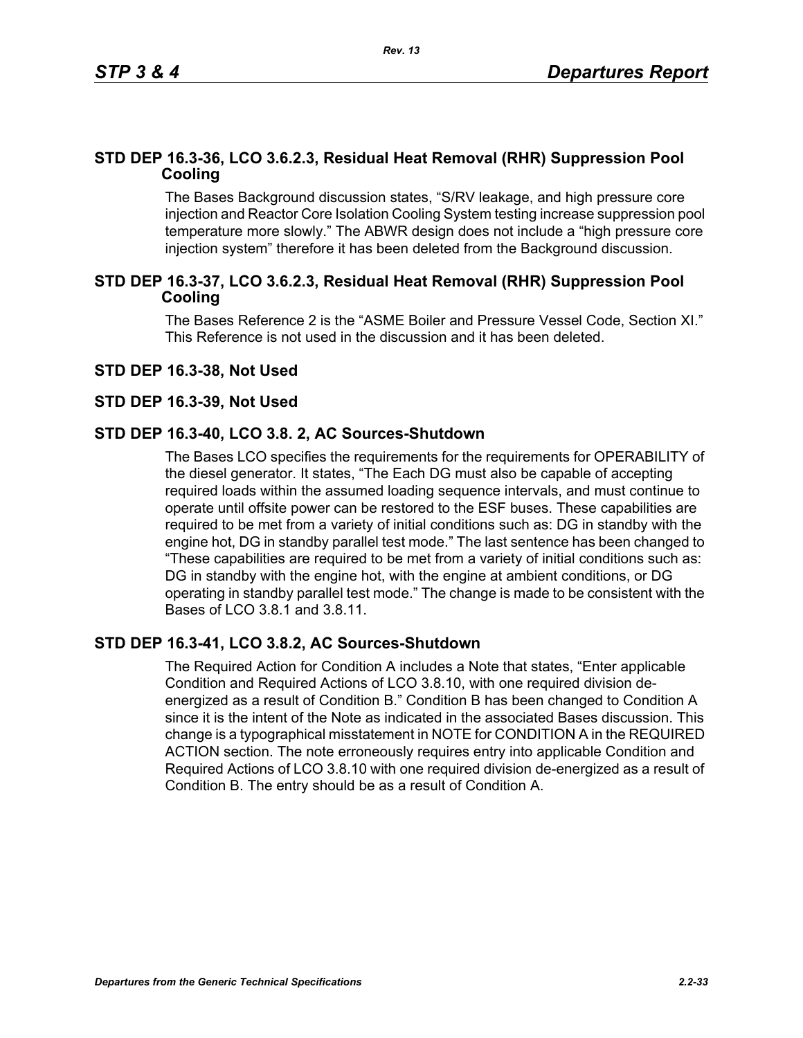## STD DEP 16.3-36, LCO 3.6.2.3, Residual Heat Removal (RHR) Suppression Pool Cooling

The Bases Background discussion states, “S/RV leakage, and high pressure core injection and Reactor Core Isolation Cooling System testing increase suppression pool temperature more slowly.” The ABWR design does not include a “high pressure core injection system” therefore it has been deleted from the Background discussion.

## STD DEP 16.3-37, LCO 3.6.2.3, Residual Heat Removal (RHR) Suppression Pool Cooling

The Bases Reference 2 is the “ASME Boiler and Pressure Vessel Code, Section XI.” This Reference is not used in the discussion and it has been deleted.

## STD DEP 16.3-38, Not Used

## STD DEP 16.3-39, Not Used

## STD DEP 16.3-40, LCO 3.8. 2, AC Sources-Shutdown

The Bases LCO specifies the requirements for the requirements for OPERABILITY of the diesel generator. It states, “The Each DG must also be capable of accepting required loads within the assumed loading sequence intervals, and must continue to operate until offsite power can be restored to the ESF buses. These capabilities are required to be met from a variety of initial conditions such as: DG in standby with the engine hot, DG in standby parallel test mode.” The last sentence has been changed to “These capabilities are required to be met from a variety of initial conditions such as: DG in standby with the engine hot, with the engine at ambient conditions, or DG operating in standby parallel test mode.” The change is made to be consistent with the Bases of LCO 3.8.1 and 3.8.11.

## STD DEP 16.3-41, LCO 3.8.2, AC Sources-Shutdown

The Required Action for Condition A includes a Note that states, “Enter applicable Condition and Required Actions of LCO 3.8.10, with one required division de-energized as a result of Condition B.” Condition B has been changed to Condition A since it is the intent of the Note as indicated in the associated Bases discussion. This change is a typographical misstatement in NOTE for CONDITION A in the REQUIRED ACTION section. The note erroneously requires entry into applicable Condition and Required Actions of LCO 3.8.10 with one required division de-energized as a result of Condition B. The entry should be as a result of Condition A.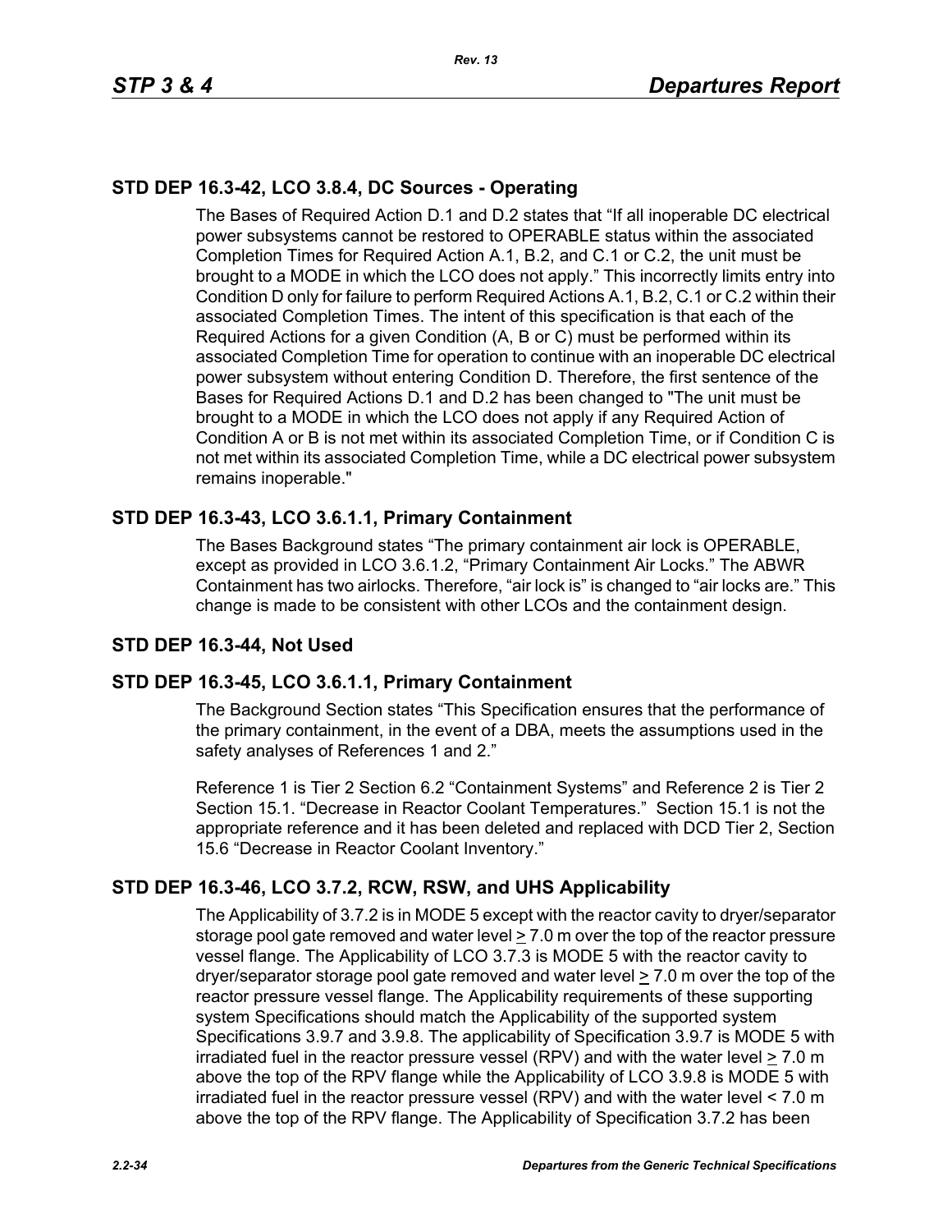## STD DEP 16.3-42, LCO 3.8.4, DC Sources - Operating

The Bases of Required Action D.1 and D.2 states that “If all inoperable DC electrical power subsystems cannot be restored to OPERABLE status within the associated Completion Times for Required Action A.1, B.2, and C.1 or C.2, the unit must be brought to a MODE in which the LCO does not apply.” This incorrectly limits entry into Condition D only for failure to perform Required Actions A.1, B.2, C.1 or C.2 within their associated Completion Times. The intent of this specification is that each of the Required Actions for a given Condition (A, B or C) must be performed within its associated Completion Time for operation to continue with an inoperable DC electrical power subsystem without entering Condition D. Therefore, the first sentence of the Bases for Required Actions D.1 and D.2 has been changed to "The unit must be brought to a MODE in which the LCO does not apply if any Required Action of Condition A or B is not met within its associated Completion Time, or if Condition C is not met within its associated Completion Time, while a DC electrical power subsystem remains inoperable."

## STD DEP 16.3-43, LCO 3.6.1.1, Primary Containment

The Bases Background states “The primary containment air lock is OPERABLE, except as provided in LCO 3.6.1.2, “Primary Containment Air Locks.” The ABWR Containment has two airlocks. Therefore, “air lock is” is changed to “air locks are.” This change is made to be consistent with other LCOs and the containment design.

## STD DEP 16.3-44, Not Used

## STD DEP 16.3-45, LCO 3.6.1.1, Primary Containment

The Background Section states “This Specification ensures that the performance of the primary containment, in the event of a DBA, meets the assumptions used in the safety analyses of References 1 and 2.”

Reference 1 is Tier 2 Section 6.2 “Containment Systems” and Reference 2 is Tier 2 Section 15.1. “Decrease in Reactor Coolant Temperatures.” Section 15.1 is not the appropriate reference and it has been deleted and replaced with DCD Tier 2, Section 15.6 “Decrease in Reactor Coolant Inventory.”

## STD DEP 16.3-46, LCO 3.7.2, RCW, RSW, and UHS Applicability

The Applicability of 3.7.2 is in MODE 5 except with the reactor cavity to dryer/separator storage pool gate removed and water level $\geq$ 7.0 m over the top of the reactor pressure vessel flange. The Applicability of LCO 3.7.3 is MODE 5 with the reactor cavity to dryer/separator storage pool gate removed and water level $\geq$ 7.0 m over the top of the reactor pressure vessel flange. The Applicability requirements of these supporting system Specifications should match the Applicability of the supported system Specifications 3.9.7 and 3.9.8. The applicability of Specification 3.9.7 is MODE 5 with irradiated fuel in the reactor pressure vessel (RPV) and with the water level $\geq$ 7.0 m above the top of the RPV flange while the Applicability of LCO 3.9.8 is MODE 5 with irradiated fuel in the reactor pressure vessel (RPV) and with the water level < 7.0 m above the top of the RPV flange. The Applicability of Specification 3.7.2 has been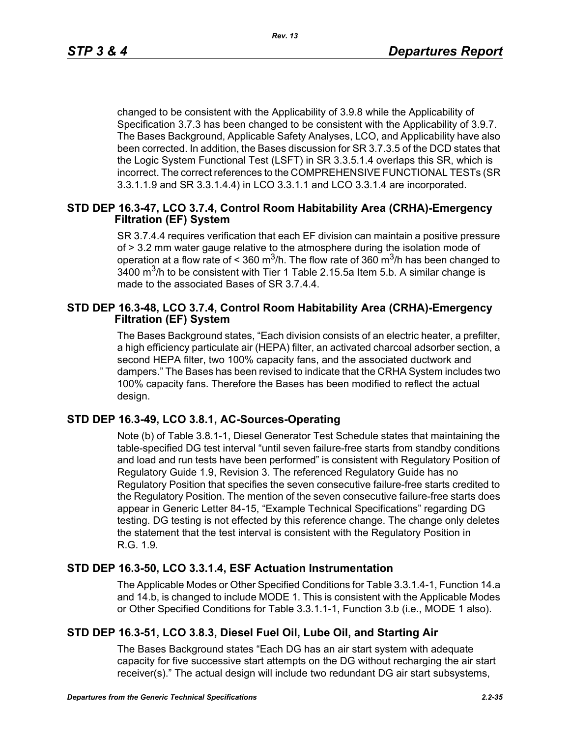changed to be consistent with the Applicability of 3.9.8 while the Applicability of Specification 3.7.3 has been changed to be consistent with the Applicability of 3.9.7. The Bases Background, Applicable Safety Analyses, LCO, and Applicability have also been corrected. In addition, the Bases discussion for SR 3.7.3.5 of the DCD states that the Logic System Functional Test (LSFT) in SR 3.3.5.1.4 overlaps this SR, which is incorrect. The correct references to the COMPREHENSIVE FUNCTIONAL TESTs (SR 3.3.1.1.9 and SR 3.3.1.4.4) in LCO 3.3.1.1 and LCO 3.3.1.4 are incorporated.

## STD DEP 16.3-47, LCO 3.7.4, Control Room Habitability Area (CRHA)-Emergency Filtration (EF) System

SR 3.7.4.4 requires verification that each EF division can maintain a positive pressure of > 3.2 mm water gauge relative to the atmosphere during the isolation mode of operation at a flow rate of < 360 $m^3$/h. The flow rate of 360 $m^3$/h has been changed to 3400 $m^3$/h to be consistent with Tier 1 Table 2.15.5a Item 5.b. A similar change is made to the associated Bases of SR 3.7.4.4.

## STD DEP 16.3-48, LCO 3.7.4, Control Room Habitability Area (CRHA)-Emergency Filtration (EF) System

The Bases Background states, "Each division consists of an electric heater, a prefilter, a high efficiency particulate air (HEPA) filter, an activated charcoal adsorber section, a second HEPA filter, two 100% capacity fans, and the associated ductwork and dampers." The Bases has been revised to indicate that the CRHA System includes two 100% capacity fans. Therefore the Bases has been modified to reflect the actual design.

## STD DEP 16.3-49, LCO 3.8.1, AC-Sources-Operating

Note (b) of Table 3.8.1-1, Diesel Generator Test Schedule states that maintaining the table-specified DG test interval "until seven failure-free starts from standby conditions and load and run tests have been performed" is consistent with Regulatory Position of Regulatory Guide 1.9, Revision 3. The referenced Regulatory Guide has no Regulatory Position that specifies the seven consecutive failure-free starts credited to the Regulatory Position. The mention of the seven consecutive failure-free starts does appear in Generic Letter 84-15, "Example Technical Specifications" regarding DG testing. DG testing is not effected by this reference change. The change only deletes the statement that the test interval is consistent with the Regulatory Position in R.G. 1.9.

## STD DEP 16.3-50, LCO 3.3.1.4, ESF Actuation Instrumentation

The Applicable Modes or Other Specified Conditions for Table 3.3.1.4-1, Function 14.a and 14.b, is changed to include MODE 1. This is consistent with the Applicable Modes or Other Specified Conditions for Table 3.3.1.1-1, Function 3.b (i.e., MODE 1 also).

## STD DEP 16.3-51, LCO 3.8.3, Diesel Fuel Oil, Lube Oil, and Starting Air

The Bases Background states "Each DG has an air start system with adequate capacity for five successive start attempts on the DG without recharging the air start receiver(s)." The actual design will include two redundant DG air start subsystems,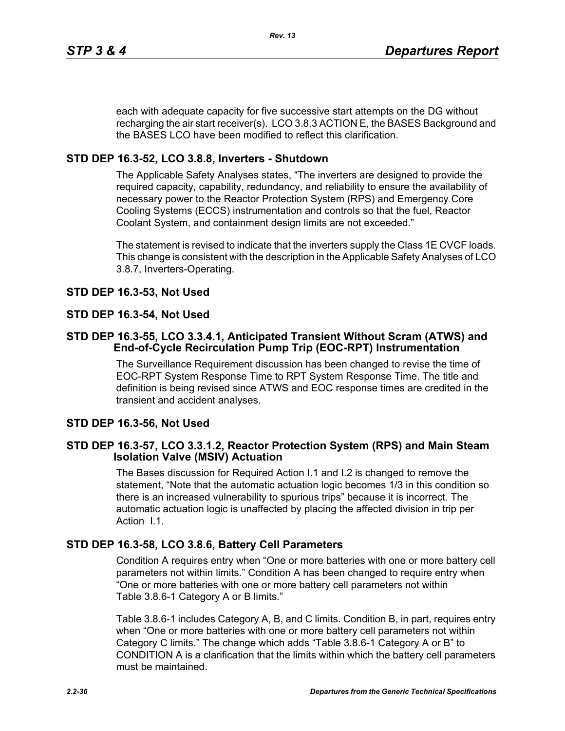each with adequate capacity for five successive start attempts on the DG without recharging the air start receiver(s). LCO 3.8.3 ACTION E, the BASES Background and the BASES LCO have been modified to reflect this clarification.

### STD DEP 16.3-52, LCO 3.8.8, Inverters - Shutdown

The Applicable Safety Analyses states, "The inverters are designed to provide the required capacity, capability, redundancy, and reliability to ensure the availability of necessary power to the Reactor Protection System (RPS) and Emergency Core Cooling Systems (ECCS) instrumentation and controls so that the fuel, Reactor Coolant System, and containment design limits are not exceeded."

The statement is revised to indicate that the inverters supply the Class 1E CVCF loads. This change is consistent with the description in the Applicable Safety Analyses of LCO 3.8.7, Inverters-Operating.

### STD DEP 16.3-53, Not Used

### STD DEP 16.3-54, Not Used

### STD DEP 16.3-55, LCO 3.3.4.1, Anticipated Transient Without Scram (ATWS) and End-of-Cycle Recirculation Pump Trip (EOC-RPT) Instrumentation

The Surveillance Requirement discussion has been changed to revise the time of EOC-RPT System Response Time to RPT System Response Time. The title and definition is being revised since ATWS and EOC response times are credited in the transient and accident analyses.

### STD DEP 16.3-56, Not Used

### STD DEP 16.3-57, LCO 3.3.1.2, Reactor Protection System (RPS) and Main Steam Isolation Valve (MSIV) Actuation

The Bases discussion for Required Action I.1 and I.2 is changed to remove the statement, "Note that the automatic actuation logic becomes 1/3 in this condition so there is an increased vulnerability to spurious trips" because it is incorrect. The automatic actuation logic is unaffected by placing the affected division in trip per Action I.1.

### STD DEP 16.3-58, LCO 3.8.6, Battery Cell Parameters

Condition A requires entry when "One or more batteries with one or more battery cell parameters not within limits." Condition A has been changed to require entry when "One or more batteries with one or more battery cell parameters not within Table 3.8.6-1 Category A or B limits."

Table 3.8.6-1 includes Category A, B, and C limits. Condition B, in part, requires entry when "One or more batteries with one or more battery cell parameters not within Category C limits." The change which adds "Table 3.8.6-1 Category A or B" to CONDITION A is a clarification that the limits within which the battery cell parameters must be maintained.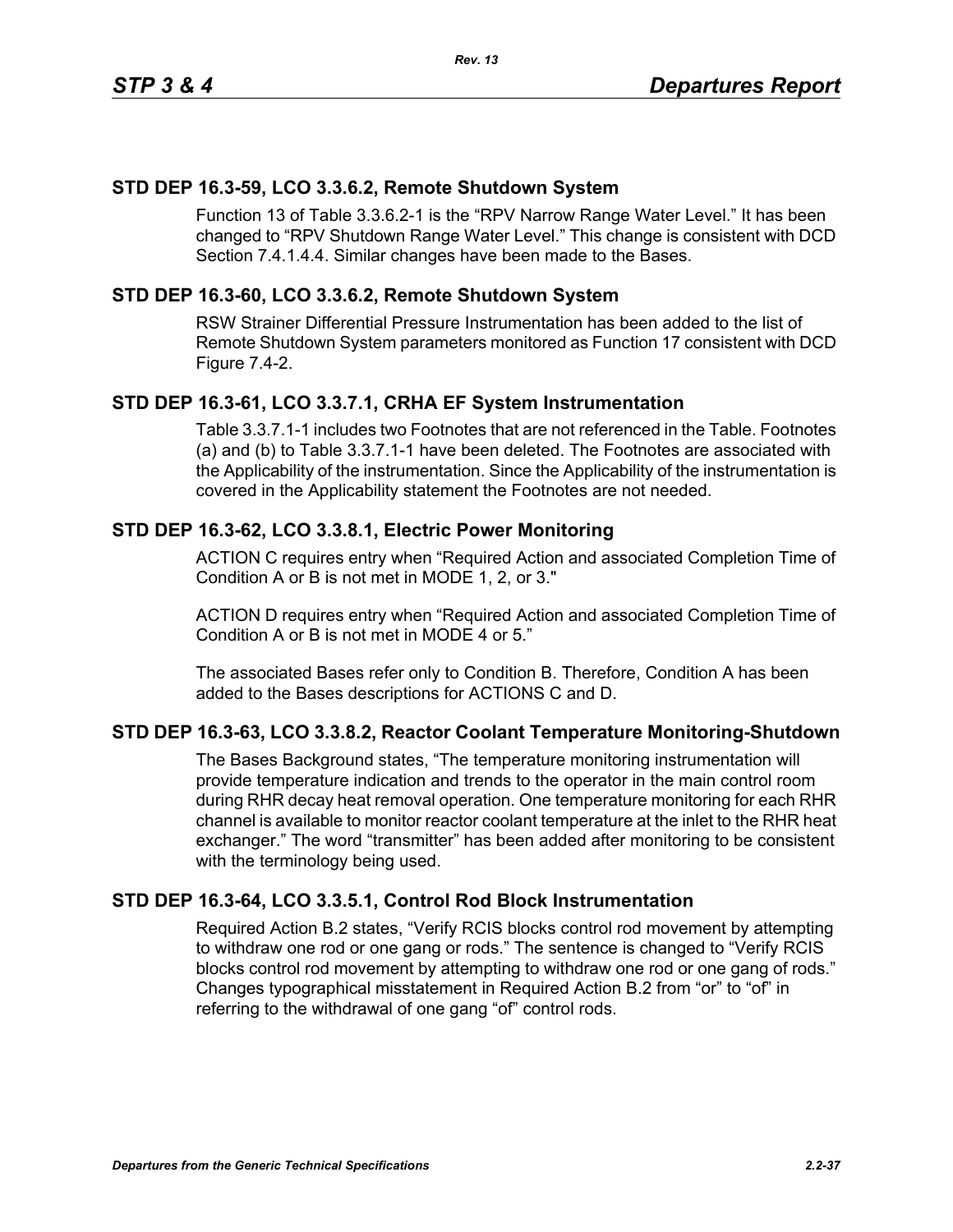## STD DEP 16.3-59, LCO 3.3.6.2, Remote Shutdown System

Function 13 of Table 3.3.6.2-1 is the "RPV Narrow Range Water Level." It has been changed to "RPV Shutdown Range Water Level." This change is consistent with DCD Section 7.4.1.4.4. Similar changes have been made to the Bases.

## STD DEP 16.3-60, LCO 3.3.6.2, Remote Shutdown System

RSW Strainer Differential Pressure Instrumentation has been added to the list of Remote Shutdown System parameters monitored as Function 17 consistent with DCD Figure 7.4-2.

## STD DEP 16.3-61, LCO 3.3.7.1, CRHA EF System Instrumentation

Table 3.3.7.1-1 includes two Footnotes that are not referenced in the Table. Footnotes (a) and (b) to Table 3.3.7.1-1 have been deleted. The Footnotes are associated with the Applicability of the instrumentation. Since the Applicability of the instrumentation is covered in the Applicability statement the Footnotes are not needed.

## STD DEP 16.3-62, LCO 3.3.8.1, Electric Power Monitoring

ACTION C requires entry when "Required Action and associated Completion Time of Condition A or B is not met in MODE 1, 2, or 3."

ACTION D requires entry when "Required Action and associated Completion Time of Condition A or B is not met in MODE 4 or 5."

The associated Bases refer only to Condition B. Therefore, Condition A has been added to the Bases descriptions for ACTIONS C and D.

## STD DEP 16.3-63, LCO 3.3.8.2, Reactor Coolant Temperature Monitoring-Shutdown

The Bases Background states, "The temperature monitoring instrumentation will provide temperature indication and trends to the operator in the main control room during RHR decay heat removal operation. One temperature monitoring for each RHR channel is available to monitor reactor coolant temperature at the inlet to the RHR heat exchanger." The word "transmitter" has been added after monitoring to be consistent with the terminology being used.

## STD DEP 16.3-64, LCO 3.3.5.1, Control Rod Block Instrumentation

Required Action B.2 states, "Verify RCIS blocks control rod movement by attempting to withdraw one rod or one gang or rods." The sentence is changed to "Verify RCIS blocks control rod movement by attempting to withdraw one rod or one gang of rods." Changes typographical misstatement in Required Action B.2 from "or" to "of" in referring to the withdrawal of one gang "of" control rods.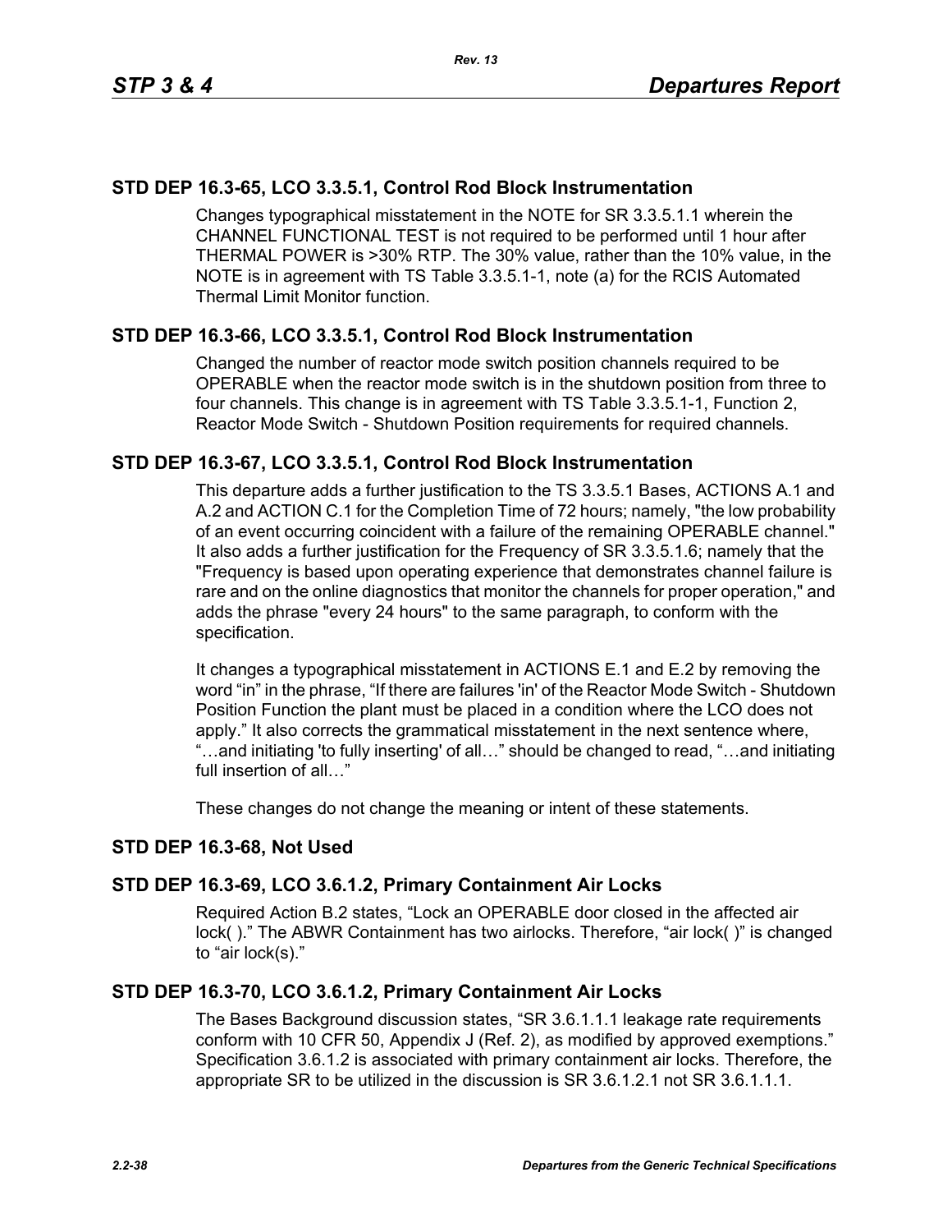## STD DEP 16.3-65, LCO 3.3.5.1, Control Rod Block Instrumentation

Changes typographical misstatement in the NOTE for SR 3.3.5.1.1 wherein the CHANNEL FUNCTIONAL TEST is not required to be performed until 1 hour after THERMAL POWER is >30% RTP. The 30% value, rather than the 10% value, in the NOTE is in agreement with TS Table 3.3.5.1-1, note (a) for the RCIS Automated Thermal Limit Monitor function.

## STD DEP 16.3-66, LCO 3.3.5.1, Control Rod Block Instrumentation

Changed the number of reactor mode switch position channels required to be OPERABLE when the reactor mode switch is in the shutdown position from three to four channels. This change is in agreement with TS Table 3.3.5.1-1, Function 2, Reactor Mode Switch - Shutdown Position requirements for required channels.

## STD DEP 16.3-67, LCO 3.3.5.1, Control Rod Block Instrumentation

This departure adds a further justification to the TS 3.3.5.1 Bases, ACTIONS A.1 and A.2 and ACTION C.1 for the Completion Time of 72 hours; namely, "the low probability of an event occurring coincident with a failure of the remaining OPERABLE channel." It also adds a further justification for the Frequency of SR 3.3.5.1.6; namely that the "Frequency is based upon operating experience that demonstrates channel failure is rare and on the online diagnostics that monitor the channels for proper operation," and adds the phrase "every 24 hours" to the same paragraph, to conform with the specification.

It changes a typographical misstatement in ACTIONS E.1 and E.2 by removing the word “in” in the phrase, “If there are failures 'in' of the Reactor Mode Switch - Shutdown Position Function the plant must be placed in a condition where the LCO does not apply.” It also corrects the grammatical misstatement in the next sentence where, “…and initiating 'to fully inserting' of all…” should be changed to read, “…and initiating full insertion of all…”

These changes do not change the meaning or intent of these statements.

## STD DEP 16.3-68, Not Used

## STD DEP 16.3-69, LCO 3.6.1.2, Primary Containment Air Locks

Required Action B.2 states, “Lock an OPERABLE door closed in the affected air lock( ).” The ABWR Containment has two airlocks. Therefore, “air lock( )” is changed to “air lock(s).”

## STD DEP 16.3-70, LCO 3.6.1.2, Primary Containment Air Locks

The Bases Background discussion states, “SR 3.6.1.1.1 leakage rate requirements conform with 10 CFR 50, Appendix J (Ref. 2), as modified by approved exemptions.” Specification 3.6.1.2 is associated with primary containment air locks. Therefore, the appropriate SR to be utilized in the discussion is SR 3.6.1.2.1 not SR 3.6.1.1.1.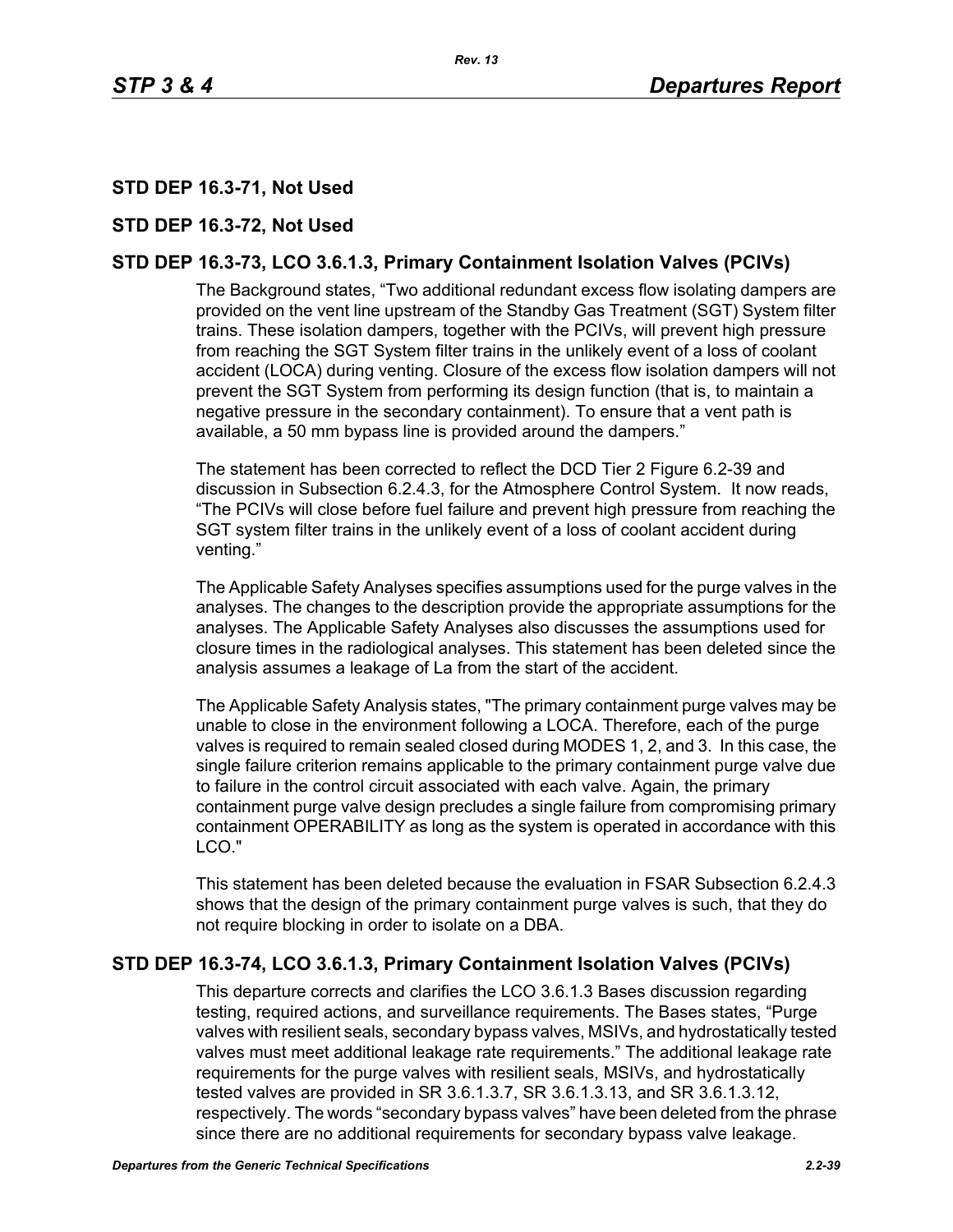### STD DEP 16.3-71, Not Used

### STD DEP 16.3-72, Not Used

### STD DEP 16.3-73, LCO 3.6.1.3, Primary Containment Isolation Valves (PCIVs)

The Background states, "Two additional redundant excess flow isolating dampers are provided on the vent line upstream of the Standby Gas Treatment (SGT) System filter trains. These isolation dampers, together with the PCIVs, will prevent high pressure from reaching the SGT System filter trains in the unlikely event of a loss of coolant accident (LOCA) during venting. Closure of the excess flow isolation dampers will not prevent the SGT System from performing its design function (that is, to maintain a negative pressure in the secondary containment). To ensure that a vent path is available, a 50 mm bypass line is provided around the dampers."

The statement has been corrected to reflect the DCD Tier 2 Figure 6.2-39 and discussion in Subsection 6.2.4.3, for the Atmosphere Control System. It now reads, "The PCIVs will close before fuel failure and prevent high pressure from reaching the SGT system filter trains in the unlikely event of a loss of coolant accident during venting."

The Applicable Safety Analyses specifies assumptions used for the purge valves in the analyses. The changes to the description provide the appropriate assumptions for the analyses. The Applicable Safety Analyses also discusses the assumptions used for closure times in the radiological analyses. This statement has been deleted since the analysis assumes a leakage of La from the start of the accident.

The Applicable Safety Analysis states, "The primary containment purge valves may be unable to close in the environment following a LOCA. Therefore, each of the purge valves is required to remain sealed closed during MODES 1, 2, and 3. In this case, the single failure criterion remains applicable to the primary containment purge valve due to failure in the control circuit associated with each valve. Again, the primary containment purge valve design precludes a single failure from compromising primary containment OPERABILITY as long as the system is operated in accordance with this LCO."

This statement has been deleted because the evaluation in FSAR Subsection 6.2.4.3 shows that the design of the primary containment purge valves is such, that they do not require blocking in order to isolate on a DBA.

### STD DEP 16.3-74, LCO 3.6.1.3, Primary Containment Isolation Valves (PCIVs)

This departure corrects and clarifies the LCO 3.6.1.3 Bases discussion regarding testing, required actions, and surveillance requirements. The Bases states, "Purge valves with resilient seals, secondary bypass valves, MSIVs, and hydrostatically tested valves must meet additional leakage rate requirements." The additional leakage rate requirements for the purge valves with resilient seals, MSIVs, and hydrostatically tested valves are provided in SR 3.6.1.3.7, SR 3.6.1.3.13, and SR 3.6.1.3.12, respectively. The words "secondary bypass valves" have been deleted from the phrase since there are no additional requirements for secondary bypass valve leakage.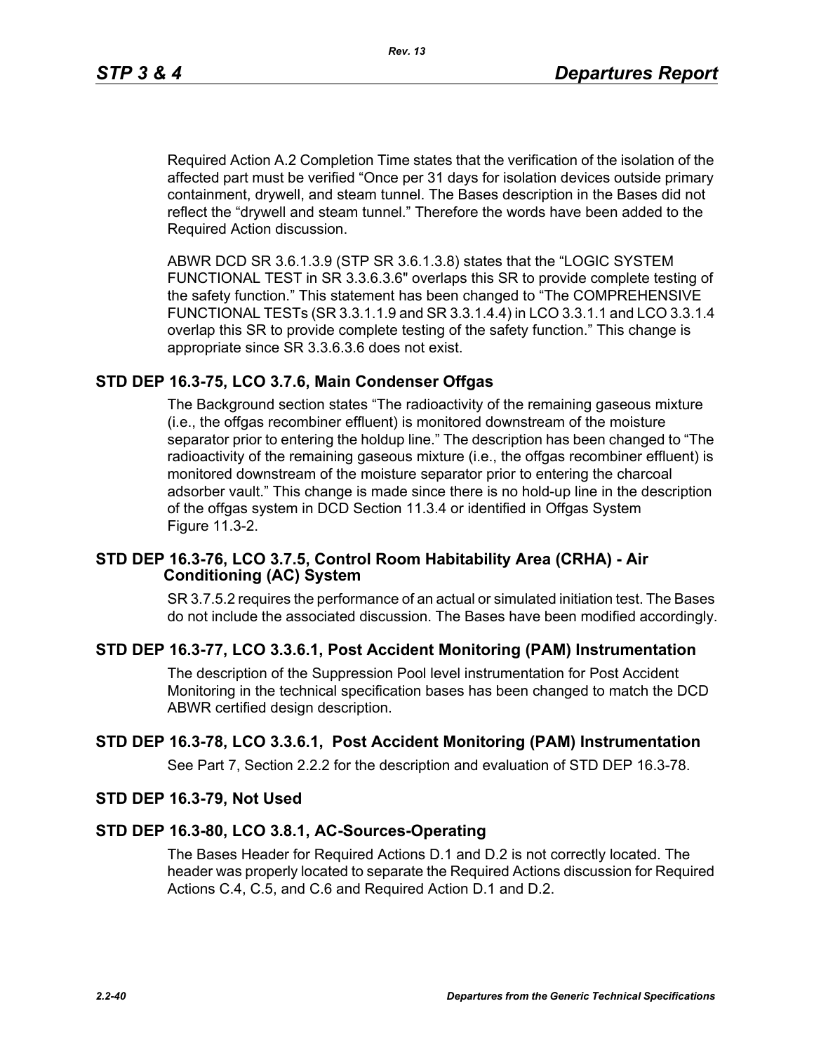Required Action A.2 Completion Time states that the verification of the isolation of the affected part must be verified “Once per 31 days for isolation devices outside primary containment, drywell, and steam tunnel. The Bases description in the Bases did not reflect the “drywell and steam tunnel.” Therefore the words have been added to the Required Action discussion.

ABWR DCD SR 3.6.1.3.9 (STP SR 3.6.1.3.8) states that the “LOGIC SYSTEM FUNCTIONAL TEST in SR 3.3.6.3.6" overlaps this SR to provide complete testing of the safety function.” This statement has been changed to “The COMPREHENSIVE FUNCTIONAL TESTs (SR 3.3.1.1.9 and SR 3.3.1.4.4) in LCO 3.3.1.1 and LCO 3.3.1.4 overlap this SR to provide complete testing of the safety function.” This change is appropriate since SR 3.3.6.3.6 does not exist.

### STD DEP 16.3-75, LCO 3.7.6, Main Condenser Offgas

The Background section states “The radioactivity of the remaining gaseous mixture (i.e., the offgas recombiner effluent) is monitored downstream of the moisture separator prior to entering the holdup line.” The description has been changed to “The radioactivity of the remaining gaseous mixture (i.e., the offgas recombiner effluent) is monitored downstream of the moisture separator prior to entering the charcoal adsorber vault.” This change is made since there is no hold-up line in the description of the offgas system in DCD Section 11.3.4 or identified in Offgas System Figure 11.3-2.

### STD DEP 16.3-76, LCO 3.7.5, Control Room Habitability Area (CRHA) - Air Conditioning (AC) System

SR 3.7.5.2 requires the performance of an actual or simulated initiation test. The Bases do not include the associated discussion. The Bases have been modified accordingly.

### STD DEP 16.3-77, LCO 3.3.6.1, Post Accident Monitoring (PAM) Instrumentation

The description of the Suppression Pool level instrumentation for Post Accident Monitoring in the technical specification bases has been changed to match the DCD ABWR certified design description.

### STD DEP 16.3-78, LCO 3.3.6.1, Post Accident Monitoring (PAM) Instrumentation

See Part 7, Section 2.2.2 for the description and evaluation of STD DEP 16.3-78.

### STD DEP 16.3-79, Not Used

### STD DEP 16.3-80, LCO 3.8.1, AC-Sources-Operating

The Bases Header for Required Actions D.1 and D.2 is not correctly located. The header was properly located to separate the Required Actions discussion for Required Actions C.4, C.5, and C.6 and Required Action D.1 and D.2.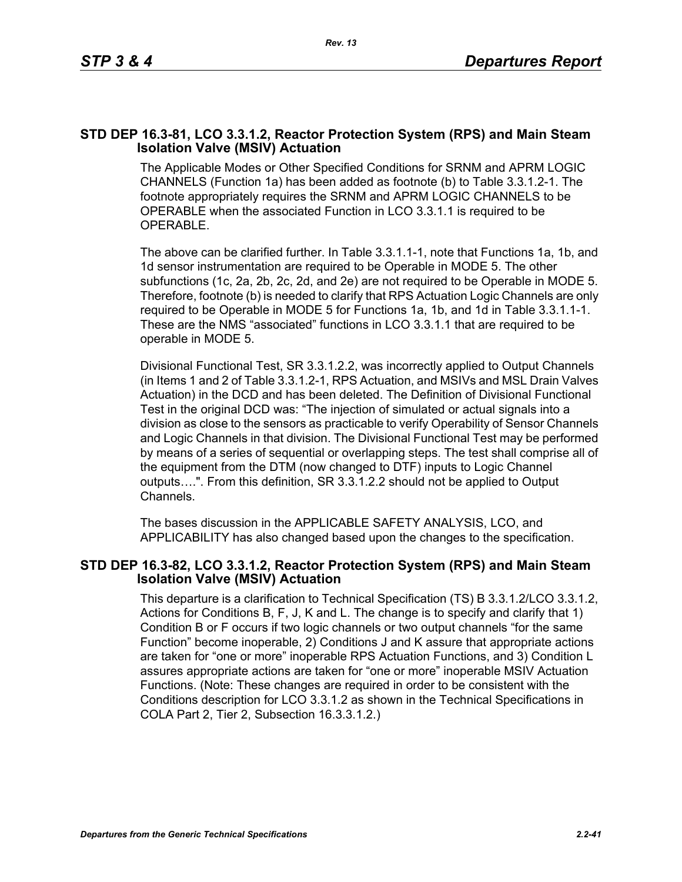## STD DEP 16.3-81, LCO 3.3.1.2, Reactor Protection System (RPS) and Main Steam Isolation Valve (MSIV) Actuation

The Applicable Modes or Other Specified Conditions for SRNM and APRM LOGIC CHANNELS (Function 1a) has been added as footnote (b) to Table 3.3.1.2-1. The footnote appropriately requires the SRNM and APRM LOGIC CHANNELS to be OPERABLE when the associated Function in LCO 3.3.1.1 is required to be OPERABLE.

The above can be clarified further. In Table 3.3.1.1-1, note that Functions 1a, 1b, and 1d sensor instrumentation are required to be Operable in MODE 5. The other subfunctions (1c, 2a, 2b, 2c, 2d, and 2e) are not required to be Operable in MODE 5. Therefore, footnote (b) is needed to clarify that RPS Actuation Logic Channels are only required to be Operable in MODE 5 for Functions 1a, 1b, and 1d in Table 3.3.1.1-1. These are the NMS "associated" functions in LCO 3.3.1.1 that are required to be operable in MODE 5.

Divisional Functional Test, SR 3.3.1.2.2, was incorrectly applied to Output Channels (in Items 1 and 2 of Table 3.3.1.2-1, RPS Actuation, and MSIVs and MSL Drain Valves Actuation) in the DCD and has been deleted. The Definition of Divisional Functional Test in the original DCD was: "The injection of simulated or actual signals into a division as close to the sensors as practicable to verify Operability of Sensor Channels and Logic Channels in that division. The Divisional Functional Test may be performed by means of a series of sequential or overlapping steps. The test shall comprise all of the equipment from the DTM (now changed to DTF) inputs to Logic Channel outputs….". From this definition, SR 3.3.1.2.2 should not be applied to Output Channels.

The bases discussion in the APPLICABLE SAFETY ANALYSIS, LCO, and APPLICABILITY has also changed based upon the changes to the specification.

## STD DEP 16.3-82, LCO 3.3.1.2, Reactor Protection System (RPS) and Main Steam Isolation Valve (MSIV) Actuation

This departure is a clarification to Technical Specification (TS) B 3.3.1.2/LCO 3.3.1.2, Actions for Conditions B, F, J, K and L. The change is to specify and clarify that 1) Condition B or F occurs if two logic channels or two output channels "for the same Function" become inoperable, 2) Conditions J and K assure that appropriate actions are taken for "one or more" inoperable RPS Actuation Functions, and 3) Condition L assures appropriate actions are taken for "one or more" inoperable MSIV Actuation Functions. (Note: These changes are required in order to be consistent with the Conditions description for LCO 3.3.1.2 as shown in the Technical Specifications in COLA Part 2, Tier 2, Subsection 16.3.3.1.2.)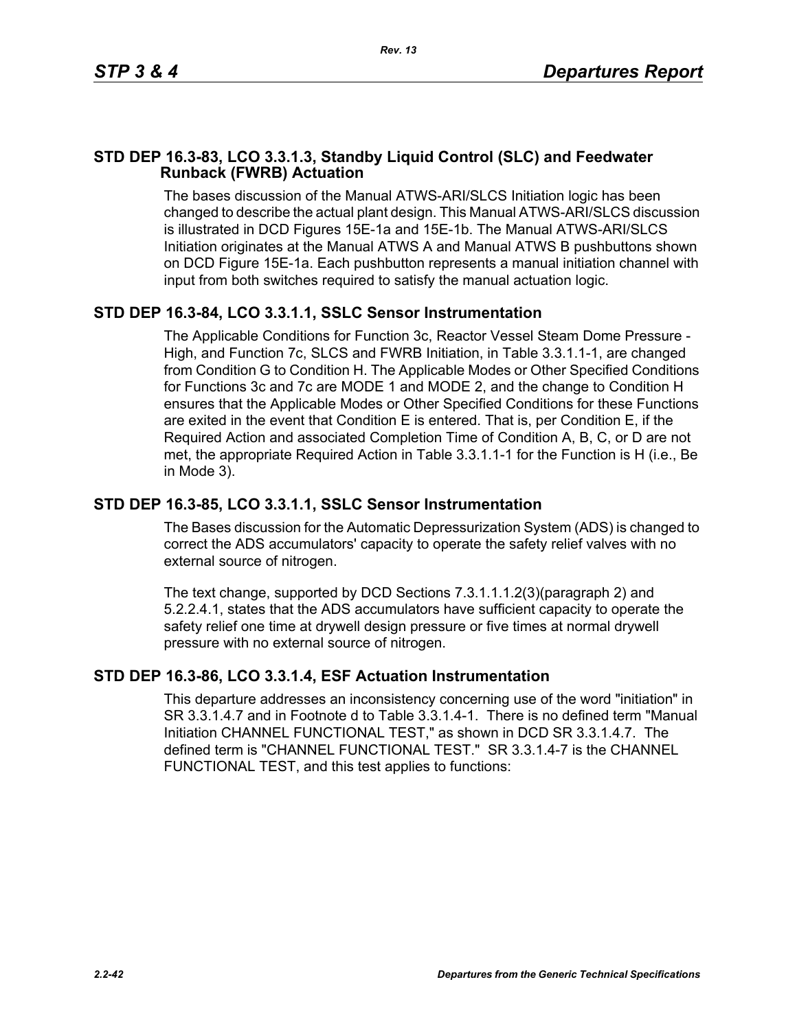### STD DEP 16.3-83, LCO 3.3.1.3, Standby Liquid Control (SLC) and Feedwater Runback (FWRB) Actuation

The bases discussion of the Manual ATWS-ARI/SLCS Initiation logic has been changed to describe the actual plant design. This Manual ATWS-ARI/SLCS discussion is illustrated in DCD Figures 15E-1a and 15E-1b. The Manual ATWS-ARI/SLCS Initiation originates at the Manual ATWS A and Manual ATWS B pushbuttons shown on DCD Figure 15E-1a. Each pushbutton represents a manual initiation channel with input from both switches required to satisfy the manual actuation logic.

### STD DEP 16.3-84, LCO 3.3.1.1, SSLC Sensor Instrumentation

The Applicable Conditions for Function 3c, Reactor Vessel Steam Dome Pressure - High, and Function 7c, SLCS and FWRB Initiation, in Table 3.3.1.1-1, are changed from Condition G to Condition H. The Applicable Modes or Other Specified Conditions for Functions 3c and 7c are MODE 1 and MODE 2, and the change to Condition H ensures that the Applicable Modes or Other Specified Conditions for these Functions are exited in the event that Condition E is entered. That is, per Condition E, if the Required Action and associated Completion Time of Condition A, B, C, or D are not met, the appropriate Required Action in Table 3.3.1.1-1 for the Function is H (i.e., Be in Mode 3).

### STD DEP 16.3-85, LCO 3.3.1.1, SSLC Sensor Instrumentation

The Bases discussion for the Automatic Depressurization System (ADS) is changed to correct the ADS accumulators' capacity to operate the safety relief valves with no external source of nitrogen.

The text change, supported by DCD Sections 7.3.1.1.1.2(3)(paragraph 2) and 5.2.2.4.1, states that the ADS accumulators have sufficient capacity to operate the safety relief one time at drywell design pressure or five times at normal drywell pressure with no external source of nitrogen.

### STD DEP 16.3-86, LCO 3.3.1.4, ESF Actuation Instrumentation

This departure addresses an inconsistency concerning use of the word "initiation" in SR 3.3.1.4.7 and in Footnote d to Table 3.3.1.4-1. There is no defined term "Manual Initiation CHANNEL FUNCTIONAL TEST," as shown in DCD SR 3.3.1.4.7. The defined term is "CHANNEL FUNCTIONAL TEST." SR 3.3.1.4-7 is the CHANNEL FUNCTIONAL TEST, and this test applies to functions: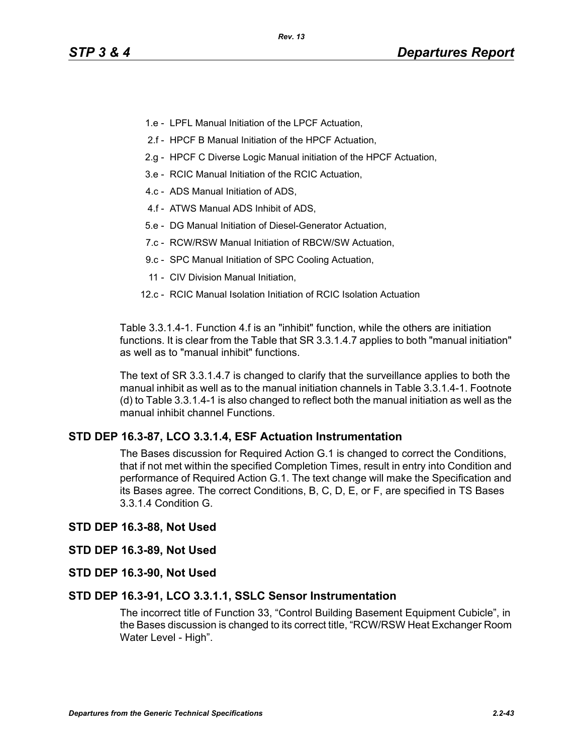1.e - LPFL Manual Initiation of the LPCF Actuation,

2.f - HPCF B Manual Initiation of the HPCF Actuation,

2.g - HPCF C Diverse Logic Manual initiation of the HPCF Actuation,

3.e - RCIC Manual Initiation of the RCIC Actuation,

4.c - ADS Manual Initiation of ADS,

4.f - ATWS Manual ADS Inhibit of ADS,

5.e - DG Manual Initiation of Diesel-Generator Actuation,

7.c - RCW/RSW Manual Initiation of RBCW/SW Actuation,

9.c - SPC Manual Initiation of SPC Cooling Actuation,

11 - CIV Division Manual Initiation,

12.c - RCIC Manual Isolation Initiation of RCIC Isolation Actuation

Table 3.3.1.4-1. Function 4.f is an "inhibit" function, while the others are initiation functions. It is clear from the Table that SR 3.3.1.4.7 applies to both "manual initiation" as well as to "manual inhibit" functions.

The text of SR 3.3.1.4.7 is changed to clarify that the surveillance applies to both the manual inhibit as well as to the manual initiation channels in Table 3.3.1.4-1. Footnote (d) to Table 3.3.1.4-1 is also changed to reflect both the manual initiation as well as the manual inhibit channel Functions.

### STD DEP 16.3-87, LCO 3.3.1.4, ESF Actuation Instrumentation

The Bases discussion for Required Action G.1 is changed to correct the Conditions, that if not met within the specified Completion Times, result in entry into Condition and performance of Required Action G.1. The text change will make the Specification and its Bases agree. The correct Conditions, B, C, D, E, or F, are specified in TS Bases 3.3.1.4 Condition G.

### STD DEP 16.3-88, Not Used

### STD DEP 16.3-89, Not Used

### STD DEP 16.3-90, Not Used

### STD DEP 16.3-91, LCO 3.3.1.1, SSLC Sensor Instrumentation

The incorrect title of Function 33, “Control Building Basement Equipment Cubicle”, in the Bases discussion is changed to its correct title, “RCW/RSW Heat Exchanger Room Water Level - High”.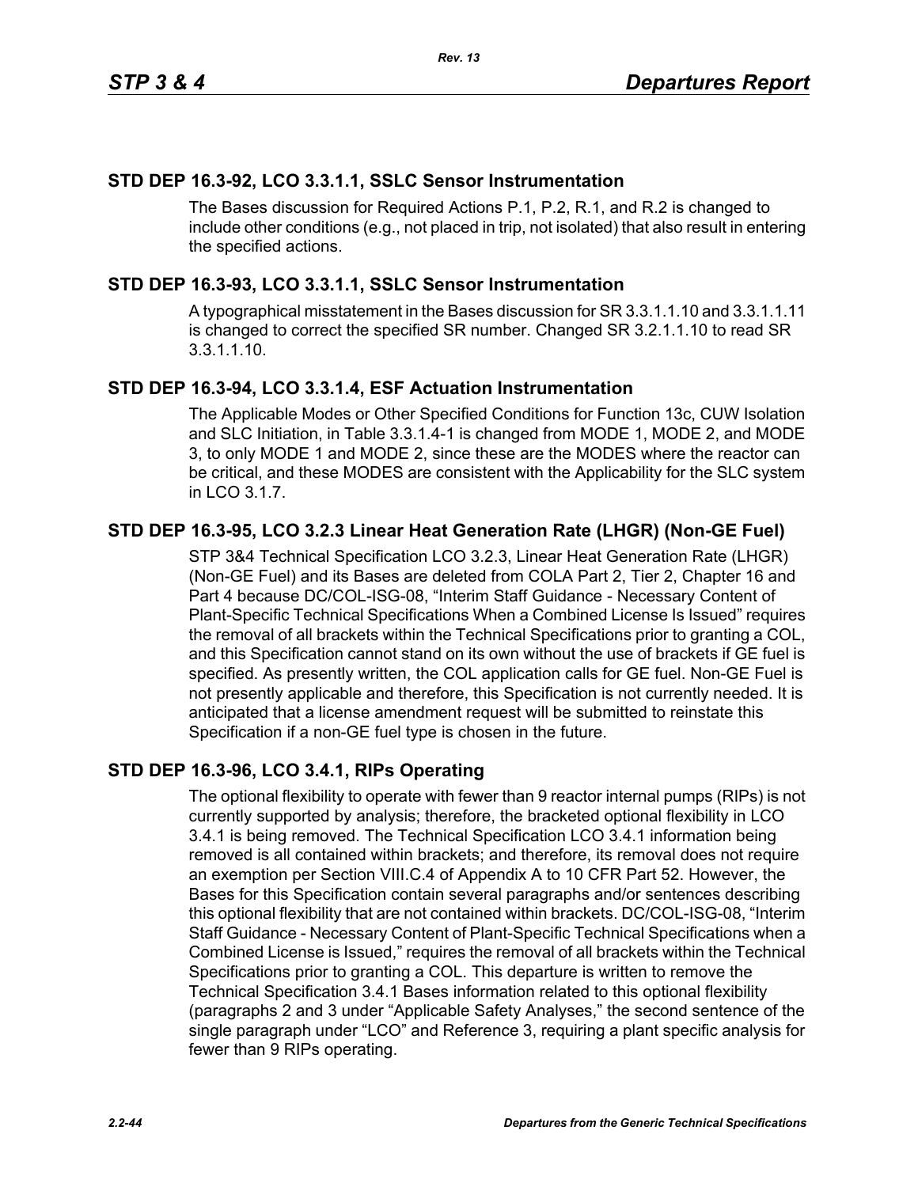## STD DEP 16.3-92, LCO 3.3.1.1, SSLC Sensor Instrumentation

The Bases discussion for Required Actions P.1, P.2, R.1, and R.2 is changed to include other conditions (e.g., not placed in trip, not isolated) that also result in entering the specified actions.

## STD DEP 16.3-93, LCO 3.3.1.1, SSLC Sensor Instrumentation

A typographical misstatement in the Bases discussion for SR 3.3.1.1.10 and 3.3.1.1.11 is changed to correct the specified SR number. Changed SR 3.2.1.1.10 to read SR 3.3.1.1.10.

## STD DEP 16.3-94, LCO 3.3.1.4, ESF Actuation Instrumentation

The Applicable Modes or Other Specified Conditions for Function 13c, CUW Isolation and SLC Initiation, in Table 3.3.1.4-1 is changed from MODE 1, MODE 2, and MODE 3, to only MODE 1 and MODE 2, since these are the MODES where the reactor can be critical, and these MODES are consistent with the Applicability for the SLC system in LCO 3.1.7.

## STD DEP 16.3-95, LCO 3.2.3 Linear Heat Generation Rate (LHGR) (Non-GE Fuel)

STP 3&4 Technical Specification LCO 3.2.3, Linear Heat Generation Rate (LHGR) (Non-GE Fuel) and its Bases are deleted from COLA Part 2, Tier 2, Chapter 16 and Part 4 because DC/COL-ISG-08, "Interim Staff Guidance - Necessary Content of Plant-Specific Technical Specifications When a Combined License Is Issued" requires the removal of all brackets within the Technical Specifications prior to granting a COL, and this Specification cannot stand on its own without the use of brackets if GE fuel is specified. As presently written, the COL application calls for GE fuel. Non-GE Fuel is not presently applicable and therefore, this Specification is not currently needed. It is anticipated that a license amendment request will be submitted to reinstate this Specification if a non-GE fuel type is chosen in the future.

## STD DEP 16.3-96, LCO 3.4.1, RIPs Operating

The optional flexibility to operate with fewer than 9 reactor internal pumps (RIPs) is not currently supported by analysis; therefore, the bracketed optional flexibility in LCO 3.4.1 is being removed. The Technical Specification LCO 3.4.1 information being removed is all contained within brackets; and therefore, its removal does not require an exemption per Section VIII.C.4 of Appendix A to 10 CFR Part 52. However, the Bases for this Specification contain several paragraphs and/or sentences describing this optional flexibility that are not contained within brackets. DC/COL-ISG-08, "Interim Staff Guidance - Necessary Content of Plant-Specific Technical Specifications when a Combined License is Issued," requires the removal of all brackets within the Technical Specifications prior to granting a COL. This departure is written to remove the Technical Specification 3.4.1 Bases information related to this optional flexibility (paragraphs 2 and 3 under "Applicable Safety Analyses," the second sentence of the single paragraph under "LCO" and Reference 3, requiring a plant specific analysis for fewer than 9 RIPs operating.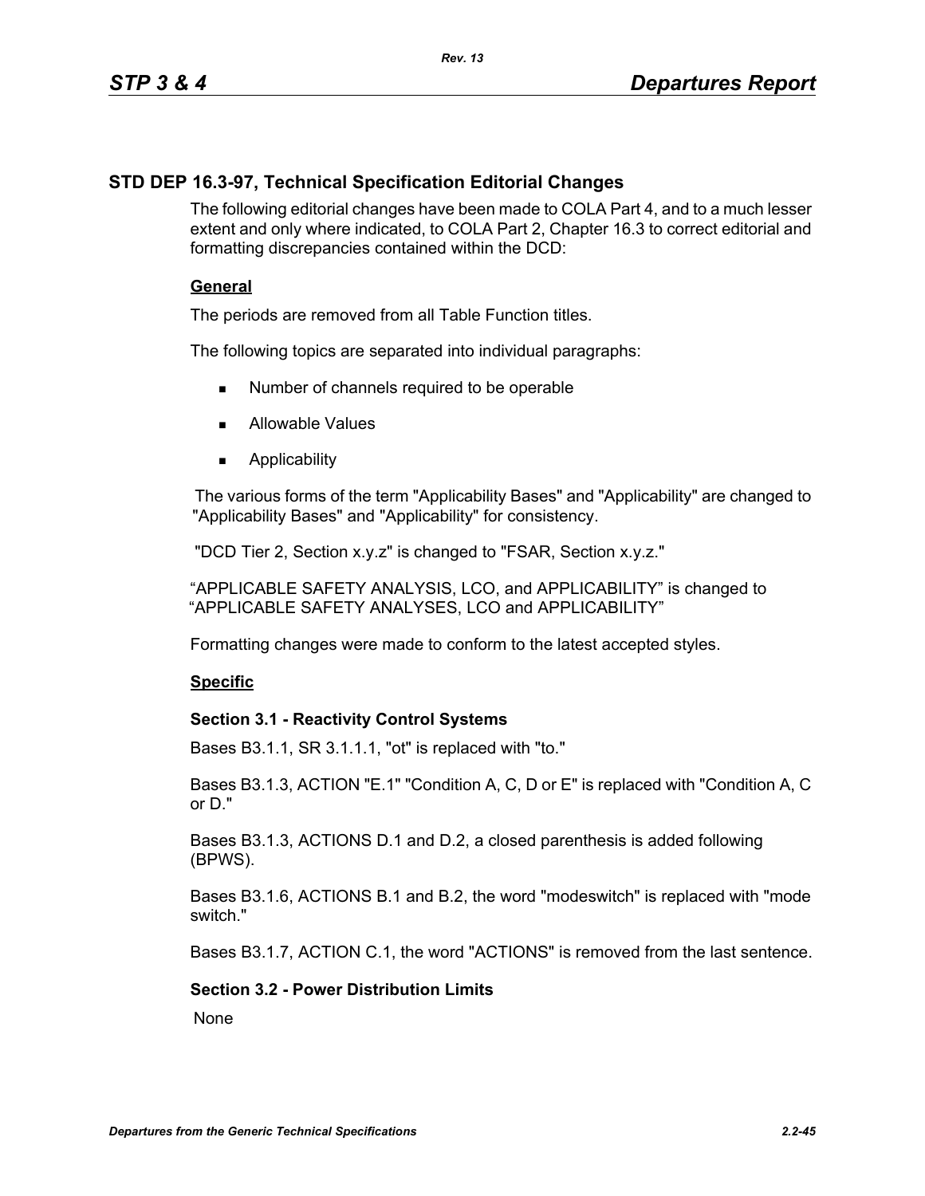## STD DEP 16.3-97, Technical Specification Editorial Changes

The following editorial changes have been made to COLA Part 4, and to a much lesser extent and only where indicated, to COLA Part 2, Chapter 16.3 to correct editorial and formatting discrepancies contained within the DCD:

### General

The periods are removed from all Table Function titles.

The following topics are separated into individual paragraphs:

- Number of channels required to be operable
- Allowable Values
- Applicability

The various forms of the term "Applicability Bases" and "Applicability" are changed to "Applicability Bases" and "Applicability" for consistency.

"DCD Tier 2, Section x.y.z" is changed to "FSAR, Section x.y.z."

"APPLICABLE SAFETY ANALYSIS, LCO, and APPLICABILITY" is changed to "APPLICABLE SAFETY ANALYSES, LCO and APPLICABILITY"

Formatting changes were made to conform to the latest accepted styles.

### Specific

**Section 3.1 - Reactivity Control Systems**

Bases B3.1.1, SR 3.1.1.1, "ot" is replaced with "to."

Bases B3.1.3, ACTION "E.1" "Condition A, C, D or E" is replaced with "Condition A, C or D."

Bases B3.1.3, ACTIONS D.1 and D.2, a closed parenthesis is added following (BPWS).

Bases B3.1.6, ACTIONS B.1 and B.2, the word "modeswitch" is replaced with "mode switch."

Bases B3.1.7, ACTION C.1, the word "ACTIONS" is removed from the last sentence.

**Section 3.2 - Power Distribution Limits**

None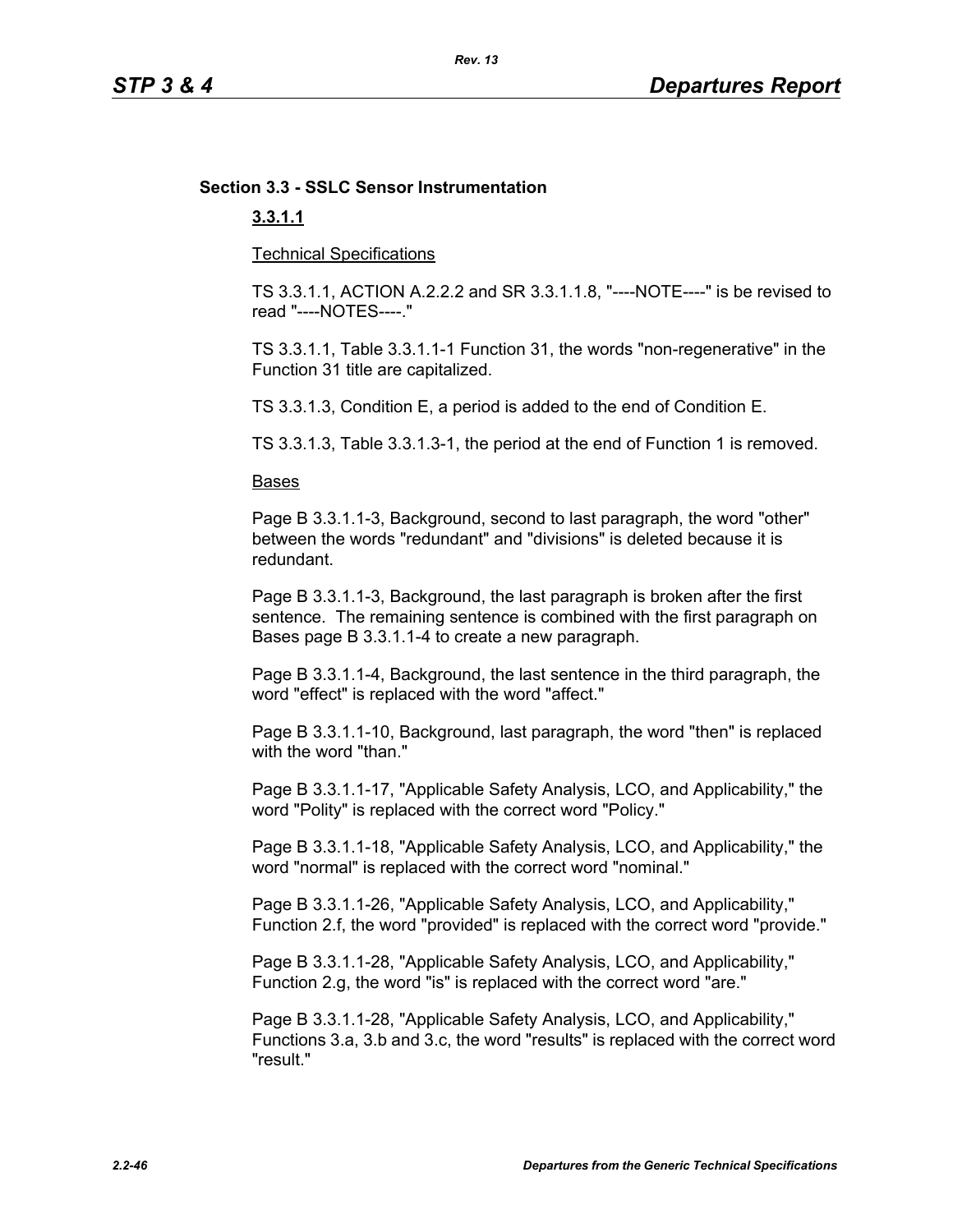## Section 3.3 - SSLC Sensor Instrumentation

### 3.3.1.1

Technical Specifications

TS 3.3.1.1, ACTION A.2.2.2 and SR 3.3.1.1.8, "----NOTE----" is be revised to read "----NOTES----."

TS 3.3.1.1, Table 3.3.1.1-1 Function 31, the words "non-regenerative" in the Function 31 title are capitalized.

TS 3.3.1.3, Condition E, a period is added to the end of Condition E.

TS 3.3.1.3, Table 3.3.1.3-1, the period at the end of Function 1 is removed.

Bases

Page B 3.3.1.1-3, Background, second to last paragraph, the word "other" between the words "redundant" and "divisions" is deleted because it is redundant.

Page B 3.3.1.1-3, Background, the last paragraph is broken after the first sentence. The remaining sentence is combined with the first paragraph on Bases page B 3.3.1.1-4 to create a new paragraph.

Page B 3.3.1.1-4, Background, the last sentence in the third paragraph, the word "effect" is replaced with the word "affect."

Page B 3.3.1.1-10, Background, last paragraph, the word "then" is replaced with the word "than."

Page B 3.3.1.1-17, "Applicable Safety Analysis, LCO, and Applicability," the word "Polity" is replaced with the correct word "Policy."

Page B 3.3.1.1-18, "Applicable Safety Analysis, LCO, and Applicability," the word "normal" is replaced with the correct word "nominal."

Page B 3.3.1.1-26, "Applicable Safety Analysis, LCO, and Applicability," Function 2.f, the word "provided" is replaced with the correct word "provide."

Page B 3.3.1.1-28, "Applicable Safety Analysis, LCO, and Applicability," Function 2.g, the word "is" is replaced with the correct word "are."

Page B 3.3.1.1-28, "Applicable Safety Analysis, LCO, and Applicability," Functions 3.a, 3.b and 3.c, the word "results" is replaced with the correct word "result."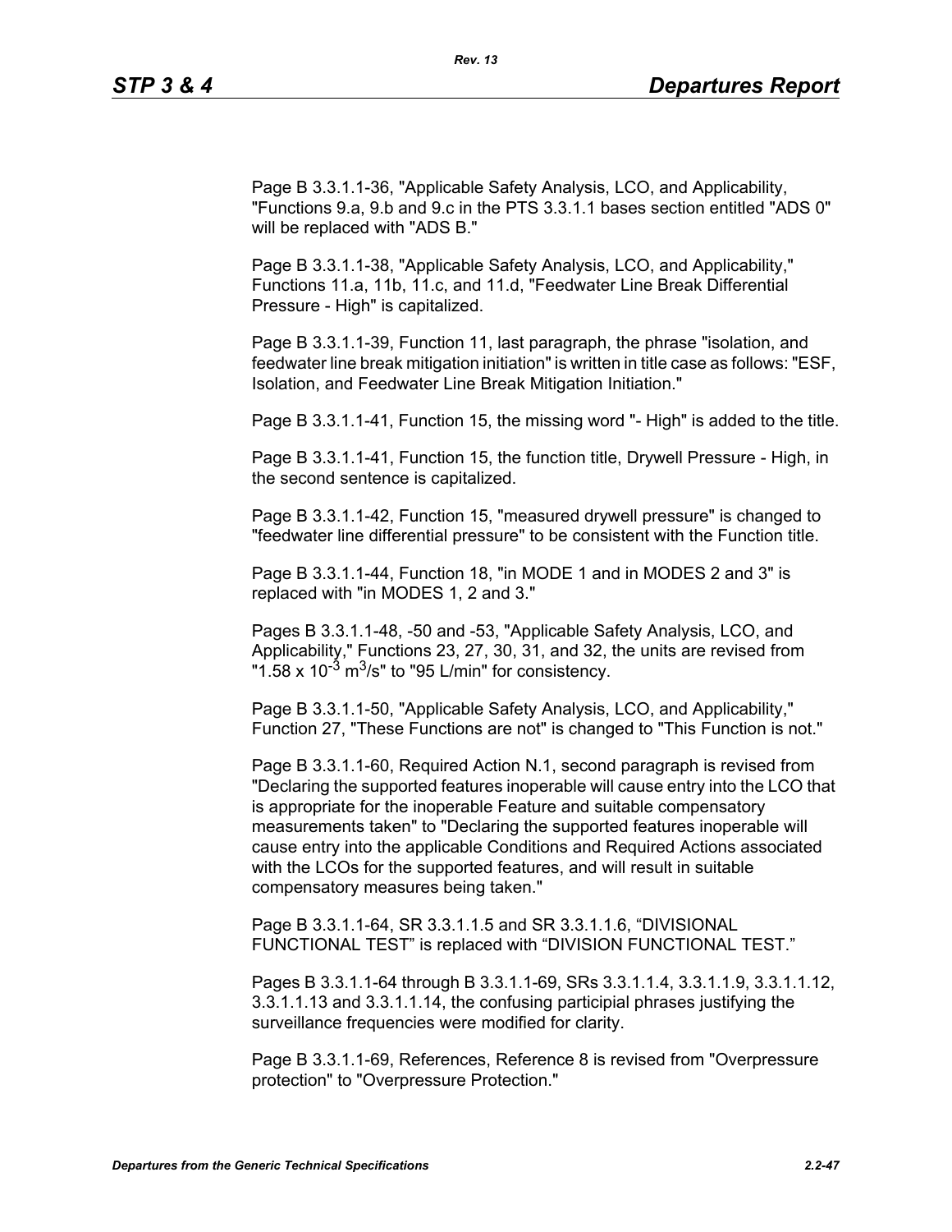Page B 3.3.1.1-36, "Applicable Safety Analysis, LCO, and Applicability, "Functions 9.a, 9.b and 9.c in the PTS 3.3.1.1 bases section entitled "ADS 0" will be replaced with "ADS B."

Page B 3.3.1.1-38, "Applicable Safety Analysis, LCO, and Applicability," Functions 11.a, 11b, 11.c, and 11.d, "Feedwater Line Break Differential Pressure - High" is capitalized.

Page B 3.3.1.1-39, Function 11, last paragraph, the phrase "isolation, and feedwater line break mitigation initiation" is written in title case as follows: "ESF, Isolation, and Feedwater Line Break Mitigation Initiation."

Page B 3.3.1.1-41, Function 15, the missing word "- High" is added to the title.

Page B 3.3.1.1-41, Function 15, the function title, Drywell Pressure - High, in the second sentence is capitalized.

Page B 3.3.1.1-42, Function 15, "measured drywell pressure" is changed to "feedwater line differential pressure" to be consistent with the Function title.

Page B 3.3.1.1-44, Function 18, "in MODE 1 and in MODES 2 and 3" is replaced with "in MODES 1, 2 and 3."

Pages B 3.3.1.1-48, -50 and -53, "Applicable Safety Analysis, LCO, and Applicability," Functions 23, 27, 30, 31, and 32, the units are revised from "$1.58 \times 10^{-3}$ $m^3/s$" to "95 L/min" for consistency.

Page B 3.3.1.1-50, "Applicable Safety Analysis, LCO, and Applicability," Function 27, "These Functions are not" is changed to "This Function is not."

Page B 3.3.1.1-60, Required Action N.1, second paragraph is revised from "Declaring the supported features inoperable will cause entry into the LCO that is appropriate for the inoperable Feature and suitable compensatory measurements taken" to "Declaring the supported features inoperable will cause entry into the applicable Conditions and Required Actions associated with the LCOs for the supported features, and will result in suitable compensatory measures being taken."

Page B 3.3.1.1-64, SR 3.3.1.1.5 and SR 3.3.1.1.6, “DIVISIONAL FUNCTIONAL TEST” is replaced with “DIVISION FUNCTIONAL TEST.”

Pages B 3.3.1.1-64 through B 3.3.1.1-69, SRs 3.3.1.1.4, 3.3.1.1.9, 3.3.1.1.12, 3.3.1.1.13 and 3.3.1.1.14, the confusing participial phrases justifying the surveillance frequencies were modified for clarity.

Page B 3.3.1.1-69, References, Reference 8 is revised from "Overpressure protection" to "Overpressure Protection."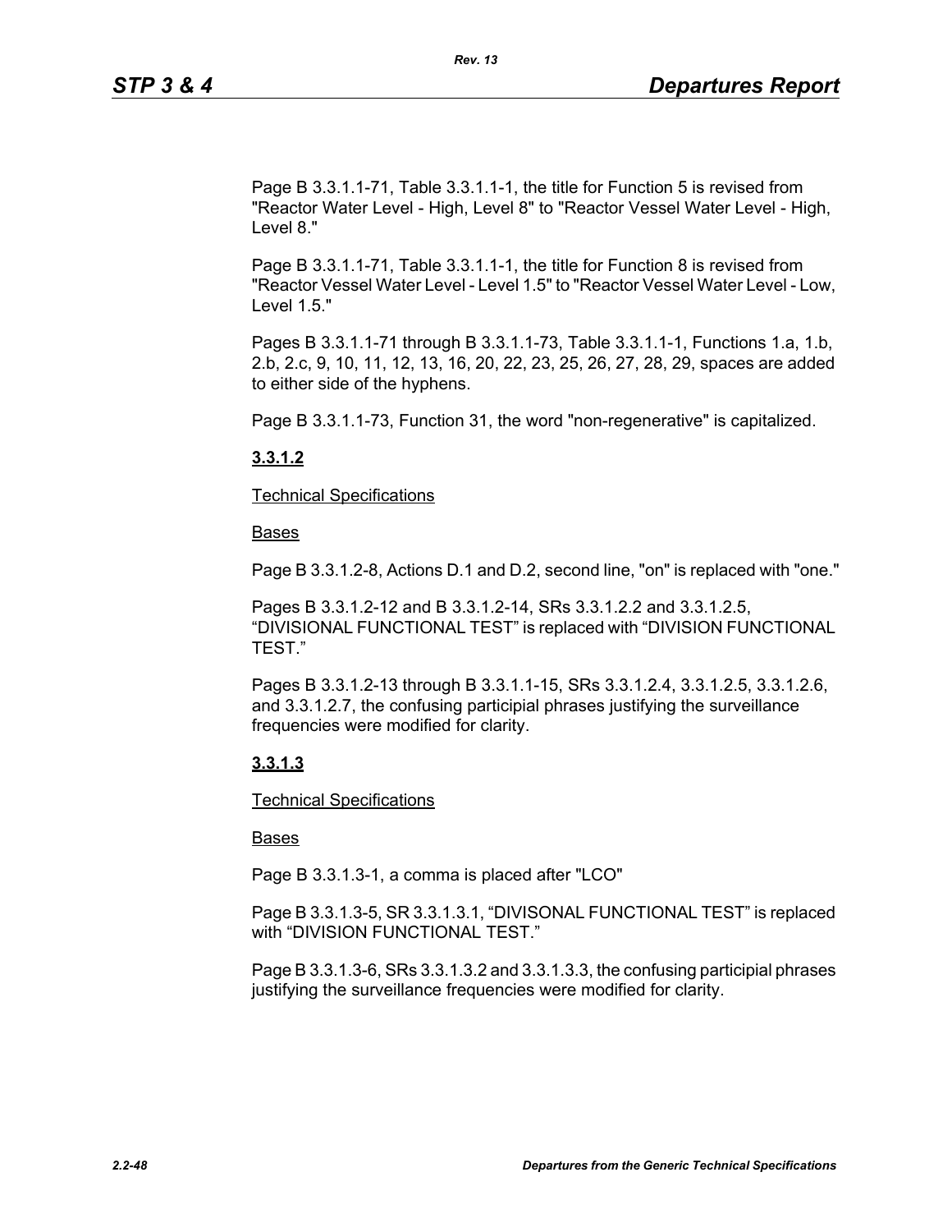Page B 3.3.1.1-71, Table 3.3.1.1-1, the title for Function 5 is revised from "Reactor Water Level - High, Level 8" to "Reactor Vessel Water Level - High, Level 8."

Page B 3.3.1.1-71, Table 3.3.1.1-1, the title for Function 8 is revised from "Reactor Vessel Water Level - Level 1.5" to "Reactor Vessel Water Level - Low, Level 1.5."

Pages B 3.3.1.1-71 through B 3.3.1.1-73, Table 3.3.1.1-1, Functions 1.a, 1.b, 2.b, 2.c, 9, 10, 11, 12, 13, 16, 20, 22, 23, 25, 26, 27, 28, 29, spaces are added to either side of the hyphens.

Page B 3.3.1.1-73, Function 31, the word "non-regenerative" is capitalized.

**3.3.1.2**

Technical Specifications

Bases

Page B 3.3.1.2-8, Actions D.1 and D.2, second line, "on" is replaced with "one."

Pages B 3.3.1.2-12 and B 3.3.1.2-14, SRs 3.3.1.2.2 and 3.3.1.2.5, "DIVISIONAL FUNCTIONAL TEST" is replaced with "DIVISION FUNCTIONAL TEST."

Pages B 3.3.1.2-13 through B 3.3.1.1-15, SRs 3.3.1.2.4, 3.3.1.2.5, 3.3.1.2.6, and 3.3.1.2.7, the confusing participial phrases justifying the surveillance frequencies were modified for clarity.

**3.3.1.3**

Technical Specifications

Bases

Page B 3.3.1.3-1, a comma is placed after "LCO"

Page B 3.3.1.3-5, SR 3.3.1.3.1, "DIVISONAL FUNCTIONAL TEST" is replaced with "DIVISION FUNCTIONAL TEST."

Page B 3.3.1.3-6, SRs 3.3.1.3.2 and 3.3.1.3.3, the confusing participial phrases justifying the surveillance frequencies were modified for clarity.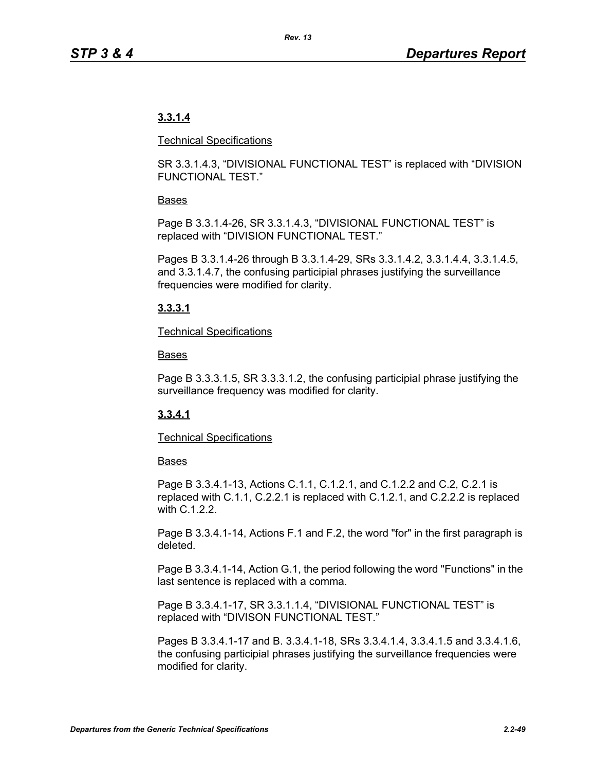**3.3.1.4**

Technical Specifications

SR 3.3.1.4.3, “DIVISIONAL FUNCTIONAL TEST” is replaced with “DIVISION FUNCTIONAL TEST.”

Bases

Page B 3.3.1.4-26, SR 3.3.1.4.3, “DIVISIONAL FUNCTIONAL TEST” is replaced with “DIVISION FUNCTIONAL TEST.”

Pages B 3.3.1.4-26 through B 3.3.1.4-29, SRs 3.3.1.4.2, 3.3.1.4.4, 3.3.1.4.5, and 3.3.1.4.7, the confusing participial phrases justifying the surveillance frequencies were modified for clarity.

**3.3.3.1**

Technical Specifications

Bases

Page B 3.3.3.1.5, SR 3.3.3.1.2, the confusing participial phrase justifying the surveillance frequency was modified for clarity.

**3.3.4.1**

Technical Specifications

Bases

Page B 3.3.4.1-13, Actions C.1.1, C.1.2.1, and C.1.2.2 and C.2, C.2.1 is replaced with C.1.1, C.2.2.1 is replaced with C.1.2.1, and C.2.2.2 is replaced with C.1.2.2.

Page B 3.3.4.1-14, Actions F.1 and F.2, the word "for" in the first paragraph is deleted.

Page B 3.3.4.1-14, Action G.1, the period following the word "Functions" in the last sentence is replaced with a comma.

Page B 3.3.4.1-17, SR 3.3.1.1.4, “DIVISIONAL FUNCTIONAL TEST” is replaced with “DIVISON FUNCTIONAL TEST.”

Pages B 3.3.4.1-17 and B. 3.3.4.1-18, SRs 3.3.4.1.4, 3.3.4.1.5 and 3.3.4.1.6, the confusing participial phrases justifying the surveillance frequencies were modified for clarity.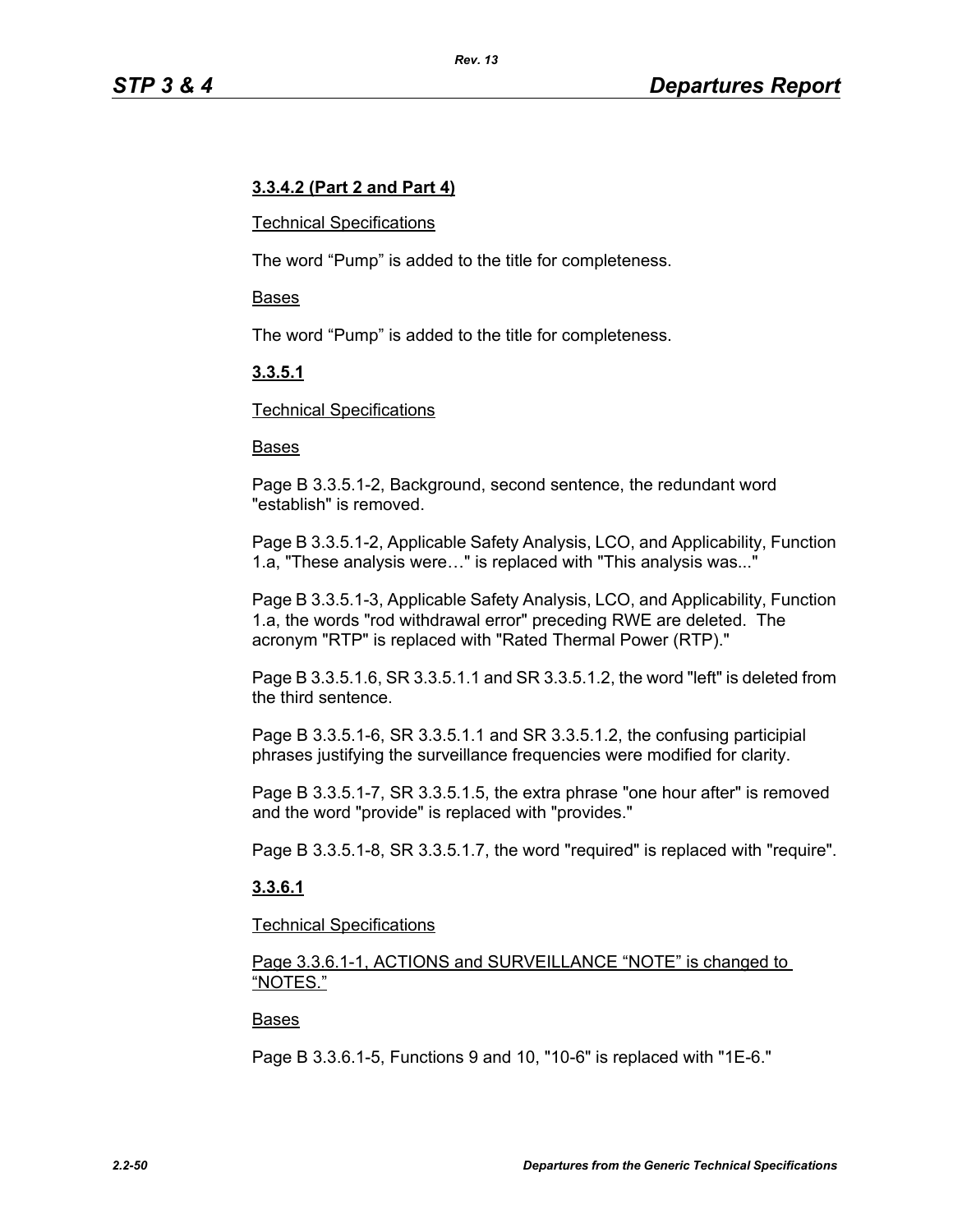**3.3.4.2 (Part 2 and Part 4)**

Technical Specifications

The word “Pump” is added to the title for completeness.

Bases

The word “Pump” is added to the title for completeness.

**3.3.5.1**

Technical Specifications

Bases

Page B 3.3.5.1-2, Background, second sentence, the redundant word "establish" is removed.

Page B 3.3.5.1-2, Applicable Safety Analysis, LCO, and Applicability, Function 1.a, "These analysis were…" is replaced with "This analysis was..."

Page B 3.3.5.1-3, Applicable Safety Analysis, LCO, and Applicability, Function 1.a, the words "rod withdrawal error" preceding RWE are deleted. The acronym "RTP" is replaced with "Rated Thermal Power (RTP)."

Page B 3.3.5.1.6, SR 3.3.5.1.1 and SR 3.3.5.1.2, the word "left" is deleted from the third sentence.

Page B 3.3.5.1-6, SR 3.3.5.1.1 and SR 3.3.5.1.2, the confusing participial phrases justifying the surveillance frequencies were modified for clarity.

Page B 3.3.5.1-7, SR 3.3.5.1.5, the extra phrase "one hour after" is removed and the word "provide" is replaced with "provides."

Page B 3.3.5.1-8, SR 3.3.5.1.7, the word "required" is replaced with "require".

**3.3.6.1**

Technical Specifications

Page 3.3.6.1-1, ACTIONS and SURVEILLANCE “NOTE” is changed to “NOTES.”

Bases

Page B 3.3.6.1-5, Functions 9 and 10, "10-6" is replaced with "1E-6."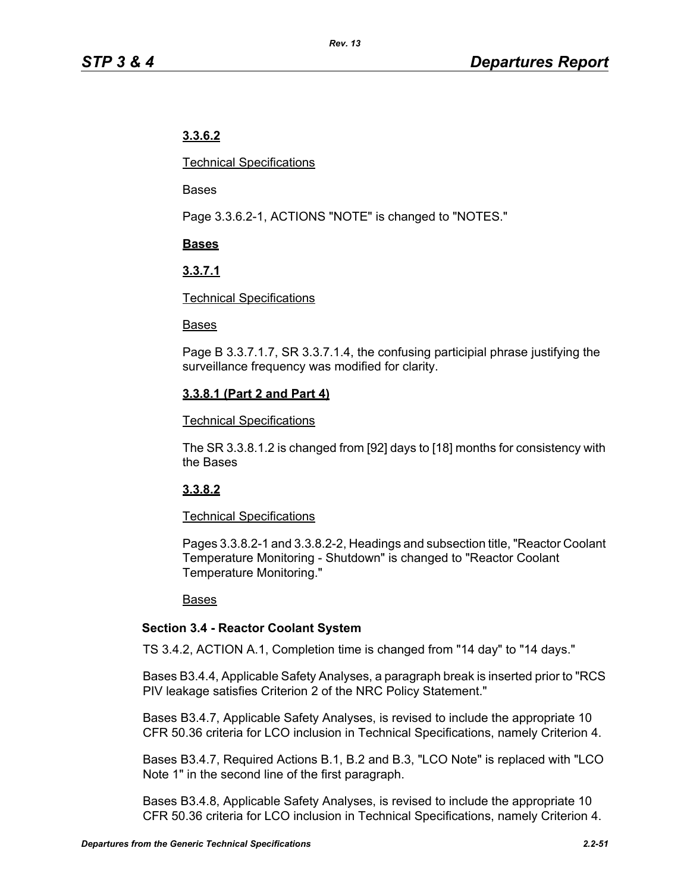**3.3.6.2**

Technical Specifications

Bases

Page 3.3.6.2-1, ACTIONS "NOTE" is changed to "NOTES."

**Bases**

**3.3.7.1**

Technical Specifications

Bases

Page B 3.3.7.1.7, SR 3.3.7.1.4, the confusing participial phrase justifying the surveillance frequency was modified for clarity.

**3.3.8.1 (Part 2 and Part 4)**

Technical Specifications

The SR 3.3.8.1.2 is changed from [92] days to [18] months for consistency with the Bases

**3.3.8.2**

Technical Specifications

Pages 3.3.8.2-1 and 3.3.8.2-2, Headings and subsection title, "Reactor Coolant Temperature Monitoring - Shutdown" is changed to "Reactor Coolant Temperature Monitoring."

Bases

**Section 3.4 - Reactor Coolant System**

TS 3.4.2, ACTION A.1, Completion time is changed from "14 day" to "14 days."

Bases B3.4.4, Applicable Safety Analyses, a paragraph break is inserted prior to "RCS PIV leakage satisfies Criterion 2 of the NRC Policy Statement."

Bases B3.4.7, Applicable Safety Analyses, is revised to include the appropriate 10 CFR 50.36 criteria for LCO inclusion in Technical Specifications, namely Criterion 4.

Bases B3.4.7, Required Actions B.1, B.2 and B.3, "LCO Note" is replaced with "LCO Note 1" in the second line of the first paragraph.

Bases B3.4.8, Applicable Safety Analyses, is revised to include the appropriate 10 CFR 50.36 criteria for LCO inclusion in Technical Specifications, namely Criterion 4.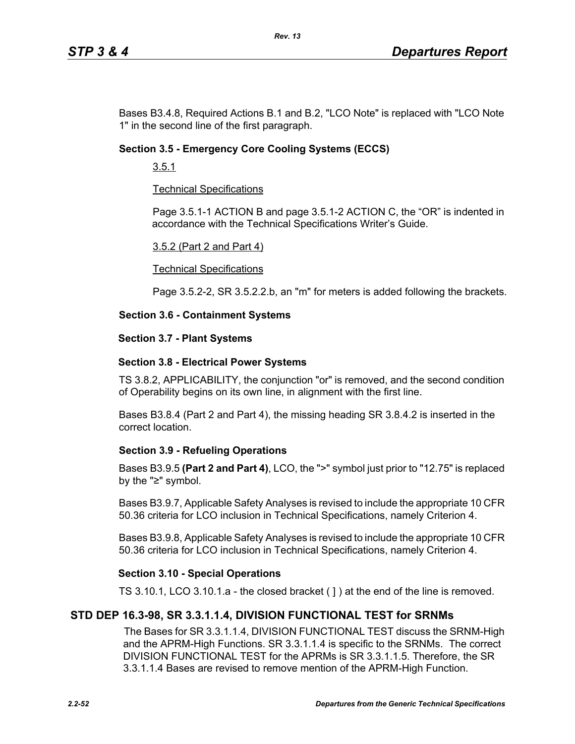Bases B3.4.8, Required Actions B.1 and B.2, "LCO Note" is replaced with "LCO Note 1" in the second line of the first paragraph.

### Section 3.5 - Emergency Core Cooling Systems (ECCS)

3.5.1

Technical Specifications

Page 3.5.1-1 ACTION B and page 3.5.1-2 ACTION C, the "OR" is indented in accordance with the Technical Specifications Writer's Guide.

3.5.2 (Part 2 and Part 4)

Technical Specifications

Page 3.5.2-2, SR 3.5.2.2.b, an "m" for meters is added following the brackets.

### Section 3.6 - Containment Systems

### Section 3.7 - Plant Systems

### Section 3.8 - Electrical Power Systems

TS 3.8.2, APPLICABILITY, the conjunction "or" is removed, and the second condition of Operability begins on its own line, in alignment with the first line.

Bases B3.8.4 (Part 2 and Part 4), the missing heading SR 3.8.4.2 is inserted in the correct location.

### Section 3.9 - Refueling Operations

Bases B3.9.5 **(Part 2 and Part 4)**, LCO, the ">" symbol just prior to "12.75" is replaced by the "≥" symbol.

Bases B3.9.7, Applicable Safety Analyses is revised to include the appropriate 10 CFR 50.36 criteria for LCO inclusion in Technical Specifications, namely Criterion 4.

Bases B3.9.8, Applicable Safety Analyses is revised to include the appropriate 10 CFR 50.36 criteria for LCO inclusion in Technical Specifications, namely Criterion 4.

### Section 3.10 - Special Operations

TS 3.10.1, LCO 3.10.1.a - the closed bracket ( ] ) at the end of the line is removed.

## STD DEP 16.3-98, SR 3.3.1.1.4, DIVISION FUNCTIONAL TEST for SRNMs

The Bases for SR 3.3.1.1.4, DIVISION FUNCTIONAL TEST discuss the SRNM-High and the APRM-High Functions. SR 3.3.1.1.4 is specific to the SRNMs. The correct DIVISION FUNCTIONAL TEST for the APRMs is SR 3.3.1.1.5. Therefore, the SR 3.3.1.1.4 Bases are revised to remove mention of the APRM-High Function.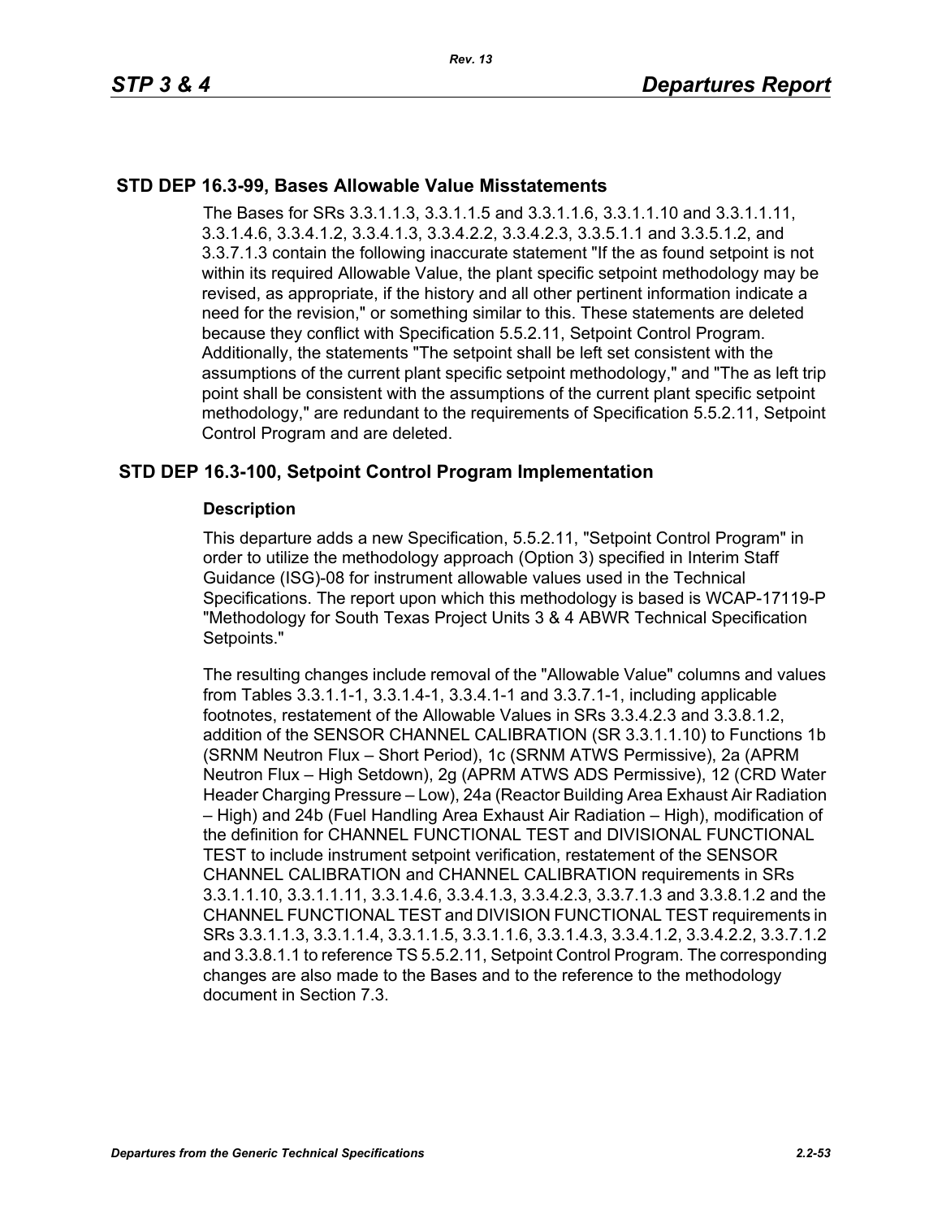## STD DEP 16.3-99, Bases Allowable Value Misstatements

The Bases for SRs 3.3.1.1.3, 3.3.1.1.5 and 3.3.1.1.6, 3.3.1.1.10 and 3.3.1.1.11, 3.3.1.4.6, 3.3.4.1.2, 3.3.4.1.3, 3.3.4.2.2, 3.3.4.2.3, 3.3.5.1.1 and 3.3.5.1.2, and 3.3.7.1.3 contain the following inaccurate statement "If the as found setpoint is not within its required Allowable Value, the plant specific setpoint methodology may be revised, as appropriate, if the history and all other pertinent information indicate a need for the revision," or something similar to this. These statements are deleted because they conflict with Specification 5.5.2.11, Setpoint Control Program. Additionally, the statements "The setpoint shall be left set consistent with the assumptions of the current plant specific setpoint methodology," and "The as left trip point shall be consistent with the assumptions of the current plant specific setpoint methodology," are redundant to the requirements of Specification 5.5.2.11, Setpoint Control Program and are deleted.

## STD DEP 16.3-100, Setpoint Control Program Implementation

### Description

This departure adds a new Specification, 5.5.2.11, "Setpoint Control Program" in order to utilize the methodology approach (Option 3) specified in Interim Staff Guidance (ISG)-08 for instrument allowable values used in the Technical Specifications. The report upon which this methodology is based is WCAP-17119-P "Methodology for South Texas Project Units 3 & 4 ABWR Technical Specification Setpoints."

The resulting changes include removal of the "Allowable Value" columns and values from Tables 3.3.1.1-1, 3.3.1.4-1, 3.3.4.1-1 and 3.3.7.1-1, including applicable footnotes, restatement of the Allowable Values in SRs 3.3.4.2.3 and 3.3.8.1.2, addition of the SENSOR CHANNEL CALIBRATION (SR 3.3.1.1.10) to Functions 1b (SRNM Neutron Flux – Short Period), 1c (SRNM ATWS Permissive), 2a (APRM Neutron Flux – High Setdown), 2g (APRM ATWS ADS Permissive), 12 (CRD Water Header Charging Pressure – Low), 24a (Reactor Building Area Exhaust Air Radiation – High) and 24b (Fuel Handling Area Exhaust Air Radiation – High), modification of the definition for CHANNEL FUNCTIONAL TEST and DIVISIONAL FUNCTIONAL TEST to include instrument setpoint verification, restatement of the SENSOR CHANNEL CALIBRATION and CHANNEL CALIBRATION requirements in SRs 3.3.1.1.10, 3.3.1.1.11, 3.3.1.4.6, 3.3.4.1.3, 3.3.4.2.3, 3.3.7.1.3 and 3.3.8.1.2 and the CHANNEL FUNCTIONAL TEST and DIVISION FUNCTIONAL TEST requirements in SRs 3.3.1.1.3, 3.3.1.1.4, 3.3.1.1.5, 3.3.1.1.6, 3.3.1.4.3, 3.3.4.1.2, 3.3.4.2.2, 3.3.7.1.2 and 3.3.8.1.1 to reference TS 5.5.2.11, Setpoint Control Program. The corresponding changes are also made to the Bases and to the reference to the methodology document in Section 7.3.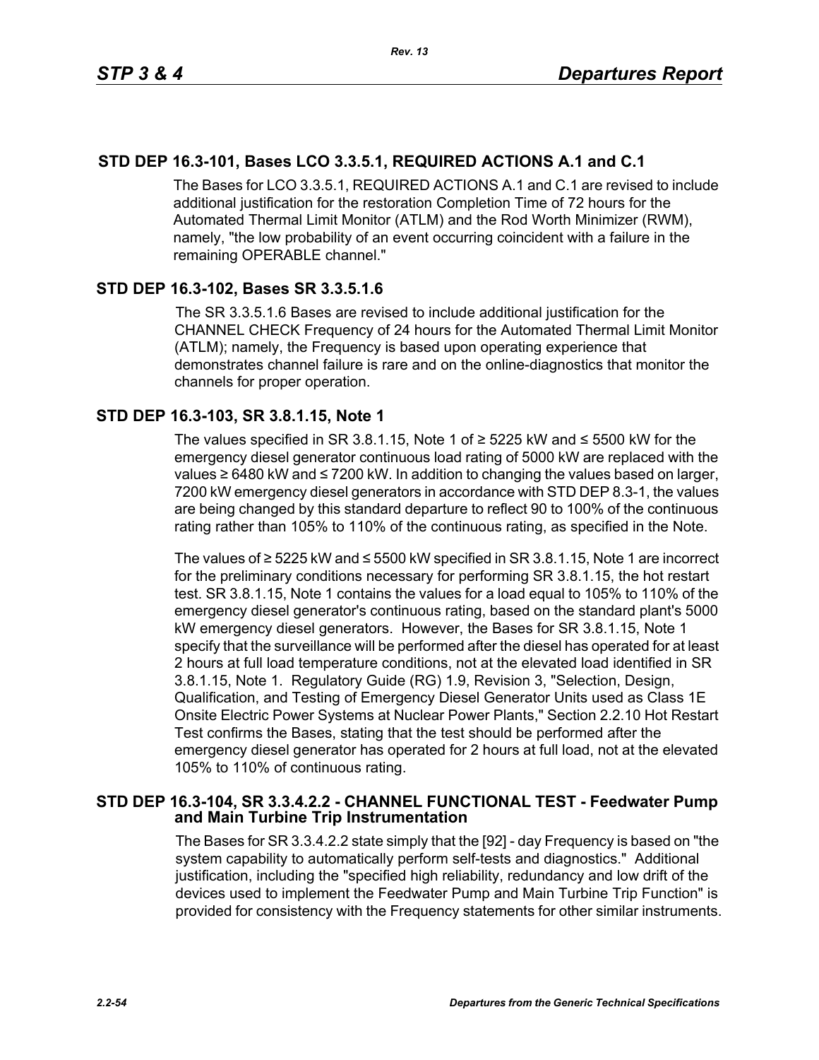## STD DEP 16.3-101, Bases LCO 3.3.5.1, REQUIRED ACTIONS A.1 and C.1

The Bases for LCO 3.3.5.1, REQUIRED ACTIONS A.1 and C.1 are revised to include additional justification for the restoration Completion Time of 72 hours for the Automated Thermal Limit Monitor (ATLM) and the Rod Worth Minimizer (RWM), namely, "the low probability of an event occurring coincident with a failure in the remaining OPERABLE channel."

## STD DEP 16.3-102, Bases SR 3.3.5.1.6

The SR 3.3.5.1.6 Bases are revised to include additional justification for the CHANNEL CHECK Frequency of 24 hours for the Automated Thermal Limit Monitor (ATLM); namely, the Frequency is based upon operating experience that demonstrates channel failure is rare and on the online-diagnostics that monitor the channels for proper operation.

## STD DEP 16.3-103, SR 3.8.1.15, Note 1

The values specified in SR 3.8.1.15, Note 1 of ≥ 5225 kW and ≤ 5500 kW for the emergency diesel generator continuous load rating of 5000 kW are replaced with the values ≥ 6480 kW and ≤ 7200 kW. In addition to changing the values based on larger, 7200 kW emergency diesel generators in accordance with STD DEP 8.3-1, the values are being changed by this standard departure to reflect 90 to 100% of the continuous rating rather than 105% to 110% of the continuous rating, as specified in the Note.

The values of ≥ 5225 kW and ≤ 5500 kW specified in SR 3.8.1.15, Note 1 are incorrect for the preliminary conditions necessary for performing SR 3.8.1.15, the hot restart test. SR 3.8.1.15, Note 1 contains the values for a load equal to 105% to 110% of the emergency diesel generator's continuous rating, based on the standard plant's 5000 kW emergency diesel generators. However, the Bases for SR 3.8.1.15, Note 1 specify that the surveillance will be performed after the diesel has operated for at least 2 hours at full load temperature conditions, not at the elevated load identified in SR 3.8.1.15, Note 1. Regulatory Guide (RG) 1.9, Revision 3, "Selection, Design, Qualification, and Testing of Emergency Diesel Generator Units used as Class 1E Onsite Electric Power Systems at Nuclear Power Plants," Section 2.2.10 Hot Restart Test confirms the Bases, stating that the test should be performed after the emergency diesel generator has operated for 2 hours at full load, not at the elevated 105% to 110% of continuous rating.

## STD DEP 16.3-104, SR 3.3.4.2.2 - CHANNEL FUNCTIONAL TEST - Feedwater Pump and Main Turbine Trip Instrumentation

The Bases for SR 3.3.4.2.2 state simply that the [92] - day Frequency is based on "the system capability to automatically perform self-tests and diagnostics." Additional justification, including the "specified high reliability, redundancy and low drift of the devices used to implement the Feedwater Pump and Main Turbine Trip Function" is provided for consistency with the Frequency statements for other similar instruments.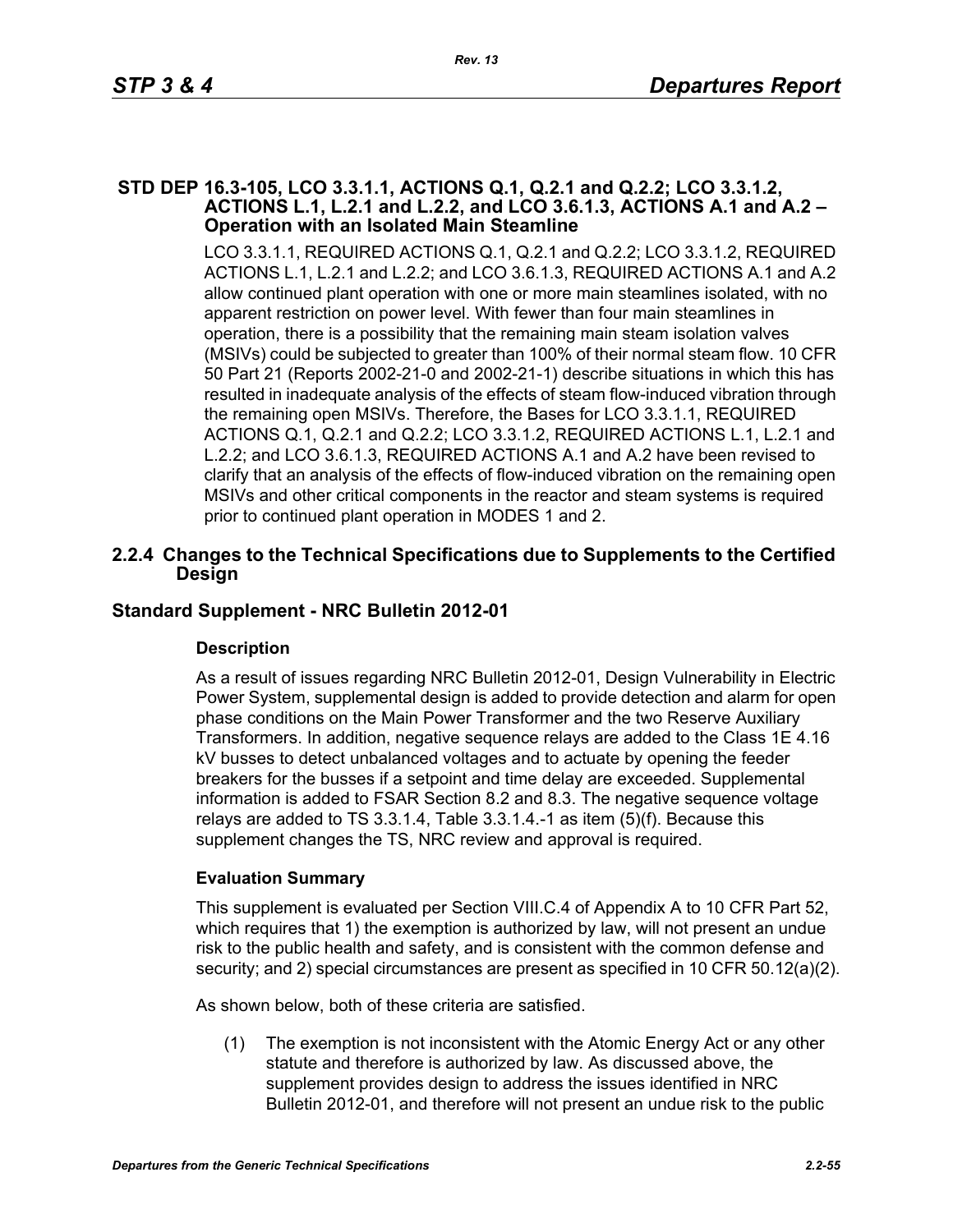### STD DEP 16.3-105, LCO 3.3.1.1, ACTIONS Q.1, Q.2.1 and Q.2.2; LCO 3.3.1.2, ACTIONS L.1, L.2.1 and L.2.2, and LCO 3.6.1.3, ACTIONS A.1 and A.2 – Operation with an Isolated Main Steamline

LCO 3.3.1.1, REQUIRED ACTIONS Q.1, Q.2.1 and Q.2.2; LCO 3.3.1.2, REQUIRED ACTIONS L.1, L.2.1 and L.2.2; and LCO 3.6.1.3, REQUIRED ACTIONS A.1 and A.2 allow continued plant operation with one or more main steamlines isolated, with no apparent restriction on power level. With fewer than four main steamlines in operation, there is a possibility that the remaining main steam isolation valves (MSIVs) could be subjected to greater than 100% of their normal steam flow. 10 CFR 50 Part 21 (Reports 2002-21-0 and 2002-21-1) describe situations in which this has resulted in inadequate analysis of the effects of steam flow-induced vibration through the remaining open MSIVs. Therefore, the Bases for LCO 3.3.1.1, REQUIRED ACTIONS Q.1, Q.2.1 and Q.2.2; LCO 3.3.1.2, REQUIRED ACTIONS L.1, L.2.1 and L.2.2; and LCO 3.6.1.3, REQUIRED ACTIONS A.1 and A.2 have been revised to clarify that an analysis of the effects of flow-induced vibration on the remaining open MSIVs and other critical components in the reactor and steam systems is required prior to continued plant operation in MODES 1 and 2.

## 2.2.4 Changes to the Technical Specifications due to Supplements to the Certified Design

## Standard Supplement - NRC Bulletin 2012-01

#### Description

As a result of issues regarding NRC Bulletin 2012-01, Design Vulnerability in Electric Power System, supplemental design is added to provide detection and alarm for open phase conditions on the Main Power Transformer and the two Reserve Auxiliary Transformers. In addition, negative sequence relays are added to the Class 1E 4.16 kV busses to detect unbalanced voltages and to actuate by opening the feeder breakers for the busses if a setpoint and time delay are exceeded. Supplemental information is added to FSAR Section 8.2 and 8.3. The negative sequence voltage relays are added to TS 3.3.1.4, Table 3.3.1.4.-1 as item (5)(f). Because this supplement changes the TS, NRC review and approval is required.

#### Evaluation Summary

This supplement is evaluated per Section VIII.C.4 of Appendix A to 10 CFR Part 52, which requires that 1) the exemption is authorized by law, will not present an undue risk to the public health and safety, and is consistent with the common defense and security; and 2) special circumstances are present as specified in 10 CFR 50.12(a)(2).

As shown below, both of these criteria are satisfied.

(1) The exemption is not inconsistent with the Atomic Energy Act or any other statute and therefore is authorized by law. As discussed above, the supplement provides design to address the issues identified in NRC Bulletin 2012-01, and therefore will not present an undue risk to the public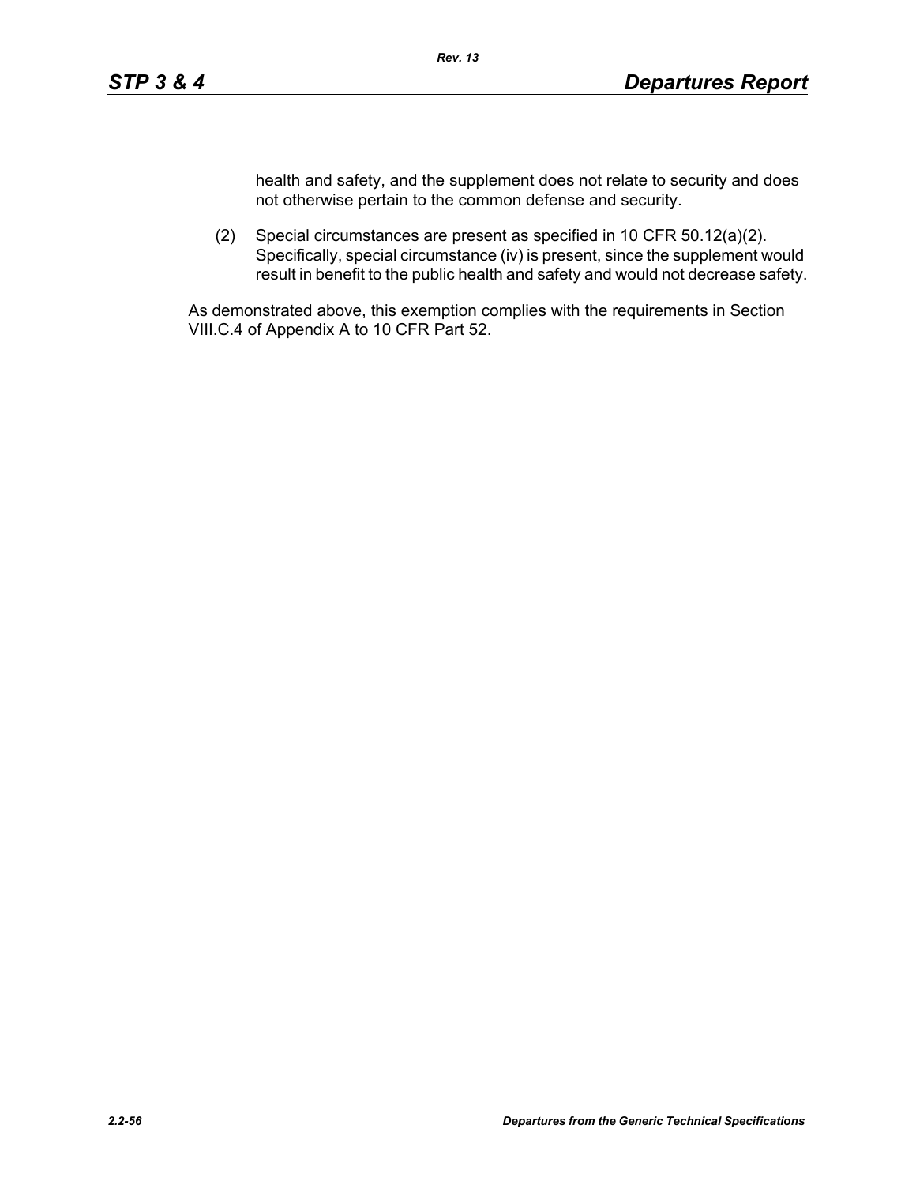health and safety, and the supplement does not relate to security and does not otherwise pertain to the common defense and security.

(2) Special circumstances are present as specified in 10 CFR 50.12(a)(2). Specifically, special circumstance (iv) is present, since the supplement would result in benefit to the public health and safety and would not decrease safety.

As demonstrated above, this exemption complies with the requirements in Section VIII.C.4 of Appendix A to 10 CFR Part 52.